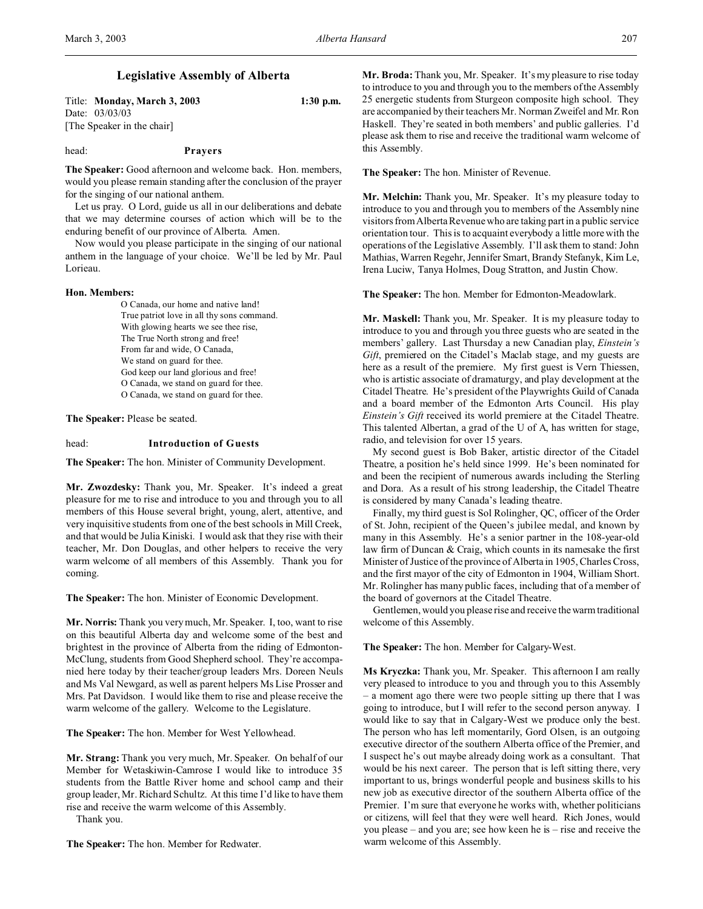# Legislative Assembly of Alberta

Title: **Monday, March 3, 2003** **1:30 p.m.**
Date: 03/03/03
[The Speaker in the chair]

head: **Prayers**

**The Speaker:** Good afternoon and welcome back. Hon. members, would you please remain standing after the conclusion of the prayer for the singing of our national anthem.

Let us pray. O Lord, guide us all in our deliberations and debate that we may determine courses of action which will be to the enduring benefit of our province of Alberta. Amen.

Now would you please participate in the singing of our national anthem in the language of your choice. We'll be led by Mr. Paul Lorieau.

**Hon. Members:**

O Canada, our home and native land!
True patriot love in all thy sons command.
With glowing hearts we see thee rise,
The True North strong and free!
From far and wide, O Canada,
We stand on guard for thee.
God keep our land glorious and free!
O Canada, we stand on guard for thee.
O Canada, we stand on guard for thee.

**The Speaker:** Please be seated.

head: **Introduction of Guests**

**The Speaker:** The hon. Minister of Community Development.

**Mr. Zwozdesky:** Thank you, Mr. Speaker. It's indeed a great pleasure for me to rise and introduce to you and through you to all members of this House several bright, young, alert, attentive, and very inquisitive students from one of the best schools in Mill Creek, and that would be Julia Kiniski. I would ask that they rise with their teacher, Mr. Don Douglas, and other helpers to receive the very warm welcome of all members of this Assembly. Thank you for coming.

**The Speaker:** The hon. Minister of Economic Development.

**Mr. Norris:** Thank you very much, Mr. Speaker. I, too, want to rise on this beautiful Alberta day and welcome some of the best and brightest in the province of Alberta from the riding of Edmonton-McClung, students from Good Shepherd school. They're accompanied here today by their teacher/group leaders Mrs. Doreen Neuls and Ms Val Newgard, as well as parent helpers Ms Lise Prosser and Mrs. Pat Davidson. I would like them to rise and please receive the warm welcome of the gallery. Welcome to the Legislature.

**The Speaker:** The hon. Member for West Yellowhead.

**Mr. Strang:** Thank you very much, Mr. Speaker. On behalf of our Member for Wetaskiwin-Camrose I would like to introduce 35 students from the Battle River home and school camp and their group leader, Mr. Richard Schultz. At this time I'd like to have them rise and receive the warm welcome of this Assembly.

Thank you.

**The Speaker:** The hon. Member for Redwater.

**Mr. Broda:** Thank you, Mr. Speaker. It's my pleasure to rise today to introduce to you and through you to the members of the Assembly 25 energetic students from Sturgeon composite high school. They are accompanied by their teachers Mr. Norman Zweifel and Mr. Ron Haskell. They're seated in both members' and public galleries. I'd please ask them to rise and receive the traditional warm welcome of this Assembly.

**The Speaker:** The hon. Minister of Revenue.

**Mr. Melchin:** Thank you, Mr. Speaker. It's my pleasure today to introduce to you and through you to members of the Assembly nine visitors from Alberta Revenue who are taking part in a public service orientation tour. This is to acquaint everybody a little more with the operations of the Legislative Assembly. I'll ask them to stand: John Mathias, Warren Regehr, Jennifer Smart, Brandy Stefanyk, Kim Le, Irena Luciw, Tanya Holmes, Doug Stratton, and Justin Chow.

**The Speaker:** The hon. Member for Edmonton-Meadowlark.

**Mr. Maskell:** Thank you, Mr. Speaker. It is my pleasure today to introduce to you and through you three guests who are seated in the members' gallery. Last Thursday a new Canadian play, *Einstein's Gift*, premiered on the Citadel's Maclab stage, and my guests are here as a result of the premiere. My first guest is Vern Thiessen, who is artistic associate of dramaturgy, and play development at the Citadel Theatre. He's president of the Playwrights Guild of Canada and a board member of the Edmonton Arts Council. His play *Einstein's Gift* received its world premiere at the Citadel Theatre. This talented Albertan, a grad of the U of A, has written for stage, radio, and television for over 15 years.

My second guest is Bob Baker, artistic director of the Citadel Theatre, a position he's held since 1999. He's been nominated for and been the recipient of numerous awards including the Sterling and Dora. As a result of his strong leadership, the Citadel Theatre is considered by many Canada's leading theatre.

Finally, my third guest is Sol Rolingher, QC, officer of the Order of St. John, recipient of the Queen's jubilee medal, and known by many in this Assembly. He's a senior partner in the 108-year-old law firm of Duncan & Craig, which counts in its namesake the first Minister of Justice of the province of Alberta in 1905, Charles Cross, and the first mayor of the city of Edmonton in 1904, William Short. Mr. Rolingher has many public faces, including that of a member of the board of governors at the Citadel Theatre.

Gentlemen, would you please rise and receive the warm traditional welcome of this Assembly.

**The Speaker:** The hon. Member for Calgary-West.

**Ms Kryczka:** Thank you, Mr. Speaker. This afternoon I am really very pleased to introduce to you and through you to this Assembly – a moment ago there were two people sitting up there that I was going to introduce, but I will refer to the second person anyway. I would like to say that in Calgary-West we produce only the best. The person who has left momentarily, Gord Olsen, is an outgoing executive director of the southern Alberta office of the Premier, and I suspect he's out maybe already doing work as a consultant. That would be his next career. The person that is left sitting there, very important to us, brings wonderful people and business skills to his new job as executive director of the southern Alberta office of the Premier. I'm sure that everyone he works with, whether politicians or citizens, will feel that they were well heard. Rich Jones, would you please – and you are; see how keen he is – rise and receive the warm welcome of this Assembly.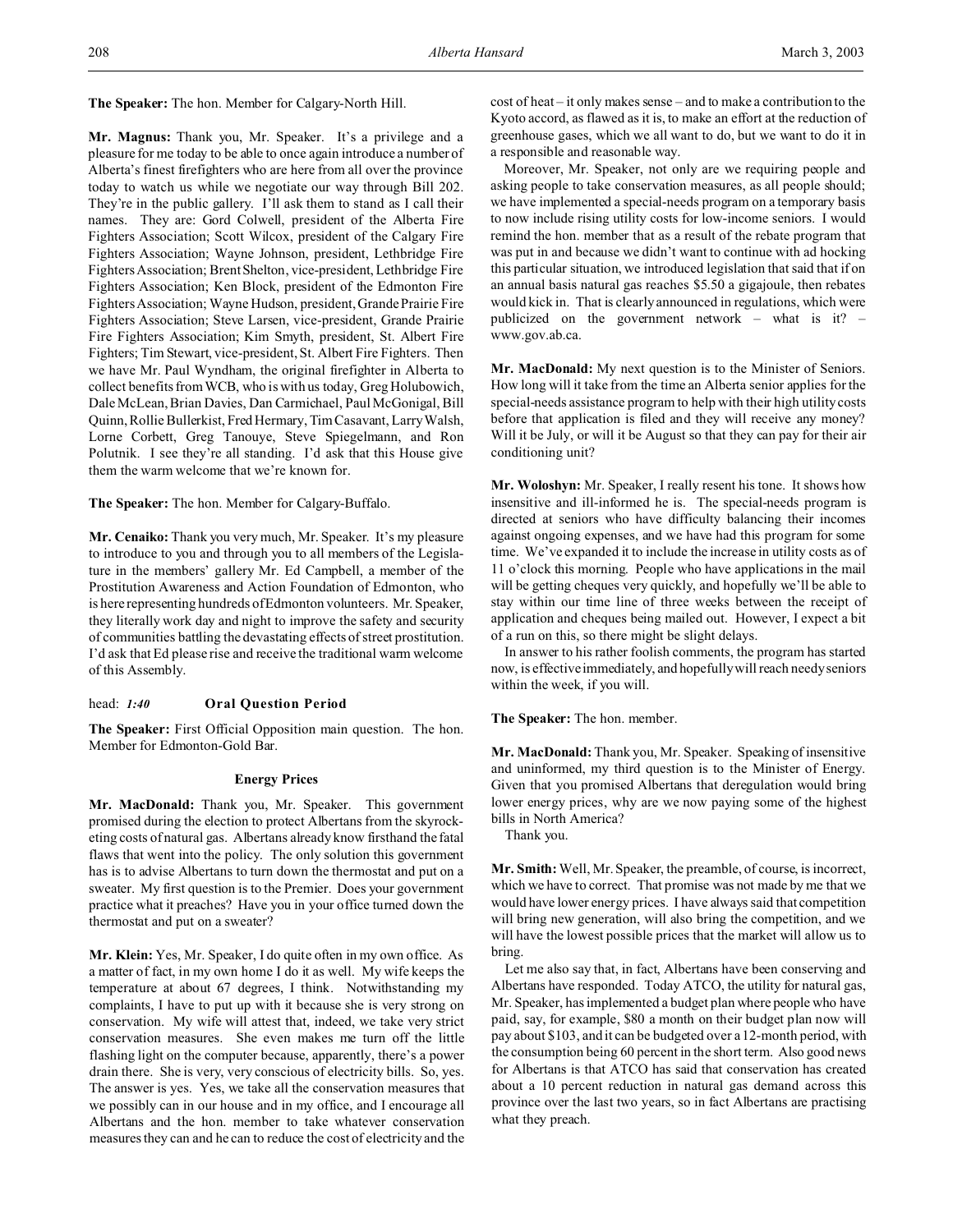**The Speaker:** The hon. Member for Calgary-North Hill.

**Mr. Magnus:** Thank you, Mr. Speaker. It's a privilege and a pleasure for me today to be able to once again introduce a number of Alberta's finest firefighters who are here from all over the province today to watch us while we negotiate our way through Bill 202. They're in the public gallery. I'll ask them to stand as I call their names. They are: Gord Colwell, president of the Alberta Fire Fighters Association; Scott Wilcox, president of the Calgary Fire Fighters Association; Wayne Johnson, president, Lethbridge Fire Fighters Association; Brent Shelton, vice-president, Lethbridge Fire Fighters Association; Ken Block, president of the Edmonton Fire Fighters Association; Wayne Hudson, president, Grande Prairie Fire Fighters Association; Steve Larsen, vice-president, Grande Prairie Fire Fighters Association; Kim Smyth, president, St. Albert Fire Fighters; Tim Stewart, vice-president, St. Albert Fire Fighters. Then we have Mr. Paul Wyndham, the original firefighter in Alberta to collect benefits from WCB, who is with us today, Greg Holubowich, Dale McLean, Brian Davies, Dan Carmichael, Paul McGonigal, Bill Quinn, Rollie Bullerkist, Fred Hermary, Tim Casavant, Larry Walsh, Lorne Corbett, Greg Tanouye, Steve Spiegelmann, and Ron Polutnik. I see they're all standing. I'd ask that this House give them the warm welcome that we're known for.

**The Speaker:** The hon. Member for Calgary-Buffalo.

**Mr. Cenaiko:** Thank you very much, Mr. Speaker. It's my pleasure to introduce to you and through you to all members of the Legislature in the members' gallery Mr. Ed Campbell, a member of the Prostitution Awareness and Action Foundation of Edmonton, who is here representing hundreds of Edmonton volunteers. Mr. Speaker, they literally work day and night to improve the safety and security of communities battling the devastating effects of street prostitution. I'd ask that Ed please rise and receive the traditional warm welcome of this Assembly.

head: *1:40* **Oral Question Period**

**The Speaker:** First Official Opposition main question. The hon. Member for Edmonton-Gold Bar.

### Energy Prices

**Mr. MacDonald:** Thank you, Mr. Speaker. This government promised during the election to protect Albertans from the skyrocketing costs of natural gas. Albertans already know firsthand the fatal flaws that went into the policy. The only solution this government has is to advise Albertans to turn down the thermostat and put on a sweater. My first question is to the Premier. Does your government practice what it preaches? Have you in your office turned down the thermostat and put on a sweater?

**Mr. Klein:** Yes, Mr. Speaker, I do quite often in my own office. As a matter of fact, in my own home I do it as well. My wife keeps the temperature at about 67 degrees, I think. Notwithstanding my complaints, I have to put up with it because she is very strong on conservation. My wife will attest that, indeed, we take very strict conservation measures. She even makes me turn off the little flashing light on the computer because, apparently, there's a power drain there. She is very, very conscious of electricity bills. So, yes. The answer is yes. Yes, we take all the conservation measures that we possibly can in our house and in my office, and I encourage all Albertans and the hon. member to take whatever conservation measures they can and he can to reduce the cost of electricity and the cost of heat – it only makes sense – and to make a contribution to the Kyoto accord, as flawed as it is, to make an effort at the reduction of greenhouse gases, which we all want to do, but we want to do it in a responsible and reasonable way.

Moreover, Mr. Speaker, not only are we requiring people and asking people to take conservation measures, as all people should; we have implemented a special-needs program on a temporary basis to now include rising utility costs for low-income seniors. I would remind the hon. member that as a result of the rebate program that was put in and because we didn't want to continue with ad hocking this particular situation, we introduced legislation that said that if on an annual basis natural gas reaches $5.50 a gigajoule, then rebates would kick in. That is clearly announced in regulations, which were publicized on the government network – what is it? – www.gov.ab.ca.

**Mr. MacDonald:** My next question is to the Minister of Seniors. How long will it take from the time an Alberta senior applies for the special-needs assistance program to help with their high utility costs before that application is filed and they will receive any money? Will it be July, or will it be August so that they can pay for their air conditioning unit?

**Mr. Woloshyn:** Mr. Speaker, I really resent his tone. It shows how insensitive and ill-informed he is. The special-needs program is directed at seniors who have difficulty balancing their incomes against ongoing expenses, and we have had this program for some time. We've expanded it to include the increase in utility costs as of 11 o'clock this morning. People who have applications in the mail will be getting cheques very quickly, and hopefully we'll be able to stay within our time line of three weeks between the receipt of application and cheques being mailed out. However, I expect a bit of a run on this, so there might be slight delays.

In answer to his rather foolish comments, the program has started now, is effective immediately, and hopefully will reach needy seniors within the week, if you will.

**The Speaker:** The hon. member.

**Mr. MacDonald:** Thank you, Mr. Speaker. Speaking of insensitive and uninformed, my third question is to the Minister of Energy. Given that you promised Albertans that deregulation would bring lower energy prices, why are we now paying some of the highest bills in North America?

Thank you.

**Mr. Smith:** Well, Mr. Speaker, the preamble, of course, is incorrect, which we have to correct. That promise was not made by me that we would have lower energy prices. I have always said that competition will bring new generation, will also bring the competition, and we will have the lowest possible prices that the market will allow us to bring.

Let me also say that, in fact, Albertans have been conserving and Albertans have responded. Today ATCO, the utility for natural gas, Mr. Speaker, has implemented a budget plan where people who have paid, say, for example, $80 a month on their budget plan now will pay about $103, and it can be budgeted over a 12-month period, with the consumption being 60 percent in the short term. Also good news for Albertans is that ATCO has said that conservation has created about a 10 percent reduction in natural gas demand across this province over the last two years, so in fact Albertans are practising what they preach.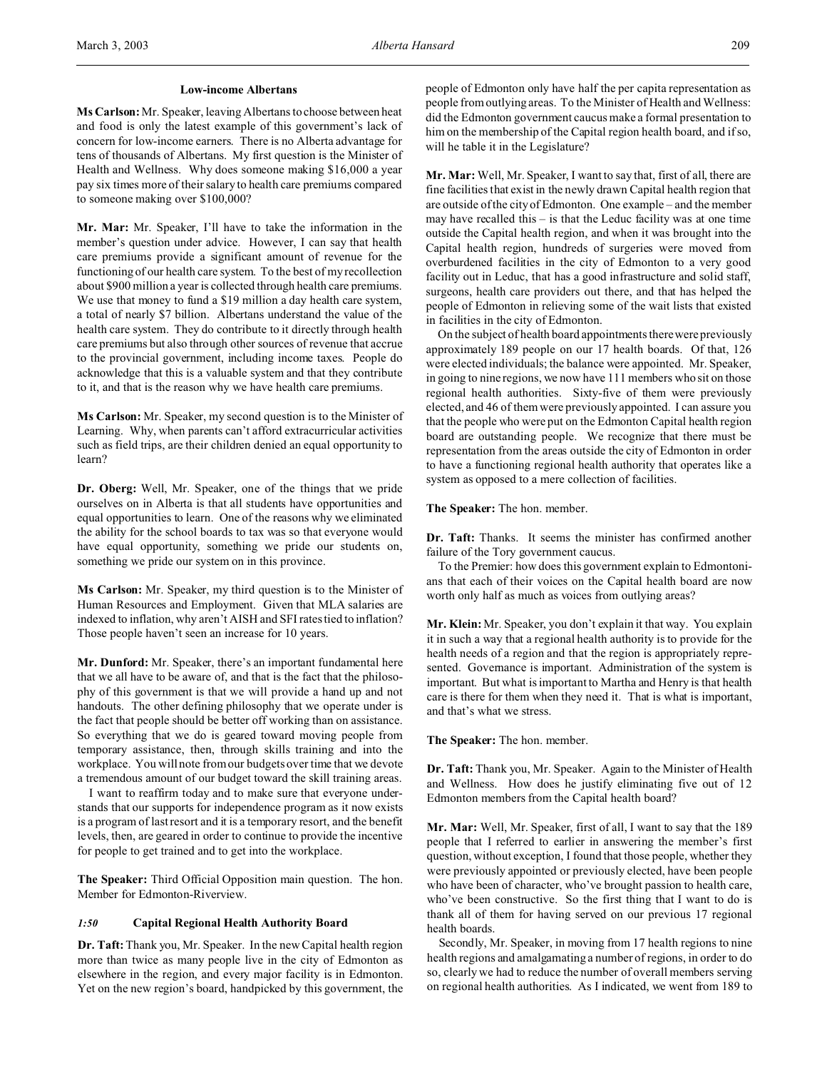### Low-income Albertans

**Ms Carlson:** Mr. Speaker, leaving Albertans to choose between heat and food is only the latest example of this government's lack of concern for low-income earners. There is no Alberta advantage for tens of thousands of Albertans. My first question is the Minister of Health and Wellness. Why does someone making $16,000 a year pay six times more of their salary to health care premiums compared to someone making over $100,000?

**Mr. Mar:** Mr. Speaker, I'll have to take the information in the member's question under advice. However, I can say that health care premiums provide a significant amount of revenue for the functioning of our health care system. To the best of my recollection about $900 million a year is collected through health care premiums. We use that money to fund a $19 million a day health care system, a total of nearly $7 billion. Albertans understand the value of the health care system. They do contribute to it directly through health care premiums but also through other sources of revenue that accrue to the provincial government, including income taxes. People do acknowledge that this is a valuable system and that they contribute to it, and that is the reason why we have health care premiums.

**Ms Carlson:** Mr. Speaker, my second question is to the Minister of Learning. Why, when parents can't afford extracurricular activities such as field trips, are their children denied an equal opportunity to learn?

**Dr. Oberg:** Well, Mr. Speaker, one of the things that we pride ourselves on in Alberta is that all students have opportunities and equal opportunities to learn. One of the reasons why we eliminated the ability for the school boards to tax was so that everyone would have equal opportunity, something we pride our students on, something we pride our system on in this province.

**Ms Carlson:** Mr. Speaker, my third question is to the Minister of Human Resources and Employment. Given that MLA salaries are indexed to inflation, why aren't AISH and SFI rates tied to inflation? Those people haven't seen an increase for 10 years.

**Mr. Dunford:** Mr. Speaker, there's an important fundamental here that we all have to be aware of, and that is the fact that the philosophy of this government is that we will provide a hand up and not handouts. The other defining philosophy that we operate under is the fact that people should be better off working than on assistance. So everything that we do is geared toward moving people from temporary assistance, then, through skills training and into the workplace. You will note from our budgets over time that we devote a tremendous amount of our budget toward the skill training areas.

I want to reaffirm today and to make sure that everyone understands that our supports for independence program as it now exists is a program of last resort and it is a temporary resort, and the benefit levels, then, are geared in order to continue to provide the incentive for people to get trained and to get into the workplace.

**The Speaker:** Third Official Opposition main question. The hon. Member for Edmonton-Riverview.

### *1:50* Capital Regional Health Authority Board

**Dr. Taft:** Thank you, Mr. Speaker. In the new Capital health region more than twice as many people live in the city of Edmonton as elsewhere in the region, and every major facility is in Edmonton. Yet on the new region's board, handpicked by this government, the people of Edmonton only have half the per capita representation as people from outlying areas. To the Minister of Health and Wellness: did the Edmonton government caucus make a formal presentation to him on the membership of the Capital region health board, and if so, will he table it in the Legislature?

**Mr. Mar:** Well, Mr. Speaker, I want to say that, first of all, there are fine facilities that exist in the newly drawn Capital health region that are outside of the city of Edmonton. One example – and the member may have recalled this – is that the Leduc facility was at one time outside the Capital health region, and when it was brought into the Capital health region, hundreds of surgeries were moved from overburdened facilities in the city of Edmonton to a very good facility out in Leduc, that has a good infrastructure and solid staff, surgeons, health care providers out there, and that has helped the people of Edmonton in relieving some of the wait lists that existed in facilities in the city of Edmonton.

On the subject of health board appointments there were previously approximately 189 people on our 17 health boards. Of that, 126 were elected individuals; the balance were appointed. Mr. Speaker, in going to nine regions, we now have 111 members who sit on those regional health authorities. Sixty-five of them were previously elected, and 46 of them were previously appointed. I can assure you that the people who were put on the Edmonton Capital health region board are outstanding people. We recognize that there must be representation from the areas outside the city of Edmonton in order to have a functioning regional health authority that operates like a system as opposed to a mere collection of facilities.

**The Speaker:** The hon. member.

**Dr. Taft:** Thanks. It seems the minister has confirmed another failure of the Tory government caucus.

To the Premier: how does this government explain to Edmontonians that each of their voices on the Capital health board are now worth only half as much as voices from outlying areas?

**Mr. Klein:** Mr. Speaker, you don't explain it that way. You explain it in such a way that a regional health authority is to provide for the health needs of a region and that the region is appropriately represented. Governance is important. Administration of the system is important. But what is important to Martha and Henry is that health care is there for them when they need it. That is what is important, and that's what we stress.

**The Speaker:** The hon. member.

**Dr. Taft:** Thank you, Mr. Speaker. Again to the Minister of Health and Wellness. How does he justify eliminating five out of 12 Edmonton members from the Capital health board?

**Mr. Mar:** Well, Mr. Speaker, first of all, I want to say that the 189 people that I referred to earlier in answering the member's first question, without exception, I found that those people, whether they were previously appointed or previously elected, have been people who have been of character, who've brought passion to health care, who've been constructive. So the first thing that I want to do is thank all of them for having served on our previous 17 regional health boards.

Secondly, Mr. Speaker, in moving from 17 health regions to nine health regions and amalgamating a number of regions, in order to do so, clearly we had to reduce the number of overall members serving on regional health authorities. As I indicated, we went from 189 to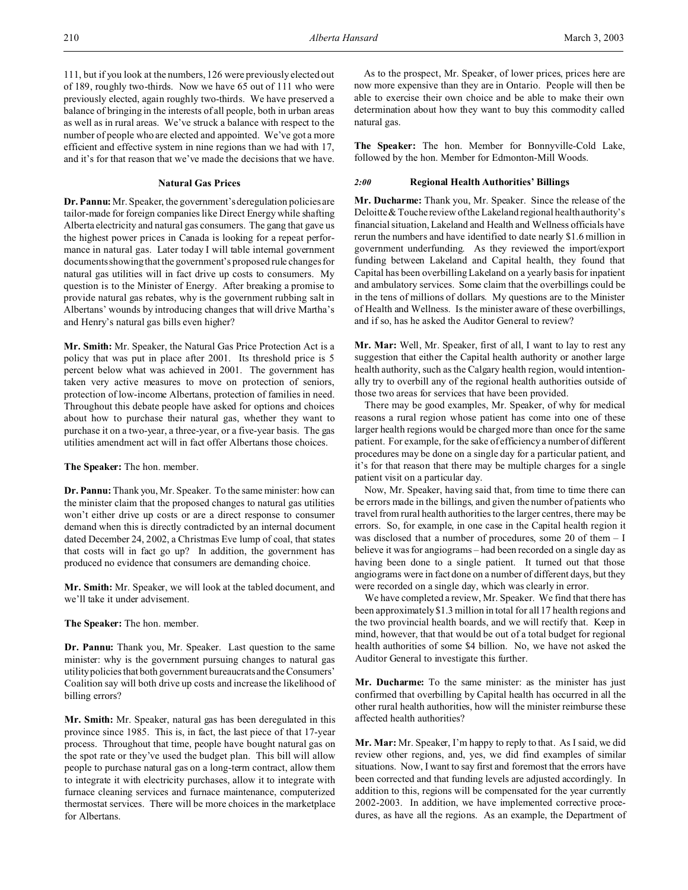111, but if you look at the numbers, 126 were previously elected out of 189, roughly two-thirds. Now we have 65 out of 111 who were previously elected, again roughly two-thirds. We have preserved a balance of bringing in the interests of all people, both in urban areas as well as in rural areas. We've struck a balance with respect to the number of people who are elected and appointed. We've got a more efficient and effective system in nine regions than we had with 17, and it's for that reason that we've made the decisions that we have.

### Natural Gas Prices

**Dr. Pannu:** Mr. Speaker, the government's deregulation policies are tailor-made for foreign companies like Direct Energy while shafting Alberta electricity and natural gas consumers. The gang that gave us the highest power prices in Canada is looking for a repeat performance in natural gas. Later today I will table internal government documents showing that the government's proposed rule changes for natural gas utilities will in fact drive up costs to consumers. My question is to the Minister of Energy. After breaking a promise to provide natural gas rebates, why is the government rubbing salt in Albertans' wounds by introducing changes that will drive Martha's and Henry's natural gas bills even higher?

**Mr. Smith:** Mr. Speaker, the Natural Gas Price Protection Act is a policy that was put in place after 2001. Its threshold price is 5 percent below what was achieved in 2001. The government has taken very active measures to move on protection of seniors, protection of low-income Albertans, protection of families in need. Throughout this debate people have asked for options and choices about how to purchase their natural gas, whether they want to purchase it on a two-year, a three-year, or a five-year basis. The gas utilities amendment act will in fact offer Albertans those choices.

**The Speaker:** The hon. member.

**Dr. Pannu:** Thank you, Mr. Speaker. To the same minister: how can the minister claim that the proposed changes to natural gas utilities won't either drive up costs or are a direct response to consumer demand when this is directly contradicted by an internal document dated December 24, 2002, a Christmas Eve lump of coal, that states that costs will in fact go up? In addition, the government has produced no evidence that consumers are demanding choice.

**Mr. Smith:** Mr. Speaker, we will look at the tabled document, and we'll take it under advisement.

**The Speaker:** The hon. member.

**Dr. Pannu:** Thank you, Mr. Speaker. Last question to the same minister: why is the government pursuing changes to natural gas utility policies that both government bureaucrats and the Consumers' Coalition say will both drive up costs and increase the likelihood of billing errors?

**Mr. Smith:** Mr. Speaker, natural gas has been deregulated in this province since 1985. This is, in fact, the last piece of that 17-year process. Throughout that time, people have bought natural gas on the spot rate or they've used the budget plan. This bill will allow people to purchase natural gas on a long-term contract, allow them to integrate it with electricity purchases, allow it to integrate with furnace cleaning services and furnace maintenance, computerized thermostat services. There will be more choices in the marketplace for Albertans.

As to the prospect, Mr. Speaker, of lower prices, prices here are now more expensive than they are in Ontario. People will then be able to exercise their own choice and be able to make their own determination about how they want to buy this commodity called natural gas.

**The Speaker:** The hon. Member for Bonnyville-Cold Lake, followed by the hon. Member for Edmonton-Mill Woods.

### *2:00* Regional Health Authorities' Billings

**Mr. Ducharme:** Thank you, Mr. Speaker. Since the release of the Deloitte & Touche review of the Lakeland regional health authority's financial situation, Lakeland and Health and Wellness officials have rerun the numbers and have identified to date nearly $1.6 million in government underfunding. As they reviewed the import/export funding between Lakeland and Capital health, they found that Capital has been overbilling Lakeland on a yearly basis for inpatient and ambulatory services. Some claim that the overbillings could be in the tens of millions of dollars. My questions are to the Minister of Health and Wellness. Is the minister aware of these overbillings, and if so, has he asked the Auditor General to review?

**Mr. Mar:** Well, Mr. Speaker, first of all, I want to lay to rest any suggestion that either the Capital health authority or another large health authority, such as the Calgary health region, would intentionally try to overbill any of the regional health authorities outside of those two areas for services that have been provided.

There may be good examples, Mr. Speaker, of why for medical reasons a rural region whose patient has come into one of these larger health regions would be charged more than once for the same patient. For example, for the sake of efficiency a number of different procedures may be done on a single day for a particular patient, and it's for that reason that there may be multiple charges for a single patient visit on a particular day.

Now, Mr. Speaker, having said that, from time to time there can be errors made in the billings, and given the number of patients who travel from rural health authorities to the larger centres, there may be errors. So, for example, in one case in the Capital health region it was disclosed that a number of procedures, some 20 of them – I believe it was for angiograms – had been recorded on a single day as having been done to a single patient. It turned out that those angiograms were in fact done on a number of different days, but they were recorded on a single day, which was clearly in error.

We have completed a review, Mr. Speaker. We find that there has been approximately $1.3 million in total for all 17 health regions and the two provincial health boards, and we will rectify that. Keep in mind, however, that that would be out of a total budget for regional health authorities of some $4 billion. No, we have not asked the Auditor General to investigate this further.

**Mr. Ducharme:** To the same minister: as the minister has just confirmed that overbilling by Capital health has occurred in all the other rural health authorities, how will the minister reimburse these affected health authorities?

**Mr. Mar:** Mr. Speaker, I'm happy to reply to that. As I said, we did review other regions, and, yes, we did find examples of similar situations. Now, I want to say first and foremost that the errors have been corrected and that funding levels are adjusted accordingly. In addition to this, regions will be compensated for the year currently 2002-2003. In addition, we have implemented corrective procedures, as have all the regions. As an example, the Department of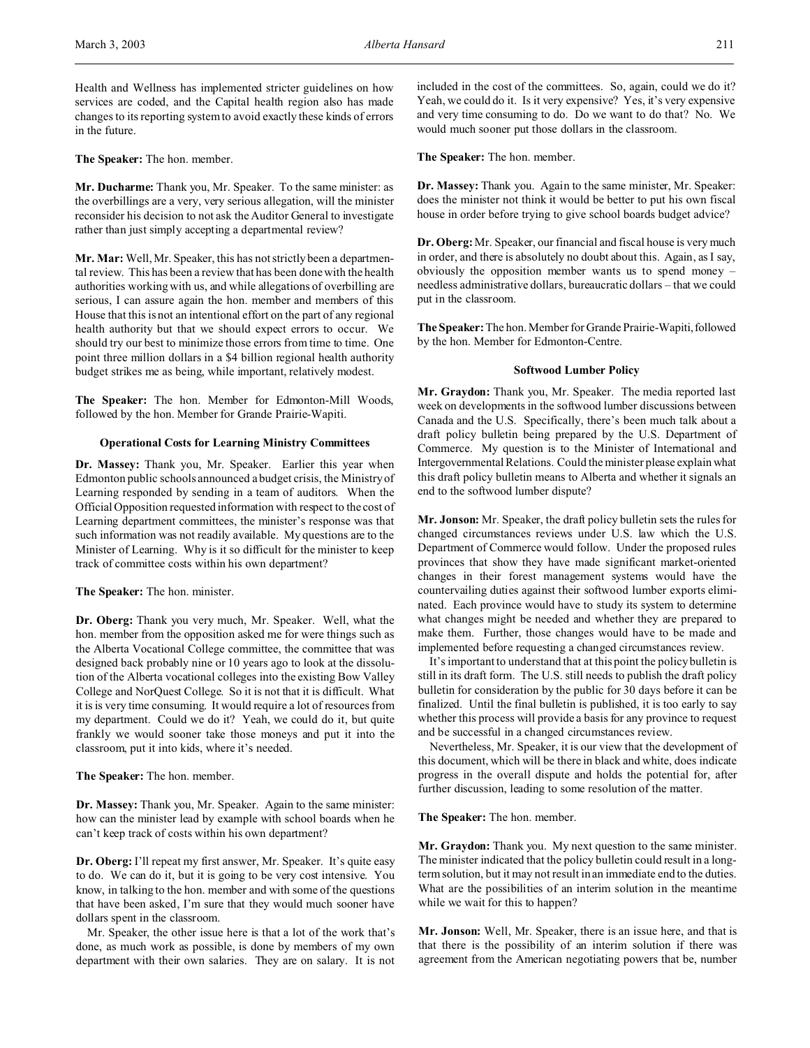Health and Wellness has implemented stricter guidelines on how services are coded, and the Capital health region also has made changes to its reporting system to avoid exactly these kinds of errors in the future.

**The Speaker:** The hon. member.

**Mr. Ducharme:** Thank you, Mr. Speaker. To the same minister: as the overbillings are a very, very serious allegation, will the minister reconsider his decision to not ask the Auditor General to investigate rather than just simply accepting a departmental review?

**Mr. Mar:** Well, Mr. Speaker, this has not strictly been a departmental review. This has been a review that has been done with the health authorities working with us, and while allegations of overbilling are serious, I can assure again the hon. member and members of this House that this is not an intentional effort on the part of any regional health authority but that we should expect errors to occur. We should try our best to minimize those errors from time to time. One point three million dollars in a $4 billion regional health authority budget strikes me as being, while important, relatively modest.

**The Speaker:** The hon. Member for Edmonton-Mill Woods, followed by the hon. Member for Grande Prairie-Wapiti.

### Operational Costs for Learning Ministry Committees

**Dr. Massey:** Thank you, Mr. Speaker. Earlier this year when Edmonton public schools announced a budget crisis, the Ministry of Learning responded by sending in a team of auditors. When the Official Opposition requested information with respect to the cost of Learning department committees, the minister's response was that such information was not readily available. My questions are to the Minister of Learning. Why is it so difficult for the minister to keep track of committee costs within his own department?

**The Speaker:** The hon. minister.

**Dr. Oberg:** Thank you very much, Mr. Speaker. Well, what the hon. member from the opposition asked me for were things such as the Alberta Vocational College committee, the committee that was designed back probably nine or 10 years ago to look at the dissolution of the Alberta vocational colleges into the existing Bow Valley College and NorQuest College. So it is not that it is difficult. What it is is very time consuming. It would require a lot of resources from my department. Could we do it? Yeah, we could do it, but quite frankly we would sooner take those moneys and put it into the classroom, put it into kids, where it's needed.

**The Speaker:** The hon. member.

**Dr. Massey:** Thank you, Mr. Speaker. Again to the same minister: how can the minister lead by example with school boards when he can't keep track of costs within his own department?

**Dr. Oberg:** I'll repeat my first answer, Mr. Speaker. It's quite easy to do. We can do it, but it is going to be very cost intensive. You know, in talking to the hon. member and with some of the questions that have been asked, I'm sure that they would much sooner have dollars spent in the classroom.

Mr. Speaker, the other issue here is that a lot of the work that's done, as much work as possible, is done by members of my own department with their own salaries. They are on salary. It is not included in the cost of the committees. So, again, could we do it? Yeah, we could do it. Is it very expensive? Yes, it's very expensive and very time consuming to do. Do we want to do that? No. We would much sooner put those dollars in the classroom.

**The Speaker:** The hon. member.

**Dr. Massey:** Thank you. Again to the same minister, Mr. Speaker: does the minister not think it would be better to put his own fiscal house in order before trying to give school boards budget advice?

**Dr. Oberg:** Mr. Speaker, our financial and fiscal house is very much in order, and there is absolutely no doubt about this. Again, as I say, obviously the opposition member wants us to spend money – needless administrative dollars, bureaucratic dollars – that we could put in the classroom.

**The Speaker:** The hon. Member for Grande Prairie-Wapiti, followed by the hon. Member for Edmonton-Centre.

### Softwood Lumber Policy

**Mr. Graydon:** Thank you, Mr. Speaker. The media reported last week on developments in the softwood lumber discussions between Canada and the U.S. Specifically, there's been much talk about a draft policy bulletin being prepared by the U.S. Department of Commerce. My question is to the Minister of International and Intergovernmental Relations. Could the minister please explain what this draft policy bulletin means to Alberta and whether it signals an end to the softwood lumber dispute?

**Mr. Jonson:** Mr. Speaker, the draft policy bulletin sets the rules for changed circumstances reviews under U.S. law which the U.S. Department of Commerce would follow. Under the proposed rules provinces that show they have made significant market-oriented changes in their forest management systems would have the countervailing duties against their softwood lumber exports eliminated. Each province would have to study its system to determine what changes might be needed and whether they are prepared to make them. Further, those changes would have to be made and implemented before requesting a changed circumstances review.

It's important to understand that at this point the policy bulletin is still in its draft form. The U.S. still needs to publish the draft policy bulletin for consideration by the public for 30 days before it can be finalized. Until the final bulletin is published, it is too early to say whether this process will provide a basis for any province to request and be successful in a changed circumstances review.

Nevertheless, Mr. Speaker, it is our view that the development of this document, which will be there in black and white, does indicate progress in the overall dispute and holds the potential for, after further discussion, leading to some resolution of the matter.

**The Speaker:** The hon. member.

**Mr. Graydon:** Thank you. My next question to the same minister. The minister indicated that the policy bulletin could result in a long-term solution, but it may not result in an immediate end to the duties. What are the possibilities of an interim solution in the meantime while we wait for this to happen?

**Mr. Jonson:** Well, Mr. Speaker, there is an issue here, and that is that there is the possibility of an interim solution if there was agreement from the American negotiating powers that be, number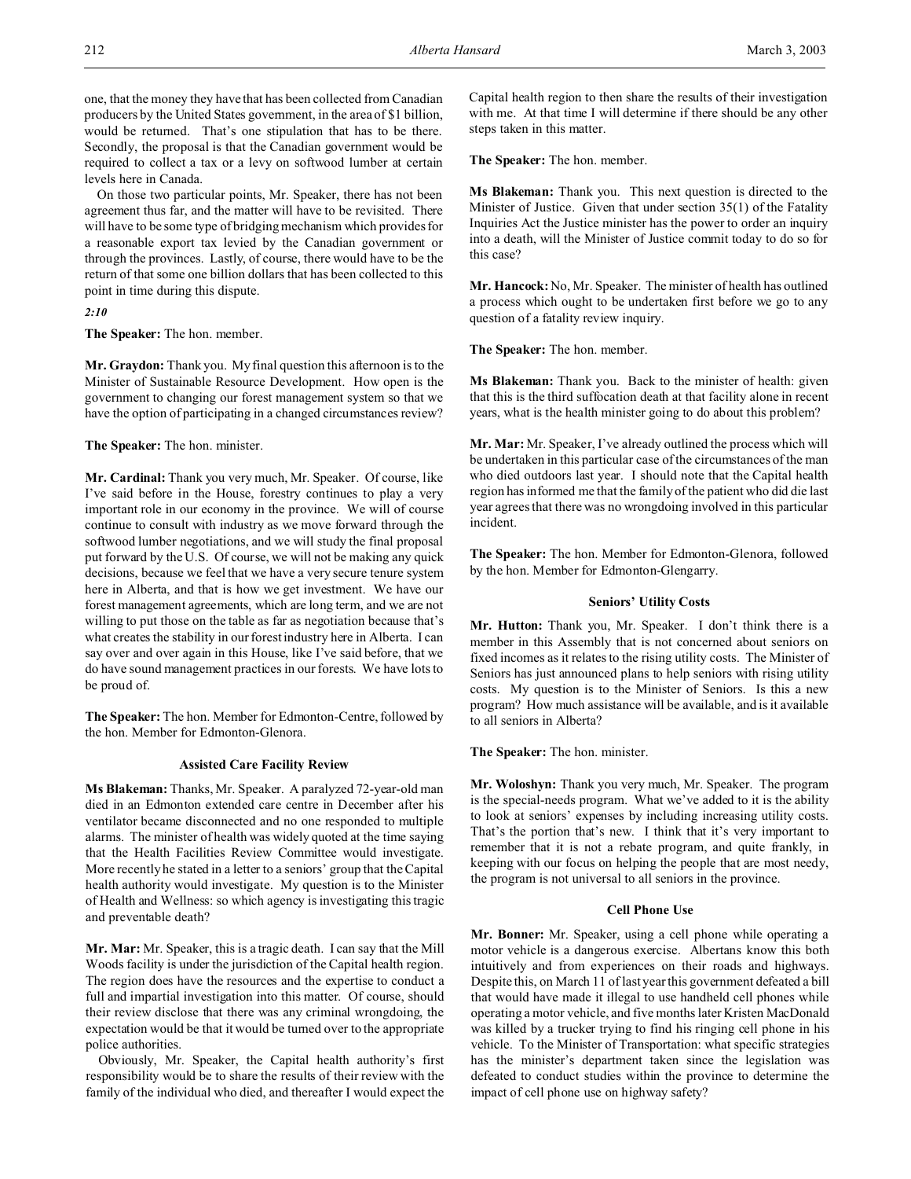one, that the money they have that has been collected from Canadian producers by the United States government, in the area of $1 billion, would be returned. That's one stipulation that has to be there. Secondly, the proposal is that the Canadian government would be required to collect a tax or a levy on softwood lumber at certain levels here in Canada.

On those two particular points, Mr. Speaker, there has not been agreement thus far, and the matter will have to be revisited. There will have to be some type of bridging mechanism which provides for a reasonable export tax levied by the Canadian government or through the provinces. Lastly, of course, there would have to be the return of that some one billion dollars that has been collected to this point in time during this dispute.

*2:10*

**The Speaker:** The hon. member.

**Mr. Graydon:** Thank you. My final question this afternoon is to the Minister of Sustainable Resource Development. How open is the government to changing our forest management system so that we have the option of participating in a changed circumstances review?

**The Speaker:** The hon. minister.

**Mr. Cardinal:** Thank you very much, Mr. Speaker. Of course, like I've said before in the House, forestry continues to play a very important role in our economy in the province. We will of course continue to consult with industry as we move forward through the softwood lumber negotiations, and we will study the final proposal put forward by the U.S. Of course, we will not be making any quick decisions, because we feel that we have a very secure tenure system here in Alberta, and that is how we get investment. We have our forest management agreements, which are long term, and we are not willing to put those on the table as far as negotiation because that's what creates the stability in our forest industry here in Alberta. I can say over and over again in this House, like I've said before, that we do have sound management practices in our forests. We have lots to be proud of.

**The Speaker:** The hon. Member for Edmonton-Centre, followed by the hon. Member for Edmonton-Glenora.

### Assisted Care Facility Review

**Ms Blakeman:** Thanks, Mr. Speaker. A paralyzed 72-year-old man died in an Edmonton extended care centre in December after his ventilator became disconnected and no one responded to multiple alarms. The minister of health was widely quoted at the time saying that the Health Facilities Review Committee would investigate. More recently he stated in a letter to a seniors' group that the Capital health authority would investigate. My question is to the Minister of Health and Wellness: so which agency is investigating this tragic and preventable death?

**Mr. Mar:** Mr. Speaker, this is a tragic death. I can say that the Mill Woods facility is under the jurisdiction of the Capital health region. The region does have the resources and the expertise to conduct a full and impartial investigation into this matter. Of course, should their review disclose that there was any criminal wrongdoing, the expectation would be that it would be turned over to the appropriate police authorities.

Obviously, Mr. Speaker, the Capital health authority's first responsibility would be to share the results of their review with the family of the individual who died, and thereafter I would expect the Capital health region to then share the results of their investigation with me. At that time I will determine if there should be any other steps taken in this matter.

**The Speaker:** The hon. member.

**Ms Blakeman:** Thank you. This next question is directed to the Minister of Justice. Given that under section 35(1) of the Fatality Inquiries Act the Justice minister has the power to order an inquiry into a death, will the Minister of Justice commit today to do so for this case?

**Mr. Hancock:** No, Mr. Speaker. The minister of health has outlined a process which ought to be undertaken first before we go to any question of a fatality review inquiry.

**The Speaker:** The hon. member.

**Ms Blakeman:** Thank you. Back to the minister of health: given that this is the third suffocation death at that facility alone in recent years, what is the health minister going to do about this problem?

**Mr. Mar:** Mr. Speaker, I've already outlined the process which will be undertaken in this particular case of the circumstances of the man who died outdoors last year. I should note that the Capital health region has informed me that the family of the patient who did die last year agrees that there was no wrongdoing involved in this particular incident.

**The Speaker:** The hon. Member for Edmonton-Glenora, followed by the hon. Member for Edmonton-Glengarry.

### Seniors' Utility Costs

**Mr. Hutton:** Thank you, Mr. Speaker. I don't think there is a member in this Assembly that is not concerned about seniors on fixed incomes as it relates to the rising utility costs. The Minister of Seniors has just announced plans to help seniors with rising utility costs. My question is to the Minister of Seniors. Is this a new program? How much assistance will be available, and is it available to all seniors in Alberta?

**The Speaker:** The hon. minister.

**Mr. Woloshyn:** Thank you very much, Mr. Speaker. The program is the special-needs program. What we've added to it is the ability to look at seniors' expenses by including increasing utility costs. That's the portion that's new. I think that it's very important to remember that it is not a rebate program, and quite frankly, in keeping with our focus on helping the people that are most needy, the program is not universal to all seniors in the province.

### Cell Phone Use

**Mr. Bonner:** Mr. Speaker, using a cell phone while operating a motor vehicle is a dangerous exercise. Albertans know this both intuitively and from experiences on their roads and highways. Despite this, on March 11 of last year this government defeated a bill that would have made it illegal to use handheld cell phones while operating a motor vehicle, and five months later Kristen MacDonald was killed by a trucker trying to find his ringing cell phone in his vehicle. To the Minister of Transportation: what specific strategies has the minister's department taken since the legislation was defeated to conduct studies within the province to determine the impact of cell phone use on highway safety?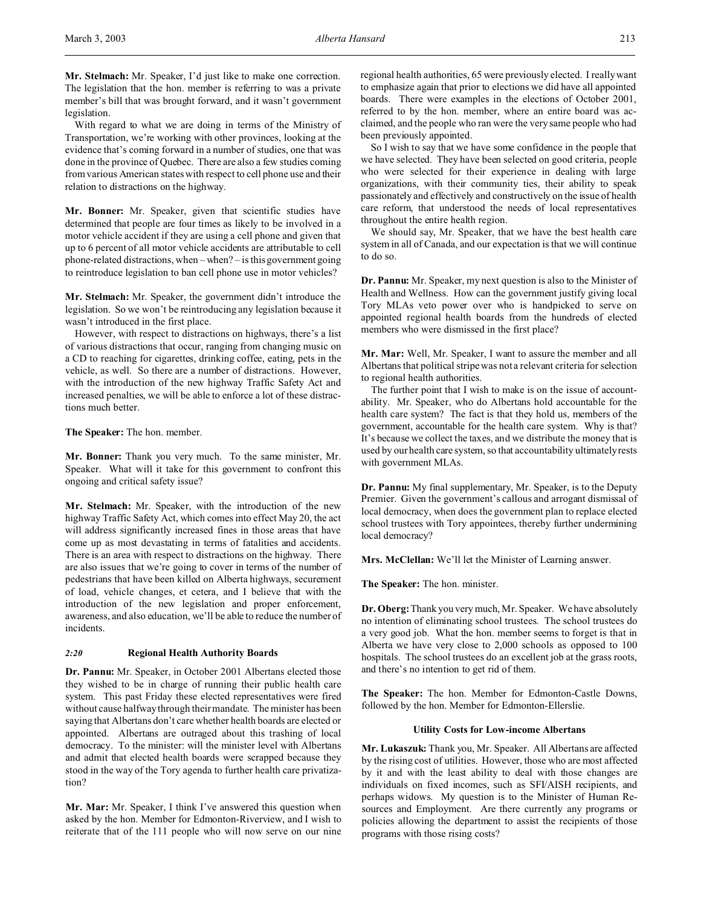**Mr. Stelmach:** Mr. Speaker, I'd just like to make one correction. The legislation that the hon. member is referring to was a private member's bill that was brought forward, and it wasn't government legislation.

With regard to what we are doing in terms of the Ministry of Transportation, we're working with other provinces, looking at the evidence that's coming forward in a number of studies, one that was done in the province of Quebec. There are also a few studies coming from various American states with respect to cell phone use and their relation to distractions on the highway.

**Mr. Bonner:** Mr. Speaker, given that scientific studies have determined that people are four times as likely to be involved in a motor vehicle accident if they are using a cell phone and given that up to 6 percent of all motor vehicle accidents are attributable to cell phone-related distractions, when – when? – is this government going to reintroduce legislation to ban cell phone use in motor vehicles?

**Mr. Stelmach:** Mr. Speaker, the government didn't introduce the legislation. So we won't be reintroducing any legislation because it wasn't introduced in the first place.

However, with respect to distractions on highways, there's a list of various distractions that occur, ranging from changing music on a CD to reaching for cigarettes, drinking coffee, eating, pets in the vehicle, as well. So there are a number of distractions. However, with the introduction of the new highway Traffic Safety Act and increased penalties, we will be able to enforce a lot of these distractions much better.

**The Speaker:** The hon. member.

**Mr. Bonner:** Thank you very much. To the same minister, Mr. Speaker. What will it take for this government to confront this ongoing and critical safety issue?

**Mr. Stelmach:** Mr. Speaker, with the introduction of the new highway Traffic Safety Act, which comes into effect May 20, the act will address significantly increased fines in those areas that have come up as most devastating in terms of fatalities and accidents. There is an area with respect to distractions on the highway. There are also issues that we're going to cover in terms of the number of pedestrians that have been killed on Alberta highways, securement of load, vehicle changes, et cetera, and I believe that with the introduction of the new legislation and proper enforcement, awareness, and also education, we'll be able to reduce the number of incidents.

### *2:20* Regional Health Authority Boards

**Dr. Pannu:** Mr. Speaker, in October 2001 Albertans elected those they wished to be in charge of running their public health care system. This past Friday these elected representatives were fired without cause halfway through their mandate. The minister has been saying that Albertans don't care whether health boards are elected or appointed. Albertans are outraged about this trashing of local democracy. To the minister: will the minister level with Albertans and admit that elected health boards were scrapped because they stood in the way of the Tory agenda to further health care privatization?

**Mr. Mar:** Mr. Speaker, I think I've answered this question when asked by the hon. Member for Edmonton-Riverview, and I wish to reiterate that of the 111 people who will now serve on our nine regional health authorities, 65 were previously elected. I really want to emphasize again that prior to elections we did have all appointed boards. There were examples in the elections of October 2001, referred to by the hon. member, where an entire board was acclaimed, and the people who ran were the very same people who had been previously appointed.

So I wish to say that we have some confidence in the people that we have selected. They have been selected on good criteria, people who were selected for their experience in dealing with large organizations, with their community ties, their ability to speak passionately and effectively and constructively on the issue of health care reform, that understood the needs of local representatives throughout the entire health region.

We should say, Mr. Speaker, that we have the best health care system in all of Canada, and our expectation is that we will continue to do so.

**Dr. Pannu:** Mr. Speaker, my next question is also to the Minister of Health and Wellness. How can the government justify giving local Tory MLAs veto power over who is handpicked to serve on appointed regional health boards from the hundreds of elected members who were dismissed in the first place?

**Mr. Mar:** Well, Mr. Speaker, I want to assure the member and all Albertans that political stripe was not a relevant criteria for selection to regional health authorities.

The further point that I wish to make is on the issue of accountability. Mr. Speaker, who do Albertans hold accountable for the health care system? The fact is that they hold us, members of the government, accountable for the health care system. Why is that? It's because we collect the taxes, and we distribute the money that is used by our health care system, so that accountability ultimately rests with government MLAs.

**Dr. Pannu:** My final supplementary, Mr. Speaker, is to the Deputy Premier. Given the government's callous and arrogant dismissal of local democracy, when does the government plan to replace elected school trustees with Tory appointees, thereby further undermining local democracy?

**Mrs. McClellan:** We'll let the Minister of Learning answer.

**The Speaker:** The hon. minister.

**Dr. Oberg:** Thank you very much, Mr. Speaker. We have absolutely no intention of eliminating school trustees. The school trustees do a very good job. What the hon. member seems to forget is that in Alberta we have very close to 2,000 schools as opposed to 100 hospitals. The school trustees do an excellent job at the grass roots, and there's no intention to get rid of them.

**The Speaker:** The hon. Member for Edmonton-Castle Downs, followed by the hon. Member for Edmonton-Ellerslie.

### Utility Costs for Low-income Albertans

**Mr. Lukaszuk:** Thank you, Mr. Speaker. All Albertans are affected by the rising cost of utilities. However, those who are most affected by it and with the least ability to deal with those changes are individuals on fixed incomes, such as SFI/AISH recipients, and perhaps widows. My question is to the Minister of Human Resources and Employment. Are there currently any programs or policies allowing the department to assist the recipients of those programs with those rising costs?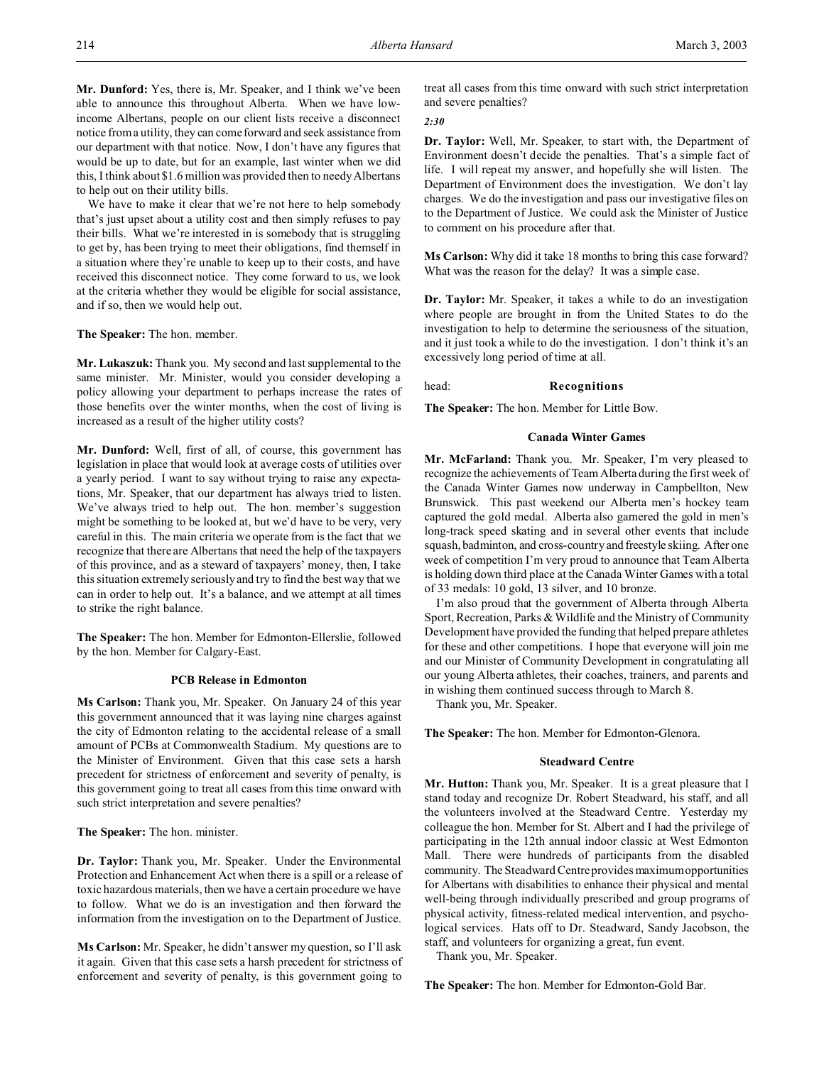**Mr. Dunford:** Yes, there is, Mr. Speaker, and I think we've been able to announce this throughout Alberta. When we have low-income Albertans, people on our client lists receive a disconnect notice from a utility, they can come forward and seek assistance from our department with that notice. Now, I don't have any figures that would be up to date, but for an example, last winter when we did this, I think about $1.6 million was provided then to needy Albertans to help out on their utility bills.

We have to make it clear that we're not here to help somebody that's just upset about a utility cost and then simply refuses to pay their bills. What we're interested in is somebody that is struggling to get by, has been trying to meet their obligations, find themself in a situation where they're unable to keep up to their costs, and have received this disconnect notice. They come forward to us, we look at the criteria whether they would be eligible for social assistance, and if so, then we would help out.

**The Speaker:** The hon. member.

**Mr. Lukaszuk:** Thank you. My second and last supplemental to the same minister. Mr. Minister, would you consider developing a policy allowing your department to perhaps increase the rates of those benefits over the winter months, when the cost of living is increased as a result of the higher utility costs?

**Mr. Dunford:** Well, first of all, of course, this government has legislation in place that would look at average costs of utilities over a yearly period. I want to say without trying to raise any expectations, Mr. Speaker, that our department has always tried to listen. We've always tried to help out. The hon. member's suggestion might be something to be looked at, but we'd have to be very, very careful in this. The main criteria we operate from is the fact that we recognize that there are Albertans that need the help of the taxpayers of this province, and as a steward of taxpayers' money, then, I take this situation extremely seriously and try to find the best way that we can in order to help out. It's a balance, and we attempt at all times to strike the right balance.

**The Speaker:** The hon. Member for Edmonton-Ellerslie, followed by the hon. Member for Calgary-East.

### PCB Release in Edmonton

**Ms Carlson:** Thank you, Mr. Speaker. On January 24 of this year this government announced that it was laying nine charges against the city of Edmonton relating to the accidental release of a small amount of PCBs at Commonwealth Stadium. My questions are to the Minister of Environment. Given that this case sets a harsh precedent for strictness of enforcement and severity of penalty, is this government going to treat all cases from this time onward with such strict interpretation and severe penalties?

**The Speaker:** The hon. minister.

**Dr. Taylor:** Thank you, Mr. Speaker. Under the Environmental Protection and Enhancement Act when there is a spill or a release of toxic hazardous materials, then we have a certain procedure we have to follow. What we do is an investigation and then forward the information from the investigation on to the Department of Justice.

**Ms Carlson:** Mr. Speaker, he didn't answer my question, so I'll ask it again. Given that this case sets a harsh precedent for strictness of enforcement and severity of penalty, is this government going to treat all cases from this time onward with such strict interpretation and severe penalties?

*2:30*

**Dr. Taylor:** Well, Mr. Speaker, to start with, the Department of Environment doesn't decide the penalties. That's a simple fact of life. I will repeat my answer, and hopefully she will listen. The Department of Environment does the investigation. We don't lay charges. We do the investigation and pass our investigative files on to the Department of Justice. We could ask the Minister of Justice to comment on his procedure after that.

**Ms Carlson:** Why did it take 18 months to bring this case forward? What was the reason for the delay? It was a simple case.

**Dr. Taylor:** Mr. Speaker, it takes a while to do an investigation where people are brought in from the United States to do the investigation to help to determine the seriousness of the situation, and it just took a while to do the investigation. I don't think it's an excessively long period of time at all.

head: **Recognitions**

**The Speaker:** The hon. Member for Little Bow.

### Canada Winter Games

**Mr. McFarland:** Thank you. Mr. Speaker, I'm very pleased to recognize the achievements of Team Alberta during the first week of the Canada Winter Games now underway in Campbellton, New Brunswick. This past weekend our Alberta men's hockey team captured the gold medal. Alberta also garnered the gold in men's long-track speed skating and in several other events that include squash, badminton, and cross-country and freestyle skiing. After one week of competition I'm very proud to announce that Team Alberta is holding down third place at the Canada Winter Games with a total of 33 medals: 10 gold, 13 silver, and 10 bronze.

I'm also proud that the government of Alberta through Alberta Sport, Recreation, Parks & Wildlife and the Ministry of Community Development have provided the funding that helped prepare athletes for these and other competitions. I hope that everyone will join me and our Minister of Community Development in congratulating all our young Alberta athletes, their coaches, trainers, and parents and in wishing them continued success through to March 8.

Thank you, Mr. Speaker.

**The Speaker:** The hon. Member for Edmonton-Glenora.

### Steadward Centre

**Mr. Hutton:** Thank you, Mr. Speaker. It is a great pleasure that I stand today and recognize Dr. Robert Steadward, his staff, and all the volunteers involved at the Steadward Centre. Yesterday my colleague the hon. Member for St. Albert and I had the privilege of participating in the 12th annual indoor classic at West Edmonton Mall. There were hundreds of participants from the disabled community. The Steadward Centre provides maximum opportunities for Albertans with disabilities to enhance their physical and mental well-being through individually prescribed and group programs of physical activity, fitness-related medical intervention, and psychological services. Hats off to Dr. Steadward, Sandy Jacobson, the staff, and volunteers for organizing a great, fun event.

Thank you, Mr. Speaker.

**The Speaker:** The hon. Member for Edmonton-Gold Bar.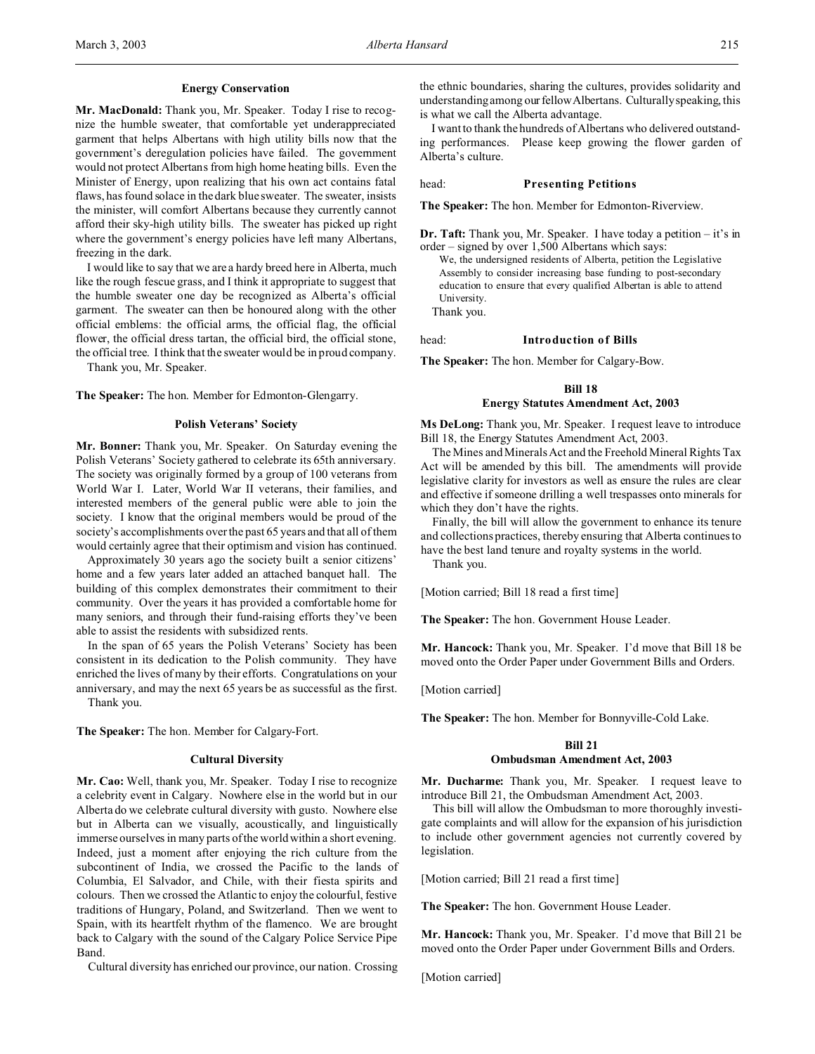### Energy Conservation

**Mr. MacDonald:** Thank you, Mr. Speaker. Today I rise to recognize the humble sweater, that comfortable yet underappreciated garment that helps Albertans with high utility bills now that the government's deregulation policies have failed. The government would not protect Albertans from high home heating bills. Even the Minister of Energy, upon realizing that his own act contains fatal flaws, has found solace in the dark blue sweater. The sweater, insists the minister, will comfort Albertans because they currently cannot afford their sky-high utility bills. The sweater has picked up right where the government's energy policies have left many Albertans, freezing in the dark.

I would like to say that we are a hardy breed here in Alberta, much like the rough fescue grass, and I think it appropriate to suggest that the humble sweater one day be recognized as Alberta's official garment. The sweater can then be honoured along with the other official emblems: the official arms, the official flag, the official flower, the official dress tartan, the official bird, the official stone, the official tree. I think that the sweater would be in proud company.

Thank you, Mr. Speaker.

**The Speaker:** The hon. Member for Edmonton-Glengarry.

### Polish Veterans' Society

**Mr. Bonner:** Thank you, Mr. Speaker. On Saturday evening the Polish Veterans' Society gathered to celebrate its 65th anniversary. The society was originally formed by a group of 100 veterans from World War I. Later, World War II veterans, their families, and interested members of the general public were able to join the society. I know that the original members would be proud of the society's accomplishments over the past 65 years and that all of them would certainly agree that their optimism and vision has continued.

Approximately 30 years ago the society built a senior citizens' home and a few years later added an attached banquet hall. The building of this complex demonstrates their commitment to their community. Over the years it has provided a comfortable home for many seniors, and through their fund-raising efforts they've been able to assist the residents with subsidized rents.

In the span of 65 years the Polish Veterans' Society has been consistent in its dedication to the Polish community. They have enriched the lives of many by their efforts. Congratulations on your anniversary, and may the next 65 years be as successful as the first.

Thank you.

**The Speaker:** The hon. Member for Calgary-Fort.

### Cultural Diversity

**Mr. Cao:** Well, thank you, Mr. Speaker. Today I rise to recognize a celebrity event in Calgary. Nowhere else in the world but in our Alberta do we celebrate cultural diversity with gusto. Nowhere else but in Alberta can we visually, acoustically, and linguistically immerse ourselves in many parts of the world within a short evening. Indeed, just a moment after enjoying the rich culture from the subcontinent of India, we crossed the Pacific to the lands of Columbia, El Salvador, and Chile, with their fiesta spirits and colours. Then we crossed the Atlantic to enjoy the colourful, festive traditions of Hungary, Poland, and Switzerland. Then we went to Spain, with its heartfelt rhythm of the flamenco. We are brought back to Calgary with the sound of the Calgary Police Service Pipe Band.

Cultural diversity has enriched our province, our nation. Crossing the ethnic boundaries, sharing the cultures, provides solidarity and understanding among our fellow Albertans. Culturally speaking, this is what we call the Alberta advantage.

I want to thank the hundreds of Albertans who delivered outstanding performances. Please keep growing the flower garden of Alberta's culture.

head: **Presenting Petitions**

**The Speaker:** The hon. Member for Edmonton-Riverview.

**Dr. Taft:** Thank you, Mr. Speaker. I have today a petition – it's in order – signed by over 1,500 Albertans which says:

> We, the undersigned residents of Alberta, petition the Legislative Assembly to consider increasing base funding to post-secondary education to ensure that every qualified Albertan is able to attend University.

Thank you.

head: **Introduction of Bills**

**The Speaker:** The hon. Member for Calgary-Bow.

### Bill 18
### Energy Statutes Amendment Act, 2003

**Ms DeLong:** Thank you, Mr. Speaker. I request leave to introduce Bill 18, the Energy Statutes Amendment Act, 2003.

The Mines and Minerals Act and the Freehold Mineral Rights Tax Act will be amended by this bill. The amendments will provide legislative clarity for investors as well as ensure the rules are clear and effective if someone drilling a well trespasses onto minerals for which they don't have the rights.

Finally, the bill will allow the government to enhance its tenure and collections practices, thereby ensuring that Alberta continues to have the best land tenure and royalty systems in the world.

Thank you.

[Motion carried; Bill 18 read a first time]

**The Speaker:** The hon. Government House Leader.

**Mr. Hancock:** Thank you, Mr. Speaker. I'd move that Bill 18 be moved onto the Order Paper under Government Bills and Orders.

[Motion carried]

**The Speaker:** The hon. Member for Bonnyville-Cold Lake.

### Bill 21
### Ombudsman Amendment Act, 2003

**Mr. Ducharme:** Thank you, Mr. Speaker. I request leave to introduce Bill 21, the Ombudsman Amendment Act, 2003.

This bill will allow the Ombudsman to more thoroughly investigate complaints and will allow for the expansion of his jurisdiction to include other government agencies not currently covered by legislation.

[Motion carried; Bill 21 read a first time]

**The Speaker:** The hon. Government House Leader.

**Mr. Hancock:** Thank you, Mr. Speaker. I'd move that Bill 21 be moved onto the Order Paper under Government Bills and Orders.

[Motion carried]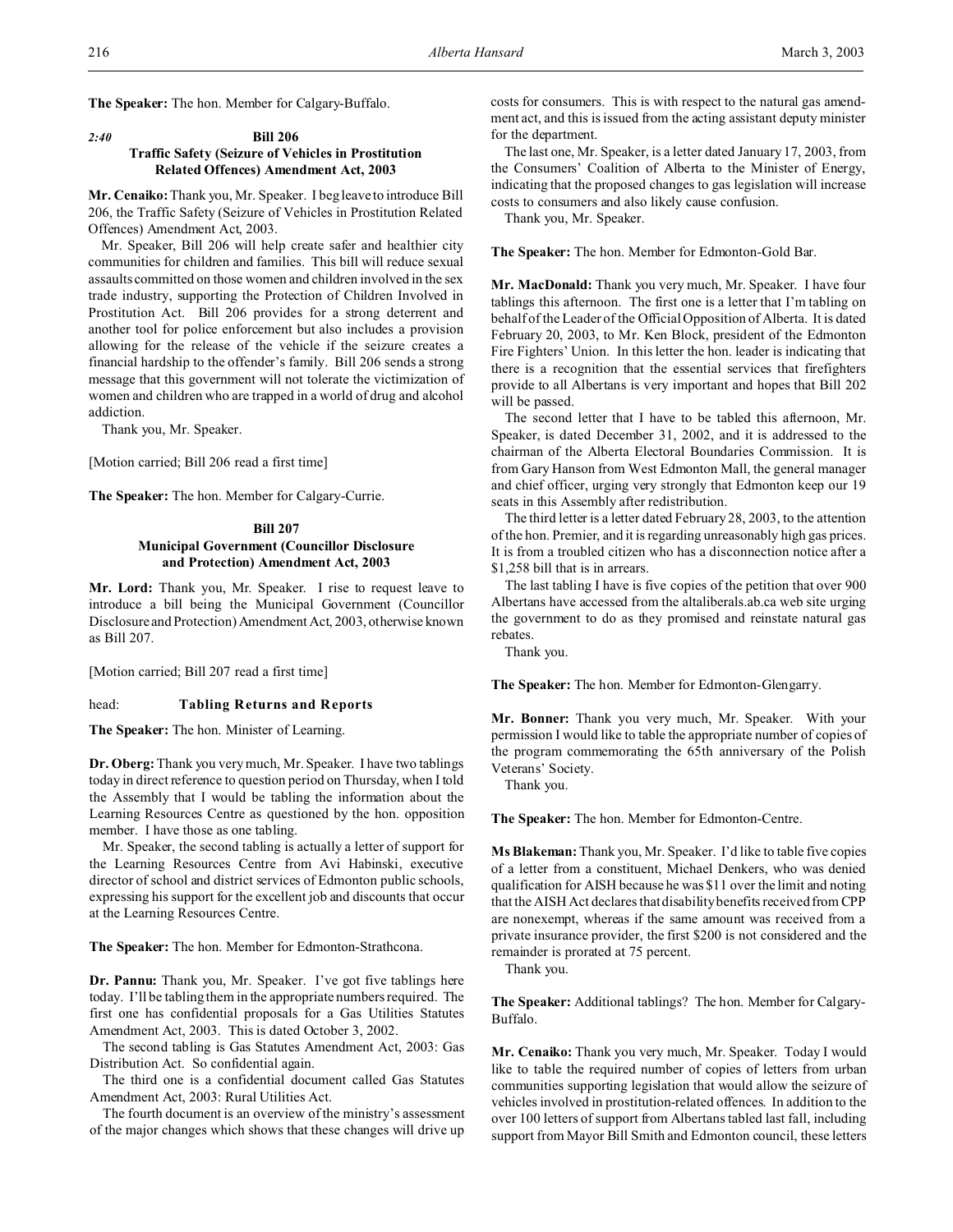**The Speaker:** The hon. Member for Calgary-Buffalo.

*2:40*

### Bill 206
### Traffic Safety (Seizure of Vehicles in Prostitution Related Offences) Amendment Act, 2003

**Mr. Cenaiko:** Thank you, Mr. Speaker. I beg leave to introduce Bill 206, the Traffic Safety (Seizure of Vehicles in Prostitution Related Offences) Amendment Act, 2003.

Mr. Speaker, Bill 206 will help create safer and healthier city communities for children and families. This bill will reduce sexual assaults committed on those women and children involved in the sex trade industry, supporting the Protection of Children Involved in Prostitution Act. Bill 206 provides for a strong deterrent and another tool for police enforcement but also includes a provision allowing for the release of the vehicle if the seizure creates a financial hardship to the offender's family. Bill 206 sends a strong message that this government will not tolerate the victimization of women and children who are trapped in a world of drug and alcohol addiction.

Thank you, Mr. Speaker.

[Motion carried; Bill 206 read a first time]

**The Speaker:** The hon. Member for Calgary-Currie.

### Bill 207
### Municipal Government (Councillor Disclosure and Protection) Amendment Act, 2003

**Mr. Lord:** Thank you, Mr. Speaker. I rise to request leave to introduce a bill being the Municipal Government (Councillor Disclosure and Protection) Amendment Act, 2003, otherwise known as Bill 207.

[Motion carried; Bill 207 read a first time]

head: **Tabling Returns and Reports**

**The Speaker:** The hon. Minister of Learning.

**Dr. Oberg:** Thank you very much, Mr. Speaker. I have two tablings today in direct reference to question period on Thursday, when I told the Assembly that I would be tabling the information about the Learning Resources Centre as questioned by the hon. opposition member. I have those as one tabling.

Mr. Speaker, the second tabling is actually a letter of support for the Learning Resources Centre from Avi Habinski, executive director of school and district services of Edmonton public schools, expressing his support for the excellent job and discounts that occur at the Learning Resources Centre.

**The Speaker:** The hon. Member for Edmonton-Strathcona.

**Dr. Pannu:** Thank you, Mr. Speaker. I've got five tablings here today. I'll be tabling them in the appropriate numbers required. The first one has confidential proposals for a Gas Utilities Statutes Amendment Act, 2003. This is dated October 3, 2002.

The second tabling is Gas Statutes Amendment Act, 2003: Gas Distribution Act. So confidential again.

The third one is a confidential document called Gas Statutes Amendment Act, 2003: Rural Utilities Act.

The fourth document is an overview of the ministry's assessment of the major changes which shows that these changes will drive up costs for consumers. This is with respect to the natural gas amendment act, and this is issued from the acting assistant deputy minister for the department.

The last one, Mr. Speaker, is a letter dated January 17, 2003, from the Consumers' Coalition of Alberta to the Minister of Energy, indicating that the proposed changes to gas legislation will increase costs to consumers and also likely cause confusion.

Thank you, Mr. Speaker.

**The Speaker:** The hon. Member for Edmonton-Gold Bar.

**Mr. MacDonald:** Thank you very much, Mr. Speaker. I have four tablings this afternoon. The first one is a letter that I'm tabling on behalf of the Leader of the Official Opposition of Alberta. It is dated February 20, 2003, to Mr. Ken Block, president of the Edmonton Fire Fighters' Union. In this letter the hon. leader is indicating that there is a recognition that the essential services that firefighters provide to all Albertans is very important and hopes that Bill 202 will be passed.

The second letter that I have to be tabled this afternoon, Mr. Speaker, is dated December 31, 2002, and it is addressed to the chairman of the Alberta Electoral Boundaries Commission. It is from Gary Hanson from West Edmonton Mall, the general manager and chief officer, urging very strongly that Edmonton keep our 19 seats in this Assembly after redistribution.

The third letter is a letter dated February 28, 2003, to the attention of the hon. Premier, and it is regarding unreasonably high gas prices. It is from a troubled citizen who has a disconnection notice after a $1,258 bill that is in arrears.

The last tabling I have is five copies of the petition that over 900 Albertans have accessed from the altaliberals.ab.ca web site urging the government to do as they promised and reinstate natural gas rebates.

Thank you.

**The Speaker:** The hon. Member for Edmonton-Glengarry.

**Mr. Bonner:** Thank you very much, Mr. Speaker. With your permission I would like to table the appropriate number of copies of the program commemorating the 65th anniversary of the Polish Veterans' Society.

Thank you.

**The Speaker:** The hon. Member for Edmonton-Centre.

**Ms Blakeman:** Thank you, Mr. Speaker. I'd like to table five copies of a letter from a constituent, Michael Denkers, who was denied qualification for AISH because he was $11 over the limit and noting that the AISH Act declares that disability benefits received from CPP are nonexempt, whereas if the same amount was received from a private insurance provider, the first $200 is not considered and the remainder is prorated at 75 percent.

Thank you.

**The Speaker:** Additional tablings? The hon. Member for Calgary-Buffalo.

**Mr. Cenaiko:** Thank you very much, Mr. Speaker. Today I would like to table the required number of copies of letters from urban communities supporting legislation that would allow the seizure of vehicles involved in prostitution-related offences. In addition to the over 100 letters of support from Albertans tabled last fall, including support from Mayor Bill Smith and Edmonton council, these letters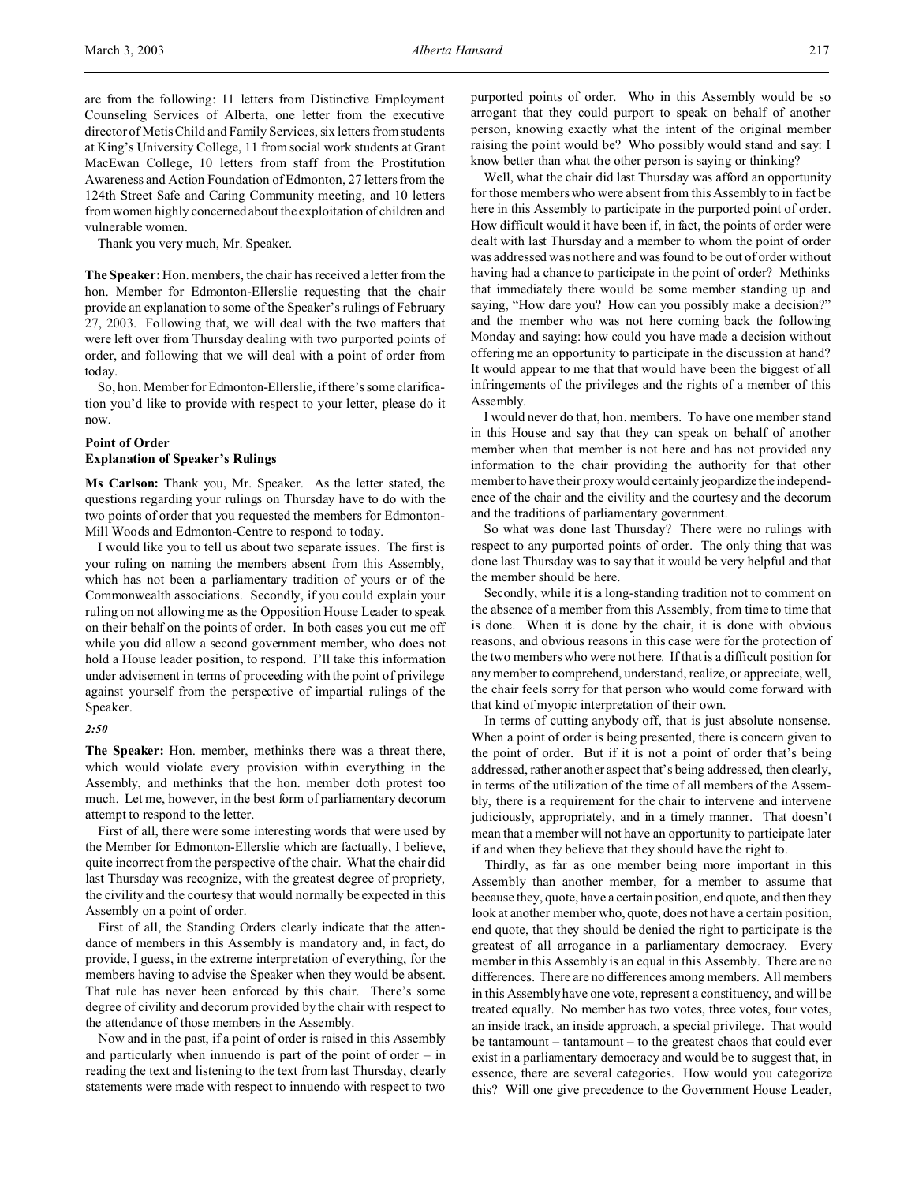are from the following: 11 letters from Distinctive Employment Counseling Services of Alberta, one letter from the executive director of Metis Child and Family Services, six letters from students at King's University College, 11 from social work students at Grant MacEwan College, 10 letters from staff from the Prostitution Awareness and Action Foundation of Edmonton, 27 letters from the 124th Street Safe and Caring Community meeting, and 10 letters from women highly concerned about the exploitation of children and vulnerable women.

Thank you very much, Mr. Speaker.

**The Speaker:** Hon. members, the chair has received a letter from the hon. Member for Edmonton-Ellerslie requesting that the chair provide an explanation to some of the Speaker's rulings of February 27, 2003. Following that, we will deal with the two matters that were left over from Thursday dealing with two purported points of order, and following that we will deal with a point of order from today.

So, hon. Member for Edmonton-Ellerslie, if there's some clarification you'd like to provide with respect to your letter, please do it now.

### Point of Order
### Explanation of Speaker's Rulings

**Ms Carlson:** Thank you, Mr. Speaker. As the letter stated, the questions regarding your rulings on Thursday have to do with the two points of order that you requested the members for Edmonton-Mill Woods and Edmonton-Centre to respond to today.

I would like you to tell us about two separate issues. The first is your ruling on naming the members absent from this Assembly, which has not been a parliamentary tradition of yours or of the Commonwealth associations. Secondly, if you could explain your ruling on not allowing me as the Opposition House Leader to speak on their behalf on the points of order. In both cases you cut me off while you did allow a second government member, who does not hold a House leader position, to respond. I'll take this information under advisement in terms of proceeding with the point of privilege against yourself from the perspective of impartial rulings of the Speaker.

*2:50*

**The Speaker:** Hon. member, methinks there was a threat there, which would violate every provision within everything in the Assembly, and methinks that the hon. member doth protest too much. Let me, however, in the best form of parliamentary decorum attempt to respond to the letter.

First of all, there were some interesting words that were used by the Member for Edmonton-Ellerslie which are factually, I believe, quite incorrect from the perspective of the chair. What the chair did last Thursday was recognize, with the greatest degree of propriety, the civility and the courtesy that would normally be expected in this Assembly on a point of order.

First of all, the Standing Orders clearly indicate that the attendance of members in this Assembly is mandatory and, in fact, do provide, I guess, in the extreme interpretation of everything, for the members having to advise the Speaker when they would be absent. That rule has never been enforced by this chair. There's some degree of civility and decorum provided by the chair with respect to the attendance of those members in the Assembly.

Now and in the past, if a point of order is raised in this Assembly and particularly when innuendo is part of the point of order – in reading the text and listening to the text from last Thursday, clearly statements were made with respect to innuendo with respect to two purported points of order. Who in this Assembly would be so arrogant that they could purport to speak on behalf of another person, knowing exactly what the intent of the original member raising the point would be? Who possibly would stand and say: I know better than what the other person is saying or thinking?

Well, what the chair did last Thursday was afford an opportunity for those members who were absent from this Assembly to in fact be here in this Assembly to participate in the purported point of order. How difficult would it have been if, in fact, the points of order were dealt with last Thursday and a member to whom the point of order was addressed was not here and was found to be out of order without having had a chance to participate in the point of order? Methinks that immediately there would be some member standing up and saying, "How dare you? How can you possibly make a decision?" and the member who was not here coming back the following Monday and saying: how could you have made a decision without offering me an opportunity to participate in the discussion at hand? It would appear to me that that would have been the biggest of all infringements of the privileges and the rights of a member of this Assembly.

I would never do that, hon. members. To have one member stand in this House and say that they can speak on behalf of another member when that member is not here and has not provided any information to the chair providing the authority for that other member to have their proxy would certainly jeopardize the independence of the chair and the civility and the courtesy and the decorum and the traditions of parliamentary government.

So what was done last Thursday? There were no rulings with respect to any purported points of order. The only thing that was done last Thursday was to say that it would be very helpful and that the member should be here.

Secondly, while it is a long-standing tradition not to comment on the absence of a member from this Assembly, from time to time that is done. When it is done by the chair, it is done with obvious reasons, and obvious reasons in this case were for the protection of the two members who were not here. If that is a difficult position for any member to comprehend, understand, realize, or appreciate, well, the chair feels sorry for that person who would come forward with that kind of myopic interpretation of their own.

In terms of cutting anybody off, that is just absolute nonsense. When a point of order is being presented, there is concern given to the point of order. But if it is not a point of order that's being addressed, rather another aspect that's being addressed, then clearly, in terms of the utilization of the time of all members of the Assembly, there is a requirement for the chair to intervene and intervene judiciously, appropriately, and in a timely manner. That doesn't mean that a member will not have an opportunity to participate later if and when they believe that they should have the right to.

Thirdly, as far as one member being more important in this Assembly than another member, for a member to assume that because they, quote, have a certain position, end quote, and then they look at another member who, quote, does not have a certain position, end quote, that they should be denied the right to participate is the greatest of all arrogance in a parliamentary democracy. Every member in this Assembly is an equal in this Assembly. There are no differences. There are no differences among members. All members in this Assembly have one vote, represent a constituency, and will be treated equally. No member has two votes, three votes, four votes, an inside track, an inside approach, a special privilege. That would be tantamount – tantamount – to the greatest chaos that could ever exist in a parliamentary democracy and would be to suggest that, in essence, there are several categories. How would you categorize this? Will one give precedence to the Government House Leader,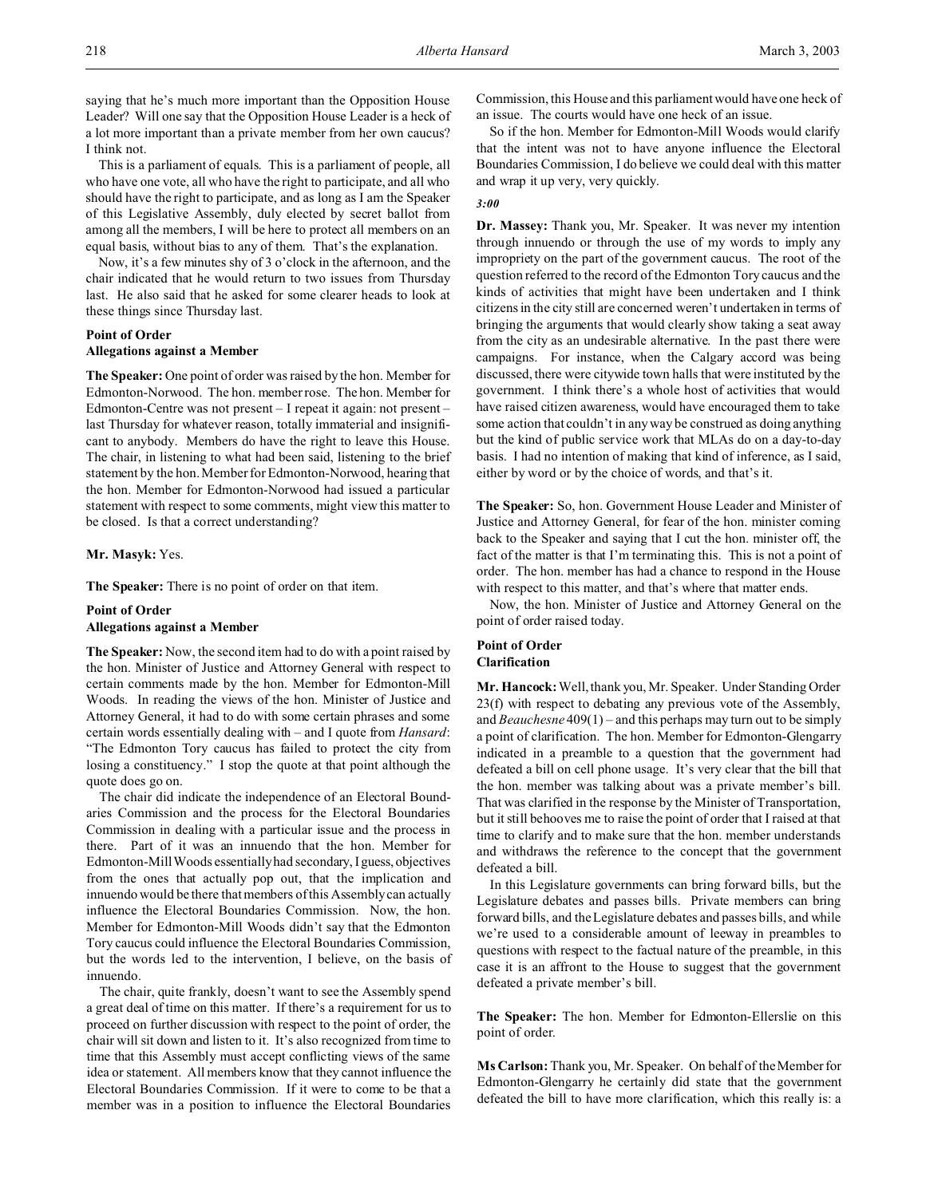saying that he's much more important than the Opposition House Leader? Will one say that the Opposition House Leader is a heck of a lot more important than a private member from her own caucus? I think not.

This is a parliament of equals. This is a parliament of people, all who have one vote, all who have the right to participate, and all who should have the right to participate, and as long as I am the Speaker of this Legislative Assembly, duly elected by secret ballot from among all the members, I will be here to protect all members on an equal basis, without bias to any of them. That's the explanation.

Now, it's a few minutes shy of 3 o'clock in the afternoon, and the chair indicated that he would return to two issues from Thursday last. He also said that he asked for some clearer heads to look at these things since Thursday last.

### Point of Order
### Allegations against a Member

**The Speaker:** One point of order was raised by the hon. Member for Edmonton-Norwood. The hon. member rose. The hon. Member for Edmonton-Centre was not present – I repeat it again: not present – last Thursday for whatever reason, totally immaterial and insignificant to anybody. Members do have the right to leave this House. The chair, in listening to what had been said, listening to the brief statement by the hon. Member for Edmonton-Norwood, hearing that the hon. Member for Edmonton-Norwood had issued a particular statement with respect to some comments, might view this matter to be closed. Is that a correct understanding?

**Mr. Masyk:** Yes.

**The Speaker:** There is no point of order on that item.

### Point of Order
### Allegations against a Member

**The Speaker:** Now, the second item had to do with a point raised by the hon. Minister of Justice and Attorney General with respect to certain comments made by the hon. Member for Edmonton-Mill Woods. In reading the views of the hon. Minister of Justice and Attorney General, it had to do with some certain phrases and some certain words essentially dealing with – and I quote from *Hansard*: "The Edmonton Tory caucus has failed to protect the city from losing a constituency." I stop the quote at that point although the quote does go on.

The chair did indicate the independence of an Electoral Boundaries Commission and the process for the Electoral Boundaries Commission in dealing with a particular issue and the process in there. Part of it was an innuendo that the hon. Member for Edmonton-Mill Woods essentially had secondary, I guess, objectives from the ones that actually pop out, that the implication and innuendo would be there that members of this Assembly can actually influence the Electoral Boundaries Commission. Now, the hon. Member for Edmonton-Mill Woods didn't say that the Edmonton Tory caucus could influence the Electoral Boundaries Commission, but the words led to the intervention, I believe, on the basis of innuendo.

The chair, quite frankly, doesn't want to see the Assembly spend a great deal of time on this matter. If there's a requirement for us to proceed on further discussion with respect to the point of order, the chair will sit down and listen to it. It's also recognized from time to time that this Assembly must accept conflicting views of the same idea or statement. All members know that they cannot influence the Electoral Boundaries Commission. If it were to come to be that a member was in a position to influence the Electoral Boundaries Commission, this House and this parliament would have one heck of an issue. The courts would have one heck of an issue.

So if the hon. Member for Edmonton-Mill Woods would clarify that the intent was not to have anyone influence the Electoral Boundaries Commission, I do believe we could deal with this matter and wrap it up very, very quickly.

*3:00*

**Dr. Massey:** Thank you, Mr. Speaker. It was never my intention through innuendo or through the use of my words to imply any impropriety on the part of the government caucus. The root of the question referred to the record of the Edmonton Tory caucus and the kinds of activities that might have been undertaken and I think citizens in the city still are concerned weren't undertaken in terms of bringing the arguments that would clearly show taking a seat away from the city as an undesirable alternative. In the past there were campaigns. For instance, when the Calgary accord was being discussed, there were citywide town halls that were instituted by the government. I think there's a whole host of activities that would have raised citizen awareness, would have encouraged them to take some action that couldn't in any way be construed as doing anything but the kind of public service work that MLAs do on a day-to-day basis. I had no intention of making that kind of inference, as I said, either by word or by the choice of words, and that's it.

**The Speaker:** So, hon. Government House Leader and Minister of Justice and Attorney General, for fear of the hon. minister coming back to the Speaker and saying that I cut the hon. minister off, the fact of the matter is that I'm terminating this. This is not a point of order. The hon. member has had a chance to respond in the House with respect to this matter, and that's where that matter ends.

Now, the hon. Minister of Justice and Attorney General on the point of order raised today.

### Point of Order
### Clarification

**Mr. Hancock:** Well, thank you, Mr. Speaker. Under Standing Order 23(f) with respect to debating any previous vote of the Assembly, and *Beauchesne* 409(1) – and this perhaps may turn out to be simply a point of clarification. The hon. Member for Edmonton-Glengarry indicated in a preamble to a question that the government had defeated a bill on cell phone usage. It's very clear that the bill that the hon. member was talking about was a private member's bill. That was clarified in the response by the Minister of Transportation, but it still behooves me to raise the point of order that I raised at that time to clarify and to make sure that the hon. member understands and withdraws the reference to the concept that the government defeated a bill.

In this Legislature governments can bring forward bills, but the Legislature debates and passes bills. Private members can bring forward bills, and the Legislature debates and passes bills, and while we're used to a considerable amount of leeway in preambles to questions with respect to the factual nature of the preamble, in this case it is an affront to the House to suggest that the government defeated a private member's bill.

**The Speaker:** The hon. Member for Edmonton-Ellerslie on this point of order.

**Ms Carlson:** Thank you, Mr. Speaker. On behalf of the Member for Edmonton-Glengarry he certainly did state that the government defeated the bill to have more clarification, which this really is: a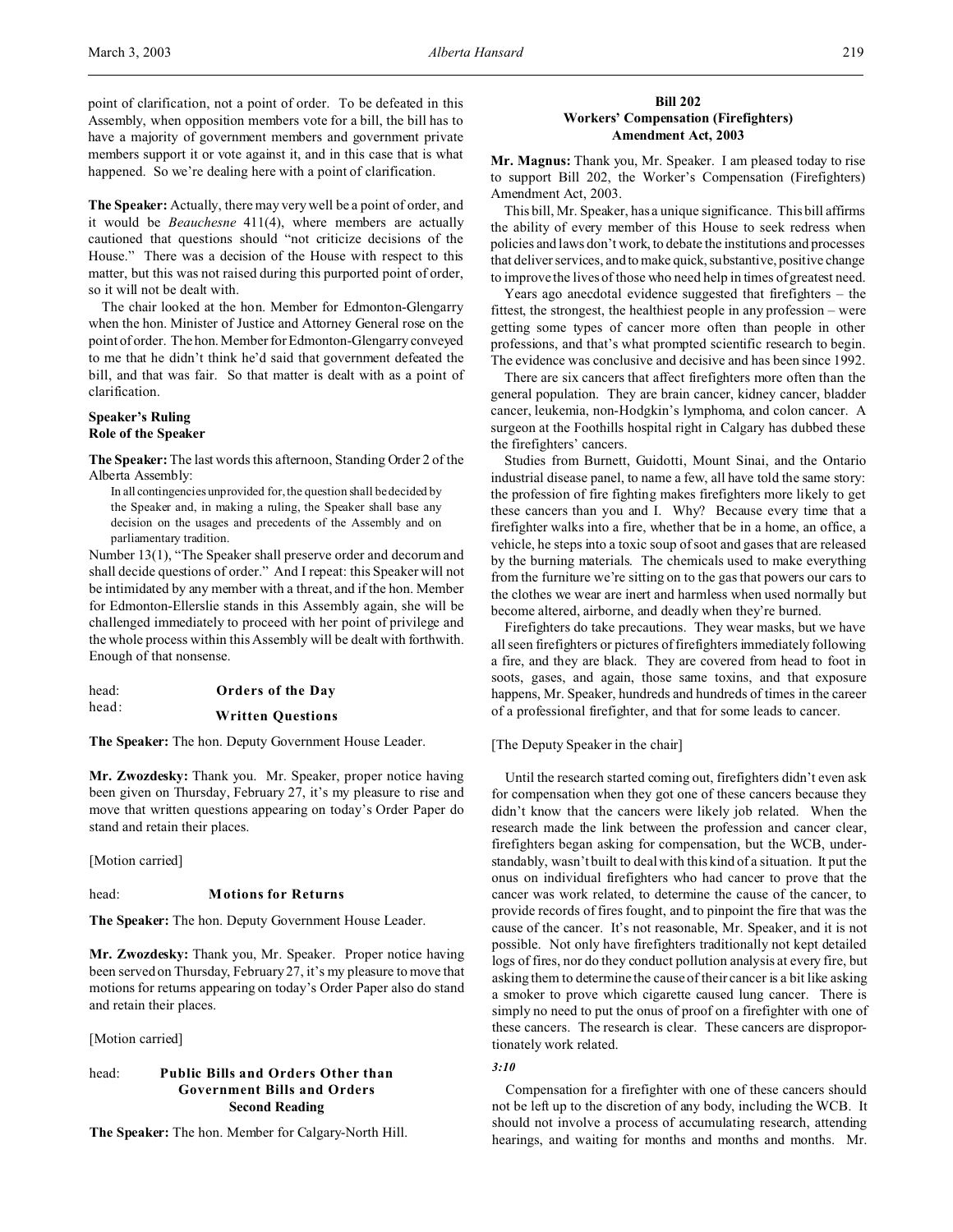point of clarification, not a point of order. To be defeated in this Assembly, when opposition members vote for a bill, the bill has to have a majority of government members and government private members support it or vote against it, and in this case that is what happened. So we're dealing here with a point of clarification.

**The Speaker:** Actually, there may very well be a point of order, and it would be *Beauchesne* 411(4), where members are actually cautioned that questions should "not criticize decisions of the House." There was a decision of the House with respect to this matter, but this was not raised during this purported point of order, so it will not be dealt with.

The chair looked at the hon. Member for Edmonton-Glengarry when the hon. Minister of Justice and Attorney General rose on the point of order. The hon. Member for Edmonton-Glengarry conveyed to me that he didn't think he'd said that government defeated the bill, and that was fair. So that matter is dealt with as a point of clarification.

**Speaker's Ruling**
**Role of the Speaker**

**The Speaker:** The last words this afternoon, Standing Order 2 of the Alberta Assembly:

> In all contingencies unprovided for, the question shall be decided by the Speaker and, in making a ruling, the Speaker shall base any decision on the usages and precedents of the Assembly and on parliamentary tradition.

Number 13(1), "The Speaker shall preserve order and decorum and shall decide questions of order." And I repeat: this Speaker will not be intimidated by any member with a threat, and if the hon. Member for Edmonton-Ellerslie stands in this Assembly again, she will be challenged immediately to proceed with her point of privilege and the whole process within this Assembly will be dealt with forthwith. Enough of that nonsense.

head: **Orders of the Day**
head: **Written Questions**

**The Speaker:** The hon. Deputy Government House Leader.

**Mr. Zwozdesky:** Thank you. Mr. Speaker, proper notice having been given on Thursday, February 27, it's my pleasure to rise and move that written questions appearing on today's Order Paper do stand and retain their places.

[Motion carried]

head: **Motions for Returns**

**The Speaker:** The hon. Deputy Government House Leader.

**Mr. Zwozdesky:** Thank you, Mr. Speaker. Proper notice having been served on Thursday, February 27, it's my pleasure to move that motions for returns appearing on today's Order Paper also do stand and retain their places.

[Motion carried]

head: **Public Bills and Orders Other than Government Bills and Orders**
**Second Reading**

**The Speaker:** The hon. Member for Calgary-North Hill.

**Bill 202**
**Workers' Compensation (Firefighters) Amendment Act, 2003**

**Mr. Magnus:** Thank you, Mr. Speaker. I am pleased today to rise to support Bill 202, the Worker's Compensation (Firefighters) Amendment Act, 2003.

This bill, Mr. Speaker, has a unique significance. This bill affirms the ability of every member of this House to seek redress when policies and laws don't work, to debate the institutions and processes that deliver services, and to make quick, substantive, positive change to improve the lives of those who need help in times of greatest need.

Years ago anecdotal evidence suggested that firefighters – the fittest, the strongest, the healthiest people in any profession – were getting some types of cancer more often than people in other professions, and that's what prompted scientific research to begin. The evidence was conclusive and decisive and has been since 1992.

There are six cancers that affect firefighters more often than the general population. They are brain cancer, kidney cancer, bladder cancer, leukemia, non-Hodgkin's lymphoma, and colon cancer. A surgeon at the Foothills hospital right in Calgary has dubbed these the firefighters' cancers.

Studies from Burnett, Guidotti, Mount Sinai, and the Ontario industrial disease panel, to name a few, all have told the same story: the profession of fire fighting makes firefighters more likely to get these cancers than you and I. Why? Because every time that a firefighter walks into a fire, whether that be in a home, an office, a vehicle, he steps into a toxic soup of soot and gases that are released by the burning materials. The chemicals used to make everything from the furniture we're sitting on to the gas that powers our cars to the clothes we wear are inert and harmless when used normally but become altered, airborne, and deadly when they're burned.

Firefighters do take precautions. They wear masks, but we have all seen firefighters or pictures of firefighters immediately following a fire, and they are black. They are covered from head to foot in soots, gases, and again, those same toxins, and that exposure happens, Mr. Speaker, hundreds and hundreds of times in the career of a professional firefighter, and that for some leads to cancer.

[The Deputy Speaker in the chair]

Until the research started coming out, firefighters didn't even ask for compensation when they got one of these cancers because they didn't know that the cancers were likely job related. When the research made the link between the profession and cancer clear, firefighters began asking for compensation, but the WCB, understandably, wasn't built to deal with this kind of a situation. It put the onus on individual firefighters who had cancer to prove that the cancer was work related, to determine the cause of the cancer, to provide records of fires fought, and to pinpoint the fire that was the cause of the cancer. It's not reasonable, Mr. Speaker, and it is not possible. Not only have firefighters traditionally not kept detailed logs of fires, nor do they conduct pollution analysis at every fire, but asking them to determine the cause of their cancer is a bit like asking a smoker to prove which cigarette caused lung cancer. There is simply no need to put the onus of proof on a firefighter with one of these cancers. The research is clear. These cancers are disproportionately work related.

*3:10*

Compensation for a firefighter with one of these cancers should not be left up to the discretion of any body, including the WCB. It should not involve a process of accumulating research, attending hearings, and waiting for months and months and months. Mr.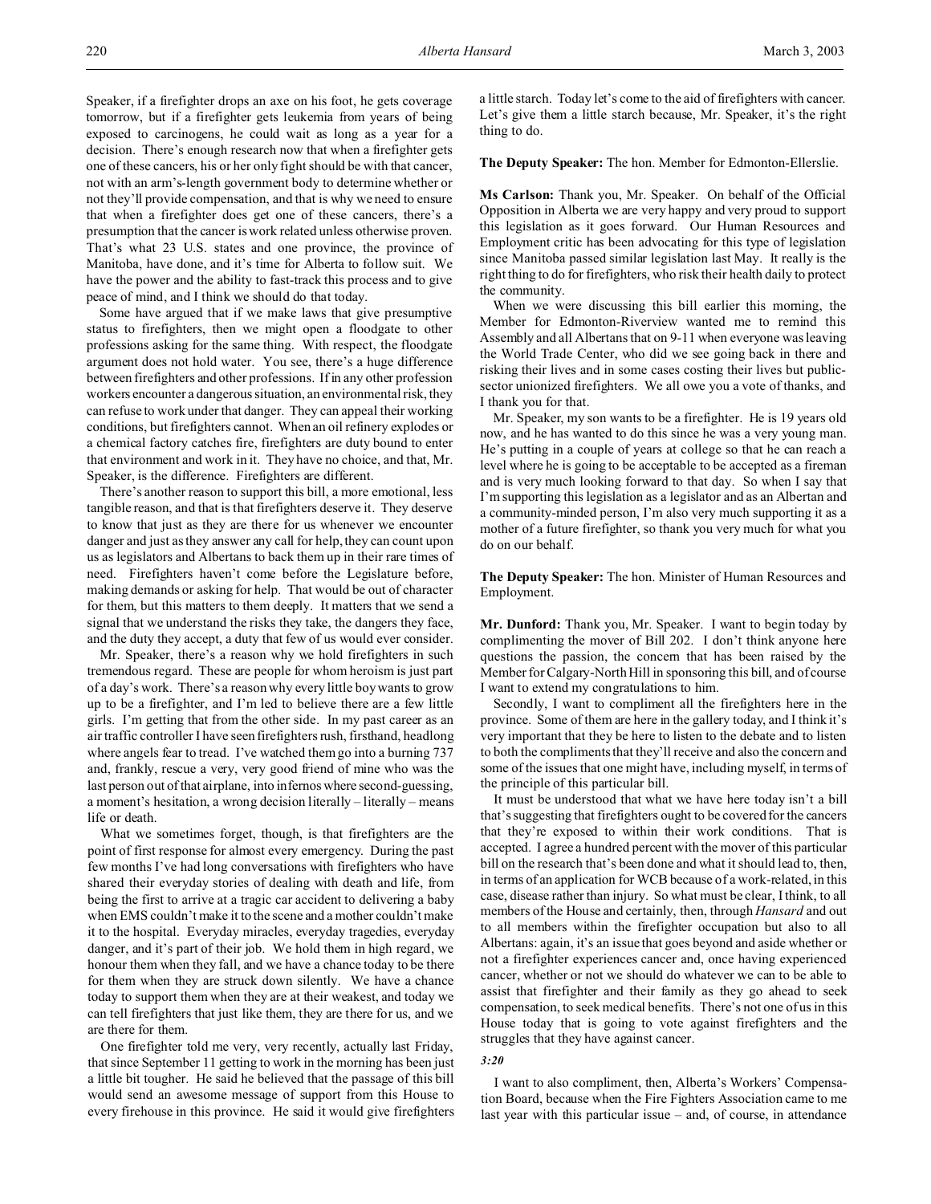Speaker, if a firefighter drops an axe on his foot, he gets coverage tomorrow, but if a firefighter gets leukemia from years of being exposed to carcinogens, he could wait as long as a year for a decision. There's enough research now that when a firefighter gets one of these cancers, his or her only fight should be with that cancer, not with an arm's-length government body to determine whether or not they'll provide compensation, and that is why we need to ensure that when a firefighter does get one of these cancers, there's a presumption that the cancer is work related unless otherwise proven. That's what 23 U.S. states and one province, the province of Manitoba, have done, and it's time for Alberta to follow suit. We have the power and the ability to fast-track this process and to give peace of mind, and I think we should do that today.

Some have argued that if we make laws that give presumptive status to firefighters, then we might open a floodgate to other professions asking for the same thing. With respect, the floodgate argument does not hold water. You see, there's a huge difference between firefighters and other professions. If in any other profession workers encounter a dangerous situation, an environmental risk, they can refuse to work under that danger. They can appeal their working conditions, but firefighters cannot. When an oil refinery explodes or a chemical factory catches fire, firefighters are duty bound to enter that environment and work in it. They have no choice, and that, Mr. Speaker, is the difference. Firefighters are different.

There's another reason to support this bill, a more emotional, less tangible reason, and that is that firefighters deserve it. They deserve to know that just as they are there for us whenever we encounter danger and just as they answer any call for help, they can count upon us as legislators and Albertans to back them up in their rare times of need. Firefighters haven't come before the Legislature before, making demands or asking for help. That would be out of character for them, but this matters to them deeply. It matters that we send a signal that we understand the risks they take, the dangers they face, and the duty they accept, a duty that few of us would ever consider.

Mr. Speaker, there's a reason why we hold firefighters in such tremendous regard. These are people for whom heroism is just part of a day's work. There's a reason why every little boy wants to grow up to be a firefighter, and I'm led to believe there are a few little girls. I'm getting that from the other side. In my past career as an air traffic controller I have seen firefighters rush, firsthand, headlong where angels fear to tread. I've watched them go into a burning 737 and, frankly, rescue a very, very good friend of mine who was the last person out of that airplane, into infernos where second-guessing, a moment's hesitation, a wrong decision literally – literally – means life or death.

What we sometimes forget, though, is that firefighters are the point of first response for almost every emergency. During the past few months I've had long conversations with firefighters who have shared their everyday stories of dealing with death and life, from being the first to arrive at a tragic car accident to delivering a baby when EMS couldn't make it to the scene and a mother couldn't make it to the hospital. Everyday miracles, everyday tragedies, everyday danger, and it's part of their job. We hold them in high regard, we honour them when they fall, and we have a chance today to be there for them when they are struck down silently. We have a chance today to support them when they are at their weakest, and today we can tell firefighters that just like them, they are there for us, and we are there for them.

One firefighter told me very, very recently, actually last Friday, that since September 11 getting to work in the morning has been just a little bit tougher. He said he believed that the passage of this bill would send an awesome message of support from this House to every firehouse in this province. He said it would give firefighters a little starch. Today let's come to the aid of firefighters with cancer. Let's give them a little starch because, Mr. Speaker, it's the right thing to do.

**The Deputy Speaker:** The hon. Member for Edmonton-Ellerslie.

**Ms Carlson:** Thank you, Mr. Speaker. On behalf of the Official Opposition in Alberta we are very happy and very proud to support this legislation as it goes forward. Our Human Resources and Employment critic has been advocating for this type of legislation since Manitoba passed similar legislation last May. It really is the right thing to do for firefighters, who risk their health daily to protect the community.

When we were discussing this bill earlier this morning, the Member for Edmonton-Riverview wanted me to remind this Assembly and all Albertans that on 9-11 when everyone was leaving the World Trade Center, who did we see going back in there and risking their lives and in some cases costing their lives but public-sector unionized firefighters. We all owe you a vote of thanks, and I thank you for that.

Mr. Speaker, my son wants to be a firefighter. He is 19 years old now, and he has wanted to do this since he was a very young man. He's putting in a couple of years at college so that he can reach a level where he is going to be acceptable to be accepted as a fireman and is very much looking forward to that day. So when I say that I'm supporting this legislation as a legislator and as an Albertan and a community-minded person, I'm also very much supporting it as a mother of a future firefighter, so thank you very much for what you do on our behalf.

**The Deputy Speaker:** The hon. Minister of Human Resources and Employment.

**Mr. Dunford:** Thank you, Mr. Speaker. I want to begin today by complimenting the mover of Bill 202. I don't think anyone here questions the passion, the concern that has been raised by the Member for Calgary-North Hill in sponsoring this bill, and of course I want to extend my congratulations to him.

Secondly, I want to compliment all the firefighters here in the province. Some of them are here in the gallery today, and I think it's very important that they be here to listen to the debate and to listen to both the compliments that they'll receive and also the concern and some of the issues that one might have, including myself, in terms of the principle of this particular bill.

It must be understood that what we have here today isn't a bill that's suggesting that firefighters ought to be covered for the cancers that they're exposed to within their work conditions. That is accepted. I agree a hundred percent with the mover of this particular bill on the research that's been done and what it should lead to, then, in terms of an application for WCB because of a work-related, in this case, disease rather than injury. So what must be clear, I think, to all members of the House and certainly, then, through *Hansard* and out to all members within the firefighter occupation but also to all Albertans: again, it's an issue that goes beyond and aside whether or not a firefighter experiences cancer and, once having experienced cancer, whether or not we should do whatever we can to be able to assist that firefighter and their family as they go ahead to seek compensation, to seek medical benefits. There's not one of us in this House today that is going to vote against firefighters and the struggles that they have against cancer.

*3:20*

I want to also compliment, then, Alberta's Workers' Compensation Board, because when the Fire Fighters Association came to me last year with this particular issue – and, of course, in attendance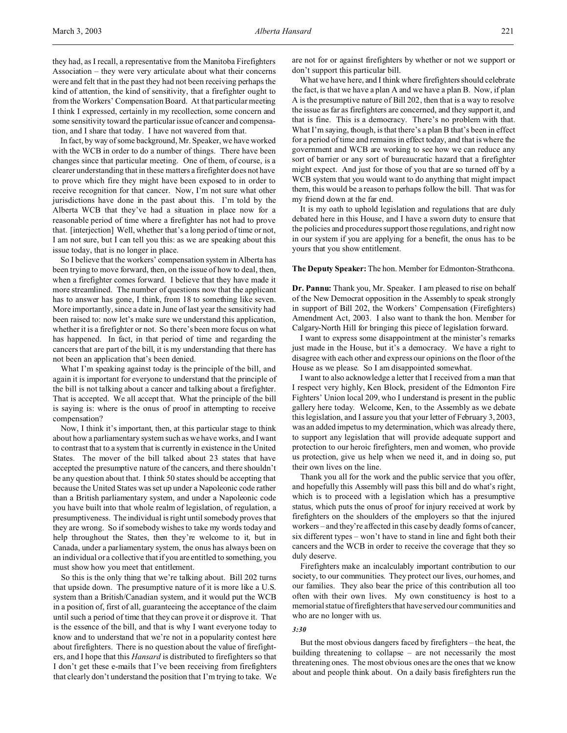they had, as I recall, a representative from the Manitoba Firefighters Association – they were very articulate about what their concerns were and felt that in the past they had not been receiving perhaps the kind of attention, the kind of sensitivity, that a firefighter ought to from the Workers' Compensation Board. At that particular meeting I think I expressed, certainly in my recollection, some concern and some sensitivity toward the particular issue of cancer and compensation, and I share that today. I have not wavered from that.

In fact, by way of some background, Mr. Speaker, we have worked with the WCB in order to do a number of things. There have been changes since that particular meeting. One of them, of course, is a clearer understanding that in these matters a firefighter does not have to prove which fire they might have been exposed to in order to receive recognition for that cancer. Now, I'm not sure what other jurisdictions have done in the past about this. I'm told by the Alberta WCB that they've had a situation in place now for a reasonable period of time where a firefighter has not had to prove that. [interjection] Well, whether that's a long period of time or not, I am not sure, but I can tell you this: as we are speaking about this issue today, that is no longer in place.

So I believe that the workers' compensation system in Alberta has been trying to move forward, then, on the issue of how to deal, then, when a firefighter comes forward. I believe that they have made it more streamlined. The number of questions now that the applicant has to answer has gone, I think, from 18 to something like seven. More importantly, since a date in June of last year the sensitivity had been raised to: now let's make sure we understand this application, whether it is a firefighter or not. So there's been more focus on what has happened. In fact, in that period of time and regarding the cancers that are part of the bill, it is my understanding that there has not been an application that's been denied.

What I'm speaking against today is the principle of the bill, and again it is important for everyone to understand that the principle of the bill is not talking about a cancer and talking about a firefighter. That is accepted. We all accept that. What the principle of the bill is saying is: where is the onus of proof in attempting to receive compensation?

Now, I think it's important, then, at this particular stage to think about how a parliamentary system such as we have works, and I want to contrast that to a system that is currently in existence in the United States. The mover of the bill talked about 23 states that have accepted the presumptive nature of the cancers, and there shouldn't be any question about that. I think 50 states should be accepting that because the United States was set up under a Napoleonic code rather than a British parliamentary system, and under a Napoleonic code you have built into that whole realm of legislation, of regulation, a presumptiveness. The individual is right until somebody proves that they are wrong. So if somebody wishes to take my words today and help throughout the States, then they're welcome to it, but in Canada, under a parliamentary system, the onus has always been on an individual or a collective that if you are entitled to something, you must show how you meet that entitlement.

So this is the only thing that we're talking about. Bill 202 turns that upside down. The presumptive nature of it is more like a U.S. system than a British/Canadian system, and it would put the WCB in a position of, first of all, guaranteeing the acceptance of the claim until such a period of time that they can prove it or disprove it. That is the essence of the bill, and that is why I want everyone today to know and to understand that we're not in a popularity contest here about firefighters. There is no question about the value of firefighters, and I hope that this *Hansard* is distributed to firefighters so that I don't get these e-mails that I've been receiving from firefighters that clearly don't understand the position that I'm trying to take. We are not for or against firefighters by whether or not we support or don't support this particular bill.

What we have here, and I think where firefighters should celebrate the fact, is that we have a plan A and we have a plan B. Now, if plan A is the presumptive nature of Bill 202, then that is a way to resolve the issue as far as firefighters are concerned, and they support it, and that is fine. This is a democracy. There's no problem with that. What I'm saying, though, is that there's a plan B that's been in effect for a period of time and remains in effect today, and that is where the government and WCB are working to see how we can reduce any sort of barrier or any sort of bureaucratic hazard that a firefighter might expect. And just for those of you that are so turned off by a WCB system that you would want to do anything that might impact them, this would be a reason to perhaps follow the bill. That was for my friend down at the far end.

It is my oath to uphold legislation and regulations that are duly debated here in this House, and I have a sworn duty to ensure that the policies and procedures support those regulations, and right now in our system if you are applying for a benefit, the onus has to be yours that you show entitlement.

**The Deputy Speaker:** The hon. Member for Edmonton-Strathcona.

**Dr. Pannu:** Thank you, Mr. Speaker. I am pleased to rise on behalf of the New Democrat opposition in the Assembly to speak strongly in support of Bill 202, the Workers' Compensation (Firefighters) Amendment Act, 2003. I also want to thank the hon. Member for Calgary-North Hill for bringing this piece of legislation forward.

I want to express some disappointment at the minister's remarks just made in the House, but it's a democracy. We have a right to disagree with each other and express our opinions on the floor of the House as we please. So I am disappointed somewhat.

I want to also acknowledge a letter that I received from a man that I respect very highly, Ken Block, president of the Edmonton Fire Fighters' Union local 209, who I understand is present in the public gallery here today. Welcome, Ken, to the Assembly as we debate this legislation, and I assure you that your letter of February 3, 2003, was an added impetus to my determination, which was already there, to support any legislation that will provide adequate support and protection to our heroic firefighters, men and women, who provide us protection, give us help when we need it, and in doing so, put their own lives on the line.

Thank you all for the work and the public service that you offer, and hopefully this Assembly will pass this bill and do what's right, which is to proceed with a legislation which has a presumptive status, which puts the onus of proof for injury received at work by firefighters on the shoulders of the employers so that the injured workers – and they're affected in this case by deadly forms of cancer, six different types – won't have to stand in line and fight both their cancers and the WCB in order to receive the coverage that they so duly deserve.

Firefighters make an incalculably important contribution to our society, to our communities. They protect our lives, our homes, and our families. They also bear the price of this contribution all too often with their own lives. My own constituency is host to a memorial statue of firefighters that have served our communities and who are no longer with us.

*3:30*

But the most obvious dangers faced by firefighters – the heat, the building threatening to collapse – are not necessarily the most threatening ones. The most obvious ones are the ones that we know about and people think about. On a daily basis firefighters run the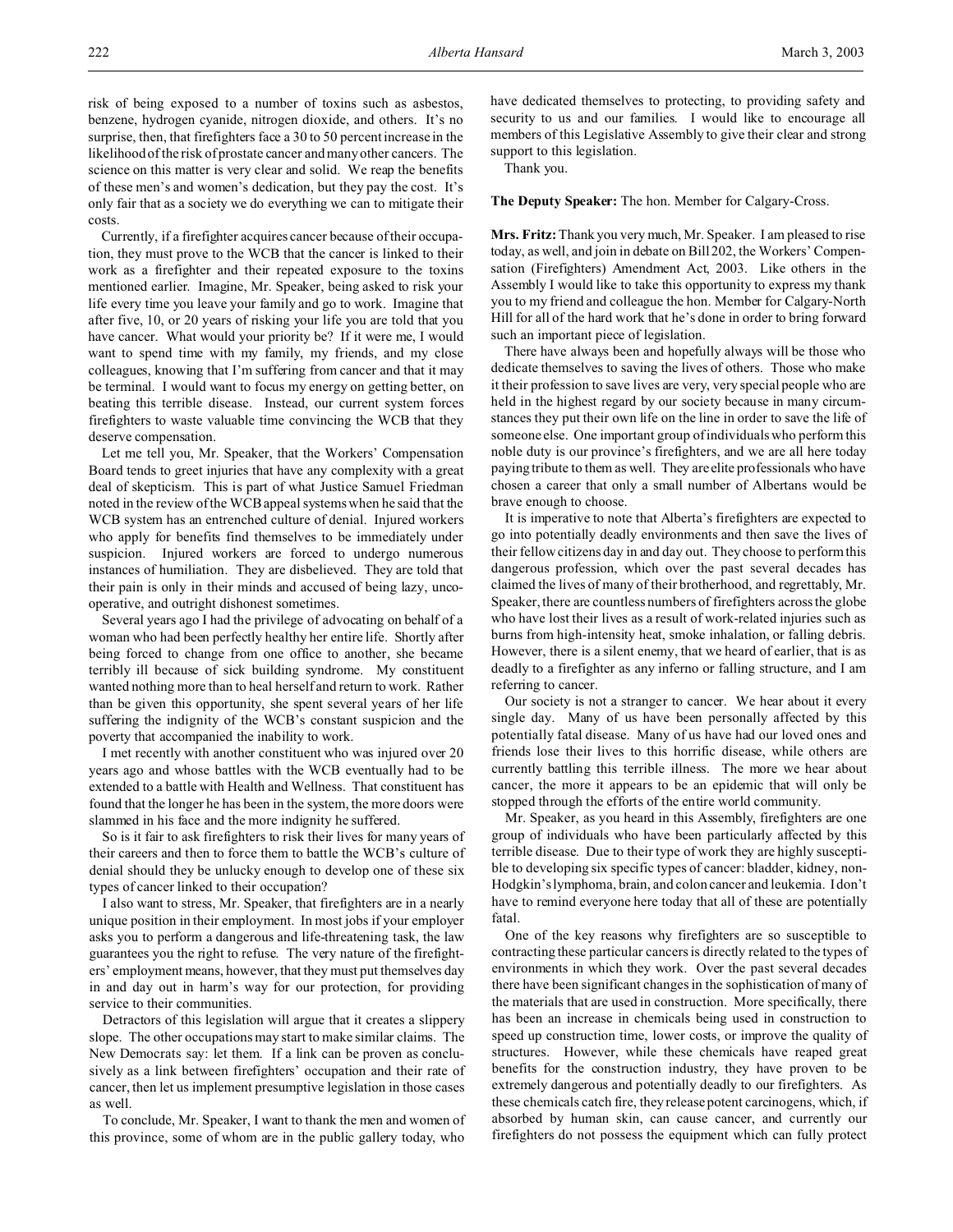risk of being exposed to a number of toxins such as asbestos, benzene, hydrogen cyanide, nitrogen dioxide, and others. It's no surprise, then, that firefighters face a 30 to 50 percent increase in the likelihood of the risk of prostate cancer and many other cancers. The science on this matter is very clear and solid. We reap the benefits of these men's and women's dedication, but they pay the cost. It's only fair that as a society we do everything we can to mitigate their costs.

Currently, if a firefighter acquires cancer because of their occupation, they must prove to the WCB that the cancer is linked to their work as a firefighter and their repeated exposure to the toxins mentioned earlier. Imagine, Mr. Speaker, being asked to risk your life every time you leave your family and go to work. Imagine that after five, 10, or 20 years of risking your life you are told that you have cancer. What would your priority be? If it were me, I would want to spend time with my family, my friends, and my close colleagues, knowing that I'm suffering from cancer and that it may be terminal. I would want to focus my energy on getting better, on beating this terrible disease. Instead, our current system forces firefighters to waste valuable time convincing the WCB that they deserve compensation.

Let me tell you, Mr. Speaker, that the Workers' Compensation Board tends to greet injuries that have any complexity with a great deal of skepticism. This is part of what Justice Samuel Friedman noted in the review of the WCB appeal systems when he said that the WCB system has an entrenched culture of denial. Injured workers who apply for benefits find themselves to be immediately under suspicion. Injured workers are forced to undergo numerous instances of humiliation. They are disbelieved. They are told that their pain is only in their minds and accused of being lazy, uncooperative, and outright dishonest sometimes.

Several years ago I had the privilege of advocating on behalf of a woman who had been perfectly healthy her entire life. Shortly after being forced to change from one office to another, she became terribly ill because of sick building syndrome. My constituent wanted nothing more than to heal herself and return to work. Rather than be given this opportunity, she spent several years of her life suffering the indignity of the WCB's constant suspicion and the poverty that accompanied the inability to work.

I met recently with another constituent who was injured over 20 years ago and whose battles with the WCB eventually had to be extended to a battle with Health and Wellness. That constituent has found that the longer he has been in the system, the more doors were slammed in his face and the more indignity he suffered.

So is it fair to ask firefighters to risk their lives for many years of their careers and then to force them to battle the WCB's culture of denial should they be unlucky enough to develop one of these six types of cancer linked to their occupation?

I also want to stress, Mr. Speaker, that firefighters are in a nearly unique position in their employment. In most jobs if your employer asks you to perform a dangerous and life-threatening task, the law guarantees you the right to refuse. The very nature of the firefighters' employment means, however, that they must put themselves day in and day out in harm's way for our protection, for providing service to their communities.

Detractors of this legislation will argue that it creates a slippery slope. The other occupations may start to make similar claims. The New Democrats say: let them. If a link can be proven as conclusively as a link between firefighters' occupation and their rate of cancer, then let us implement presumptive legislation in those cases as well.

To conclude, Mr. Speaker, I want to thank the men and women of this province, some of whom are in the public gallery today, who have dedicated themselves to protecting, to providing safety and security to us and our families. I would like to encourage all members of this Legislative Assembly to give their clear and strong support to this legislation.

Thank you.

**The Deputy Speaker:** The hon. Member for Calgary-Cross.

**Mrs. Fritz:** Thank you very much, Mr. Speaker. I am pleased to rise today, as well, and join in debate on Bill 202, the Workers' Compensation (Firefighters) Amendment Act, 2003. Like others in the Assembly I would like to take this opportunity to express my thank you to my friend and colleague the hon. Member for Calgary-North Hill for all of the hard work that he's done in order to bring forward such an important piece of legislation.

There have always been and hopefully always will be those who dedicate themselves to saving the lives of others. Those who make it their profession to save lives are very, very special people who are held in the highest regard by our society because in many circumstances they put their own life on the line in order to save the life of someone else. One important group of individuals who perform this noble duty is our province's firefighters, and we are all here today paying tribute to them as well. They are elite professionals who have chosen a career that only a small number of Albertans would be brave enough to choose.

It is imperative to note that Alberta's firefighters are expected to go into potentially deadly environments and then save the lives of their fellow citizens day in and day out. They choose to perform this dangerous profession, which over the past several decades has claimed the lives of many of their brotherhood, and regrettably, Mr. Speaker, there are countless numbers of firefighters across the globe who have lost their lives as a result of work-related injuries such as burns from high-intensity heat, smoke inhalation, or falling debris. However, there is a silent enemy, that we heard of earlier, that is as deadly to a firefighter as any inferno or falling structure, and I am referring to cancer.

Our society is not a stranger to cancer. We hear about it every single day. Many of us have been personally affected by this potentially fatal disease. Many of us have had our loved ones and friends lose their lives to this horrific disease, while others are currently battling this terrible illness. The more we hear about cancer, the more it appears to be an epidemic that will only be stopped through the efforts of the entire world community.

Mr. Speaker, as you heard in this Assembly, firefighters are one group of individuals who have been particularly affected by this terrible disease. Due to their type of work they are highly susceptible to developing six specific types of cancer: bladder, kidney, non-Hodgkin's lymphoma, brain, and colon cancer and leukemia. I don't have to remind everyone here today that all of these are potentially fatal.

One of the key reasons why firefighters are so susceptible to contracting these particular cancers is directly related to the types of environments in which they work. Over the past several decades there have been significant changes in the sophistication of many of the materials that are used in construction. More specifically, there has been an increase in chemicals being used in construction to speed up construction time, lower costs, or improve the quality of structures. However, while these chemicals have reaped great benefits for the construction industry, they have proven to be extremely dangerous and potentially deadly to our firefighters. As these chemicals catch fire, they release potent carcinogens, which, if absorbed by human skin, can cause cancer, and currently our firefighters do not possess the equipment which can fully protect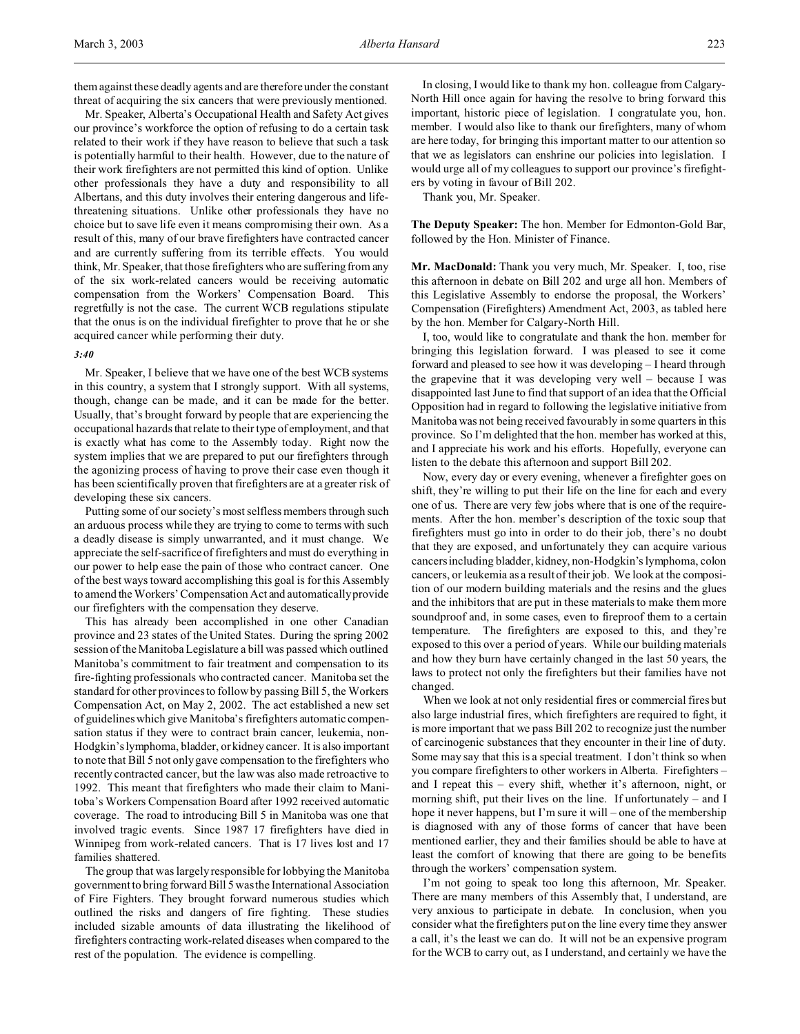them against these deadly agents and are therefore under the constant threat of acquiring the six cancers that were previously mentioned.

Mr. Speaker, Alberta's Occupational Health and Safety Act gives our province's workforce the option of refusing to do a certain task related to their work if they have reason to believe that such a task is potentially harmful to their health. However, due to the nature of their work firefighters are not permitted this kind of option. Unlike other professionals they have a duty and responsibility to all Albertans, and this duty involves their entering dangerous and life-threatening situations. Unlike other professionals they have no choice but to save life even it it means compromising their own. As a result of this, many of our brave firefighters have contracted cancer and are currently suffering from its terrible effects. You would think, Mr. Speaker, that those firefighters who are suffering from any of the six work-related cancers would be receiving automatic compensation from the Workers' Compensation Board. This regretfully is not the case. The current WCB regulations stipulate that the onus is on the individual firefighter to prove that he or she acquired cancer while performing their duty.

*3:40*

Mr. Speaker, I believe that we have one of the best WCB systems in this country, a system that I strongly support. With all systems, though, change can be made, and it can be made for the better. Usually, that's brought forward by people that are experiencing the occupational hazards that relate to their type of employment, and that is exactly what has come to the Assembly today. Right now the system implies that we are prepared to put our firefighters through the agonizing process of having to prove their case even though it has been scientifically proven that firefighters are at a greater risk of developing these six cancers.

Putting some of our society's most selfless members through such an arduous process while they are trying to come to terms with such a deadly disease is simply unwarranted, and it must change. We appreciate the self-sacrifice of firefighters and must do everything in our power to help ease the pain of those who contract cancer. One of the best ways toward accomplishing this goal is for this Assembly to amend the Workers' Compensation Act and automatically provide our firefighters with the compensation they deserve.

This has already been accomplished in one other Canadian province and 23 states of the United States. During the spring 2002 session of the Manitoba Legislature a bill was passed which outlined Manitoba's commitment to fair treatment and compensation to its fire-fighting professionals who contracted cancer. Manitoba set the standard for other provinces to follow by passing Bill 5, the Workers Compensation Act, on May 2, 2002. The act established a new set of guidelines which give Manitoba's firefighters automatic compensation status if they were to contract brain cancer, leukemia, non-Hodgkin's lymphoma, bladder, or kidney cancer. It is also important to note that Bill 5 not only gave compensation to the firefighters who recently contracted cancer, but the law was also made retroactive to 1992. This meant that firefighters who made their claim to Manitoba's Workers Compensation Board after 1992 received automatic coverage. The road to introducing Bill 5 in Manitoba was one that involved tragic events. Since 1987 17 firefighters have died in Winnipeg from work-related cancers. That is 17 lives lost and 17 families shattered.

The group that was largely responsible for lobbying the Manitoba government to bring forward Bill 5 was the International Association of Fire Fighters. They brought forward numerous studies which outlined the risks and dangers of fire fighting. These studies included sizable amounts of data illustrating the likelihood of firefighters contracting work-related diseases when compared to the rest of the population. The evidence is compelling.

In closing, I would like to thank my hon. colleague from Calgary-North Hill once again for having the resolve to bring forward this important, historic piece of legislation. I congratulate you, hon. member. I would also like to thank our firefighters, many of whom are here today, for bringing this important matter to our attention so that we as legislators can enshrine our policies into legislation. I would urge all of my colleagues to support our province's firefighters by voting in favour of Bill 202.

Thank you, Mr. Speaker.

**The Deputy Speaker:** The hon. Member for Edmonton-Gold Bar, followed by the Hon. Minister of Finance.

**Mr. MacDonald:** Thank you very much, Mr. Speaker. I, too, rise this afternoon in debate on Bill 202 and urge all hon. Members of this Legislative Assembly to endorse the proposal, the Workers' Compensation (Firefighters) Amendment Act, 2003, as tabled here by the hon. Member for Calgary-North Hill.

I, too, would like to congratulate and thank the hon. member for bringing this legislation forward. I was pleased to see it come forward and pleased to see how it was developing – I heard through the grapevine that it was developing very well – because I was disappointed last June to find that support of an idea that the Official Opposition had in regard to following the legislative initiative from Manitoba was not being received favourably in some quarters in this province. So I'm delighted that the hon. member has worked at this, and I appreciate his work and his efforts. Hopefully, everyone can listen to the debate this afternoon and support Bill 202.

Now, every day or every evening, whenever a firefighter goes on shift, they're willing to put their life on the line for each and every one of us. There are very few jobs where that is one of the requirements. After the hon. member's description of the toxic soup that firefighters must go into in order to do their job, there's no doubt that they are exposed, and unfortunately they can acquire various cancers including bladder, kidney, non-Hodgkin's lymphoma, colon cancers, or leukemia as a result of their job. We look at the composition of our modern building materials and the resins and the glues and the inhibitors that are put in these materials to make them more soundproof and, in some cases, even to fireproof them to a certain temperature. The firefighters are exposed to this, and they're exposed to this over a period of years. While our building materials and how they burn have certainly changed in the last 50 years, the laws to protect not only the firefighters but their families have not changed.

When we look at not only residential fires or commercial fires but also large industrial fires, which firefighters are required to fight, it is more important that we pass Bill 202 to recognize just the number of carcinogenic substances that they encounter in their line of duty. Some may say that this is a special treatment. I don't think so when you compare firefighters to other workers in Alberta. Firefighters – and I repeat this – every shift, whether it's afternoon, night, or morning shift, put their lives on the line. If unfortunately – and I hope it never happens, but I'm sure it will – one of the membership is diagnosed with any of those forms of cancer that have been mentioned earlier, they and their families should be able to have at least the comfort of knowing that there are going to be benefits through the workers' compensation system.

I'm not going to speak too long this afternoon, Mr. Speaker. There are many members of this Assembly that, I understand, are very anxious to participate in debate. In conclusion, when you consider what the firefighters put on the line every time they answer a call, it's the least we can do. It will not be an expensive program for the WCB to carry out, as I understand, and certainly we have the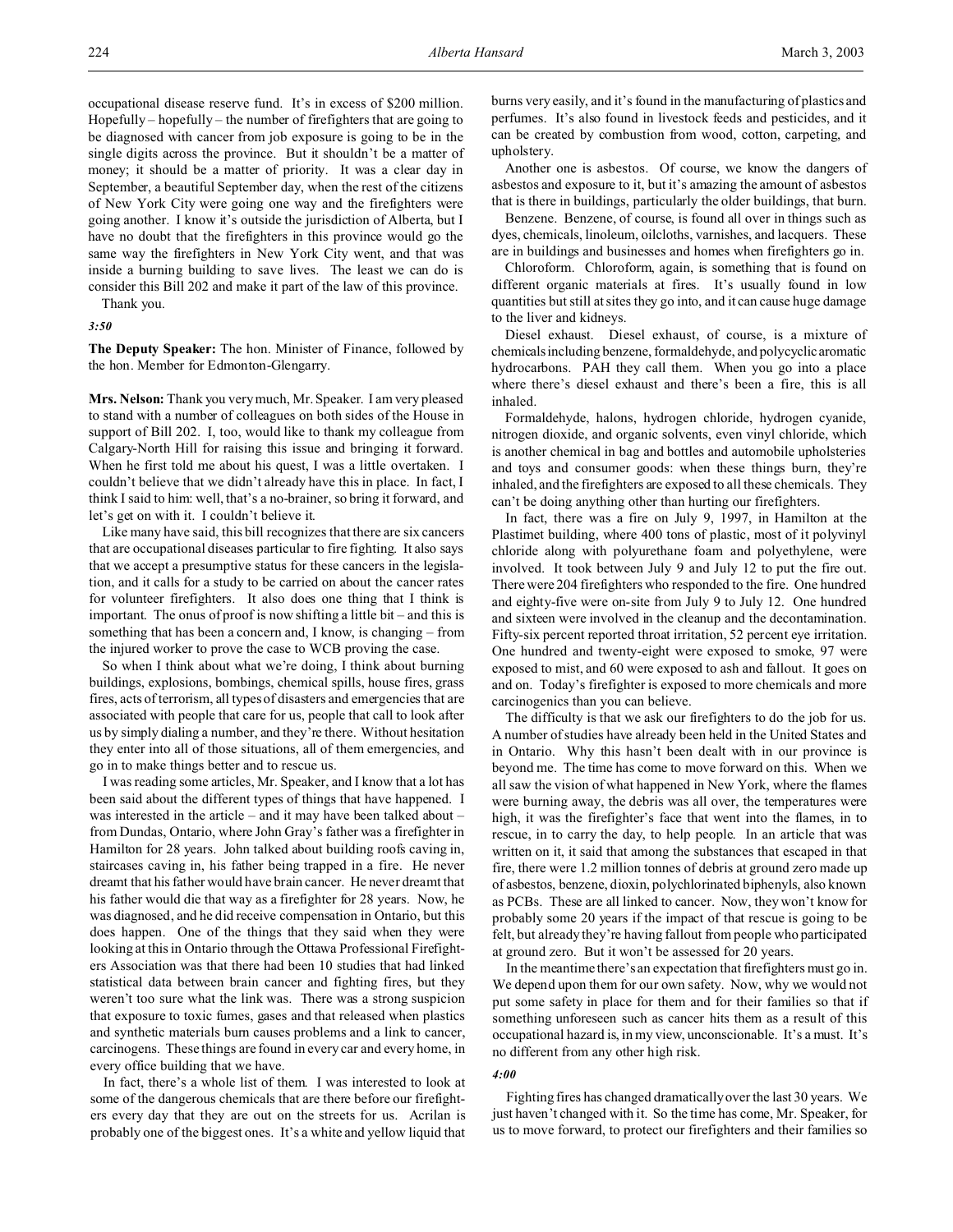occupational disease reserve fund. It's in excess of $200 million. Hopefully – hopefully – the number of firefighters that are going to be diagnosed with cancer from job exposure is going to be in the single digits across the province. But it shouldn't be a matter of money; it should be a matter of priority. It was a clear day in September, a beautiful September day, when the rest of the citizens of New York City were going one way and the firefighters were going another. I know it's outside the jurisdiction of Alberta, but I have no doubt that the firefighters in this province would go the same way the firefighters in New York City went, and that was inside a burning building to save lives. The least we can do is consider this Bill 202 and make it part of the law of this province.

Thank you.

*3:50*

**The Deputy Speaker:** The hon. Minister of Finance, followed by the hon. Member for Edmonton-Glengarry.

**Mrs. Nelson:** Thank you very much, Mr. Speaker. I am very pleased to stand with a number of colleagues on both sides of the House in support of Bill 202. I, too, would like to thank my colleague from Calgary-North Hill for raising this issue and bringing it forward. When he first told me about his quest, I was a little overtaken. I couldn't believe that we didn't already have this in place. In fact, I think I said to him: well, that's a no-brainer, so bring it forward, and let's get on with it. I couldn't believe it.

Like many have said, this bill recognizes that there are six cancers that are occupational diseases particular to fire fighting. It also says that we accept a presumptive status for these cancers in the legislation, and it calls for a study to be carried on about the cancer rates for volunteer firefighters. It also does one thing that I think is important. The onus of proof is now shifting a little bit – and this is something that has been a concern and, I know, is changing – from the injured worker to prove the case to WCB proving the case.

So when I think about what we're doing, I think about burning buildings, explosions, bombings, chemical spills, house fires, grass fires, acts of terrorism, all types of disasters and emergencies that are associated with people that care for us, people that call to look after us by simply dialing a number, and they're there. Without hesitation they enter into all of those situations, all of them emergencies, and go in to make things better and to rescue us.

I was reading some articles, Mr. Speaker, and I know that a lot has been said about the different types of things that have happened. I was interested in the article – and it may have been talked about – from Dundas, Ontario, where John Gray's father was a firefighter in Hamilton for 28 years. John talked about building roofs caving in, staircases caving in, his father being trapped in a fire. He never dreamt that his father would have brain cancer. He never dreamt that his father would die that way as a firefighter for 28 years. Now, he was diagnosed, and he did receive compensation in Ontario, but this does happen. One of the things that they said when they were looking at this in Ontario through the Ottawa Professional Firefighters Association was that there had been 10 studies that had linked statistical data between brain cancer and fighting fires, but they weren't too sure what the link was. There was a strong suspicion that exposure to toxic fumes, gases and that released when plastics and synthetic materials burn causes problems and a link to cancer, carcinogens. These things are found in every car and every home, in every office building that we have.

In fact, there's a whole list of them. I was interested to look at some of the dangerous chemicals that are there before our firefighters every day that they are out on the streets for us. Acrilan is probably one of the biggest ones. It's a white and yellow liquid that burns very easily, and it's found in the manufacturing of plastics and perfumes. It's also found in livestock feeds and pesticides, and it can be created by combustion from wood, cotton, carpeting, and upholstery.

Another one is asbestos. Of course, we know the dangers of asbestos and exposure to it, but it's amazing the amount of asbestos that is there in buildings, particularly the older buildings, that burn.

Benzene. Benzene, of course, is found all over in things such as dyes, chemicals, linoleum, oilcloths, varnishes, and lacquers. These are in buildings and businesses and homes when firefighters go in.

Chloroform. Chloroform, again, is something that is found on different organic materials at fires. It's usually found in low quantities but still at sites they go into, and it can cause huge damage to the liver and kidneys.

Diesel exhaust. Diesel exhaust, of course, is a mixture of chemicals including benzene, formaldehyde, and polycyclic aromatic hydrocarbons. PAH they call them. When you go into a place where there's diesel exhaust and there's been a fire, this is all inhaled.

Formaldehyde, halons, hydrogen chloride, hydrogen cyanide, nitrogen dioxide, and organic solvents, even vinyl chloride, which is another chemical in bag and bottles and automobile upholsteries and toys and consumer goods: when these things burn, they're inhaled, and the firefighters are exposed to all these chemicals. They can't be doing anything other than hurting our firefighters.

In fact, there was a fire on July 9, 1997, in Hamilton at the Plastimet building, where 400 tons of plastic, most of it polyvinyl chloride along with polyurethane foam and polyethylene, were involved. It took between July 9 and July 12 to put the fire out. There were 204 firefighters who responded to the fire. One hundred and eighty-five were on-site from July 9 to July 12. One hundred and sixteen were involved in the cleanup and the decontamination. Fifty-six percent reported throat irritation, 52 percent eye irritation. One hundred and twenty-eight were exposed to smoke, 97 were exposed to mist, and 60 were exposed to ash and fallout. It goes on and on. Today's firefighter is exposed to more chemicals and more carcinogenics than you can believe.

The difficulty is that we ask our firefighters to do the job for us. A number of studies have already been held in the United States and in Ontario. Why this hasn't been dealt with in our province is beyond me. The time has come to move forward on this. When we all saw the vision of what happened in New York, where the flames were burning away, the debris was all over, the temperatures were high, it was the firefighter's face that went into the flames, in to rescue, in to carry the day, to help people. In an article that was written on it, it said that among the substances that escaped in that fire, there were 1.2 million tonnes of debris at ground zero made up of asbestos, benzene, dioxin, polychlorinated biphenyls, also known as PCBs. These are all linked to cancer. Now, they won't know for probably some 20 years if the impact of that rescue is going to be felt, but already they're having fallout from people who participated at ground zero. But it won't be assessed for 20 years.

In the meantime there's an expectation that firefighters must go in. We depend upon them for our own safety. Now, why we would not put some safety in place for them and for their families so that if something unforeseen such as cancer hits them as a result of this occupational hazard is, in my view, unconscionable. It's a must. It's no different from any other high risk.

*4:00*

Fighting fires has changed dramatically over the last 30 years. We just haven't changed with it. So the time has come, Mr. Speaker, for us to move forward, to protect our firefighters and their families so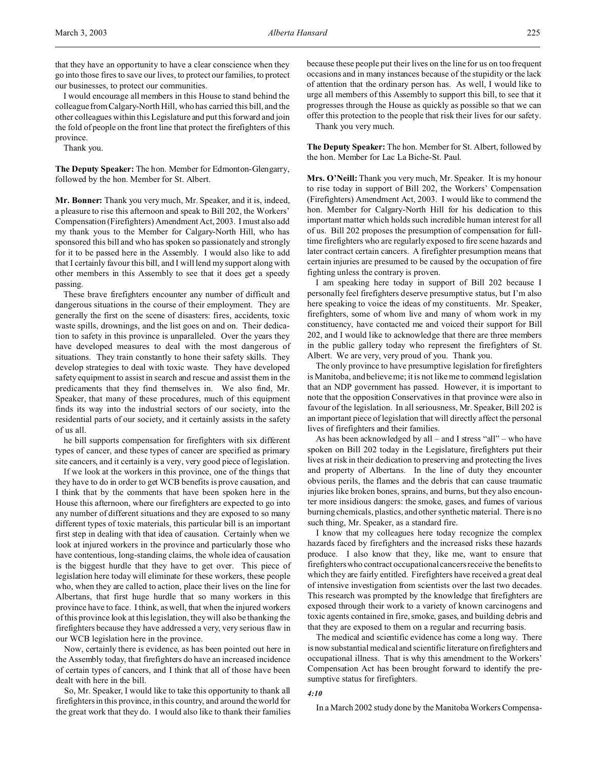that they have an opportunity to have a clear conscience when they go into those fires to save our lives, to protect our families, to protect our businesses, to protect our communities.

I would encourage all members in this House to stand behind the colleague from Calgary-North Hill, who has carried this bill, and the other colleagues within this Legislature and put this forward and join the fold of people on the front line that protect the firefighters of this province.

Thank you.

**The Deputy Speaker:** The hon. Member for Edmonton-Glengarry, followed by the hon. Member for St. Albert.

**Mr. Bonner:** Thank you very much, Mr. Speaker, and it is, indeed, a pleasure to rise this afternoon and speak to Bill 202, the Workers' Compensation (Firefighters) Amendment Act, 2003. I must also add my thank yous to the Member for Calgary-North Hill, who has sponsored this bill and who has spoken so passionately and strongly for it to be passed here in the Assembly. I would also like to add that I certainly favour this bill, and I will lend my support along with other members in this Assembly to see that it does get a speedy passing.

These brave firefighters encounter any number of difficult and dangerous situations in the course of their employment. They are generally the first on the scene of disasters: fires, accidents, toxic waste spills, drownings, and the list goes on and on. Their dedication to safety in this province is unparalleled. Over the years they have developed measures to deal with the most dangerous of situations. They train constantly to hone their safety skills. They develop strategies to deal with toxic waste. They have developed safety equipment to assist in search and rescue and assist them in the predicaments that they find themselves in. We also find, Mr. Speaker, that many of these procedures, much of this equipment finds its way into the industrial sectors of our society, into the residential parts of our society, and it certainly assists in the safety of us all.

he bill supports compensation for firefighters with six different types of cancer, and these types of cancer are specified as primary site cancers, and it certainly is a very, very good piece of legislation.

If we look at the workers in this province, one of the things that they have to do in order to get WCB benefits is prove causation, and I think that by the comments that have been spoken here in the House this afternoon, where our firefighters are expected to go into any number of different situations and they are exposed to so many different types of toxic materials, this particular bill is an important first step in dealing with that idea of causation. Certainly when we look at injured workers in the province and particularly those who have contentious, long-standing claims, the whole idea of causation is the biggest hurdle that they have to get over. This piece of legislation here today will eliminate for these workers, these people who, when they are called to action, place their lives on the line for Albertans, that first huge hurdle that so many workers in this province have to face. I think, as well, that when the injured workers of this province look at this legislation, they will also be thanking the firefighters because they have addressed a very, very serious flaw in our WCB legislation here in the province.

Now, certainly there is evidence, as has been pointed out here in the Assembly today, that firefighters do have an increased incidence of certain types of cancers, and I think that all of those have been dealt with here in the bill.

So, Mr. Speaker, I would like to take this opportunity to thank all firefighters in this province, in this country, and around the world for the great work that they do. I would also like to thank their families because these people put their lives on the line for us on too frequent occasions and in many instances because of the stupidity or the lack of attention that the ordinary person has. As well, I would like to urge all members of this Assembly to support this bill, to see that it progresses through the House as quickly as possible so that we can offer this protection to the people that risk their lives for our safety.

Thank you very much.

**The Deputy Speaker:** The hon. Member for St. Albert, followed by the hon. Member for Lac La Biche-St. Paul.

**Mrs. O'Neill:** Thank you very much, Mr. Speaker. It is my honour to rise today in support of Bill 202, the Workers' Compensation (Firefighters) Amendment Act, 2003. I would like to commend the hon. Member for Calgary-North Hill for his dedication to this important matter which holds such incredible human interest for all of us. Bill 202 proposes the presumption of compensation for full-time firefighters who are regularly exposed to fire scene hazards and later contract certain cancers. A firefighter presumption means that certain injuries are presumed to be caused by the occupation of fire fighting unless the contrary is proven.

I am speaking here today in support of Bill 202 because I personally feel firefighters deserve presumptive status, but I'm also here speaking to voice the ideas of my constituents. Mr. Speaker, firefighters, some of whom live and many of whom work in my constituency, have contacted me and voiced their support for Bill 202, and I would like to acknowledge that there are three members in the public gallery today who represent the firefighters of St. Albert. We are very, very proud of you. Thank you.

The only province to have presumptive legislation for firefighters is Manitoba, and believe me; it is not like me to commend legislation that an NDP government has passed. However, it is important to note that the opposition Conservatives in that province were also in favour of the legislation. In all seriousness, Mr. Speaker, Bill 202 is an important piece of legislation that will directly affect the personal lives of firefighters and their families.

As has been acknowledged by all – and I stress "all" – who have spoken on Bill 202 today in the Legislature, firefighters put their lives at risk in their dedication to preserving and protecting the lives and property of Albertans. In the line of duty they encounter obvious perils, the flames and the debris that can cause traumatic injuries like broken bones, sprains, and burns, but they also encounter more insidious dangers: the smoke, gases, and fumes of various burning chemicals, plastics, and other synthetic material. There is no such thing, Mr. Speaker, as a standard fire.

I know that my colleagues here today recognize the complex hazards faced by firefighters and the increased risks these hazards produce. I also know that they, like me, want to ensure that firefighters who contract occupational cancers receive the benefits to which they are fairly entitled. Firefighters have received a great deal of intensive investigation from scientists over the last two decades. This research was prompted by the knowledge that firefighters are exposed through their work to a variety of known carcinogens and toxic agents contained in fire, smoke, gases, and building debris and that they are exposed to them on a regular and recurring basis.

The medical and scientific evidence has come a long way. There is now substantial medical and scientific literature on firefighters and occupational illness. That is why this amendment to the Workers' Compensation Act has been brought forward to identify the presumptive status for firefighters.

*4:10*

In a March 2002 study done by the Manitoba Workers Compensa-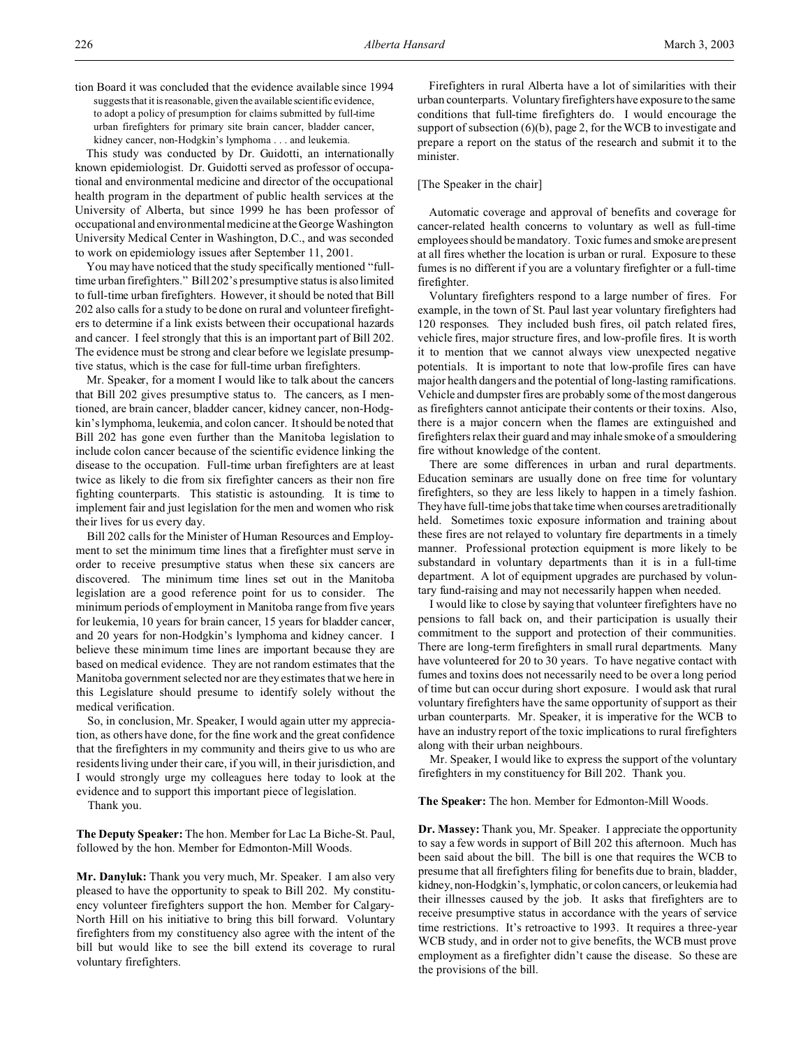tion Board it was concluded that the evidence available since 1994

> suggests that it is reasonable, given the available scientific evidence, to adopt a policy of presumption for claims submitted by full-time urban firefighters for primary site brain cancer, bladder cancer, kidney cancer, non-Hodgkin's lymphoma . . . and leukemia.

This study was conducted by Dr. Guidotti, an internationally known epidemiologist. Dr. Guidotti served as professor of occupational and environmental medicine and director of the occupational health program in the department of public health services at the University of Alberta, but since 1999 he has been professor of occupational and environmental medicine at the George Washington University Medical Center in Washington, D.C., and was seconded to work on epidemiology issues after September 11, 2001.

You may have noticed that the study specifically mentioned "full-time urban firefighters." Bill 202's presumptive status is also limited to full-time urban firefighters. However, it should be noted that Bill 202 also calls for a study to be done on rural and volunteer firefighters to determine if a link exists between their occupational hazards and cancer. I feel strongly that this is an important part of Bill 202. The evidence must be strong and clear before we legislate presumptive status, which is the case for full-time urban firefighters.

Mr. Speaker, for a moment I would like to talk about the cancers that Bill 202 gives presumptive status to. The cancers, as I mentioned, are brain cancer, bladder cancer, kidney cancer, non-Hodgkin's lymphoma, leukemia, and colon cancer. It should be noted that Bill 202 has gone even further than the Manitoba legislation to include colon cancer because of the scientific evidence linking the disease to the occupation. Full-time urban firefighters are at least twice as likely to die from six firefighter cancers as their non fire fighting counterparts. This statistic is astounding. It is time to implement fair and just legislation for the men and women who risk their lives for us every day.

Bill 202 calls for the Minister of Human Resources and Employment to set the minimum time lines that a firefighter must serve in order to receive presumptive status when these six cancers are discovered. The minimum time lines set out in the Manitoba legislation are a good reference point for us to consider. The minimum periods of employment in Manitoba range from five years for leukemia, 10 years for brain cancer, 15 years for bladder cancer, and 20 years for non-Hodgkin's lymphoma and kidney cancer. I believe these minimum time lines are important because they are based on medical evidence. They are not random estimates that the Manitoba government selected nor are they estimates that we here in this Legislature should presume to identify solely without the medical verification.

So, in conclusion, Mr. Speaker, I would again utter my appreciation, as others have done, for the fine work and the great confidence that the firefighters in my community and theirs give to us who are residents living under their care, if you will, in their jurisdiction, and I would strongly urge my colleagues here today to look at the evidence and to support this important piece of legislation.

Thank you.

**The Deputy Speaker:** The hon. Member for Lac La Biche-St. Paul, followed by the hon. Member for Edmonton-Mill Woods.

**Mr. Danyluk:** Thank you very much, Mr. Speaker. I am also very pleased to have the opportunity to speak to Bill 202. My constituency volunteer firefighters support the hon. Member for Calgary-North Hill on his initiative to bring this bill forward. Voluntary firefighters from my constituency also agree with the intent of the bill but would like to see the bill extend its coverage to rural voluntary firefighters.

Firefighters in rural Alberta have a lot of similarities with their urban counterparts. Voluntary firefighters have exposure to the same conditions that full-time firefighters do. I would encourage the support of subsection (6)(b), page 2, for the WCB to investigate and prepare a report on the status of the research and submit it to the minister.

[The Speaker in the chair]

Automatic coverage and approval of benefits and coverage for cancer-related health concerns to voluntary as well as full-time employees should be mandatory. Toxic fumes and smoke are present at all fires whether the location is urban or rural. Exposure to these fumes is no different if you are a voluntary firefighter or a full-time firefighter.

Voluntary firefighters respond to a large number of fires. For example, in the town of St. Paul last year voluntary firefighters had 120 responses. They included bush fires, oil patch related fires, vehicle fires, major structure fires, and low-profile fires. It is worth it to mention that we cannot always view unexpected negative potentials. It is important to note that low-profile fires can have major health dangers and the potential of long-lasting ramifications. Vehicle and dumpster fires are probably some of the most dangerous as firefighters cannot anticipate their contents or their toxins. Also, there is a major concern when the flames are extinguished and firefighters relax their guard and may inhale smoke of a smouldering fire without knowledge of the content.

There are some differences in urban and rural departments. Education seminars are usually done on free time for voluntary firefighters, so they are less likely to happen in a timely fashion. They have full-time jobs that take time when courses are traditionally held. Sometimes toxic exposure information and training about these fires are not relayed to voluntary fire departments in a timely manner. Professional protection equipment is more likely to be substandard in voluntary departments than it is in a full-time department. A lot of equipment upgrades are purchased by voluntary fund-raising and may not necessarily happen when needed.

I would like to close by saying that volunteer firefighters have no pensions to fall back on, and their participation is usually their commitment to the support and protection of their communities. There are long-term firefighters in small rural departments. Many have volunteered for 20 to 30 years. To have negative contact with fumes and toxins does not necessarily need to be over a long period of time but can occur during short exposure. I would ask that rural voluntary firefighters have the same opportunity of support as their urban counterparts. Mr. Speaker, it is imperative for the WCB to have an industry report of the toxic implications to rural firefighters along with their urban neighbours.

Mr. Speaker, I would like to express the support of the voluntary firefighters in my constituency for Bill 202. Thank you.

**The Speaker:** The hon. Member for Edmonton-Mill Woods.

**Dr. Massey:** Thank you, Mr. Speaker. I appreciate the opportunity to say a few words in support of Bill 202 this afternoon. Much has been said about the bill. The bill is one that requires the WCB to presume that all firefighters filing for benefits due to brain, bladder, kidney, non-Hodgkin's, lymphatic, or colon cancers, or leukemia had their illnesses caused by the job. It asks that firefighters are to receive presumptive status in accordance with the years of service time restrictions. It's retroactive to 1993. It requires a three-year WCB study, and in order not to give benefits, the WCB must prove employment as a firefighter didn't cause the disease. So these are the provisions of the bill.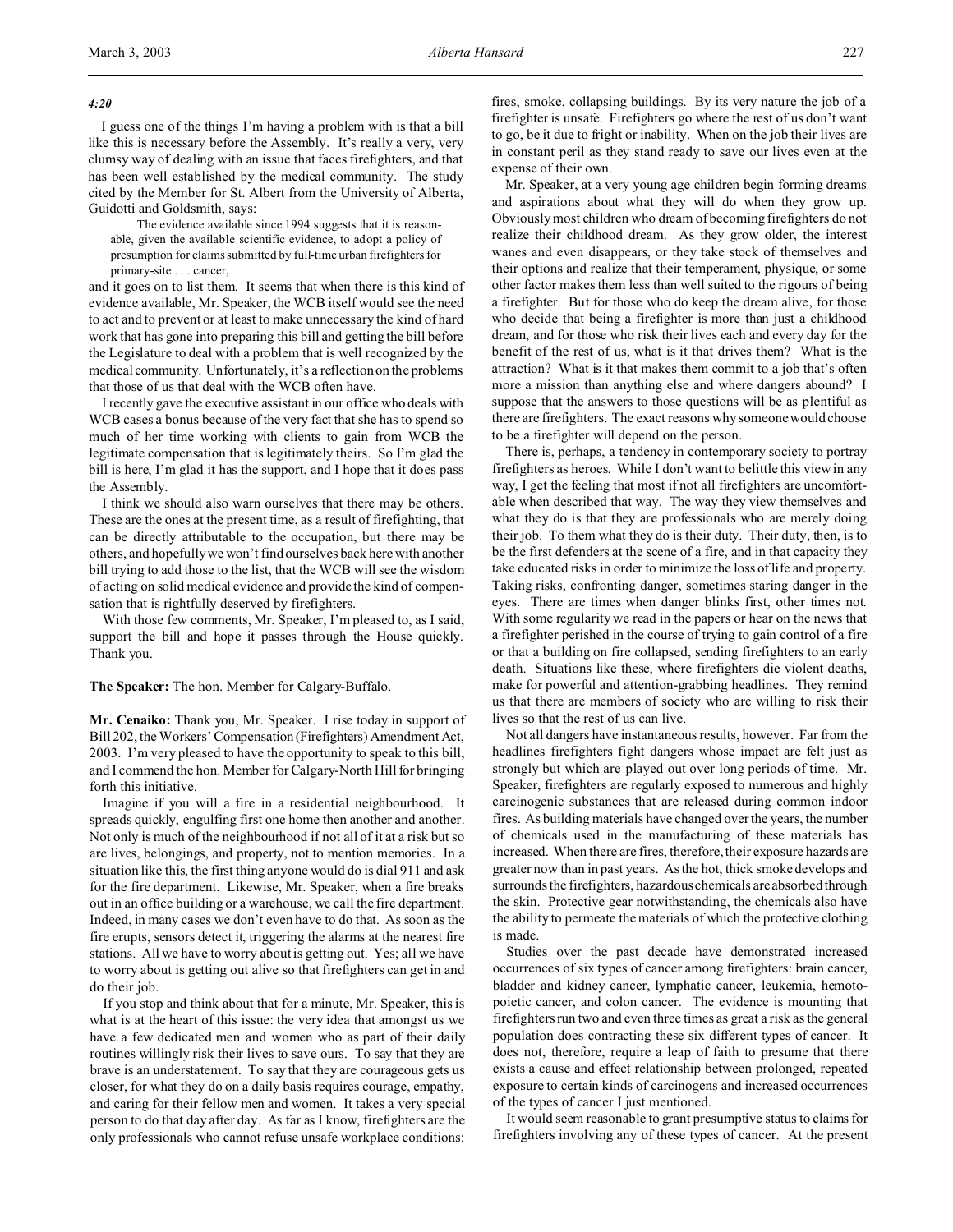*4:20*

I guess one of the things I'm having a problem with is that a bill like this is necessary before the Assembly. It's really a very, very clumsy way of dealing with an issue that faces firefighters, and that has been well established by the medical community. The study cited by the Member for St. Albert from the University of Alberta, Guidotti and Goldsmith, says:

> The evidence available since 1994 suggests that it is reasonable, given the available scientific evidence, to adopt a policy of presumption for claims submitted by full-time urban firefighters for primary-site . . . cancer,

and it goes on to list them. It seems that when there is this kind of evidence available, Mr. Speaker, the WCB itself would see the need to act and to prevent or at least to make unnecessary the kind of hard work that has gone into preparing this bill and getting the bill before the Legislature to deal with a problem that is well recognized by the medical community. Unfortunately, it's a reflection on the problems that those of us that deal with the WCB often have.

I recently gave the executive assistant in our office who deals with WCB cases a bonus because of the very fact that she has to spend so much of her time working with clients to gain from WCB the legitimate compensation that is legitimately theirs. So I'm glad the bill is here, I'm glad it has the support, and I hope that it does pass the Assembly.

I think we should also warn ourselves that there may be others. These are the ones at the present time, as a result of firefighting, that can be directly attributable to the occupation, but there may be others, and hopefully we won't find ourselves back here with another bill trying to add those to the list, that the WCB will see the wisdom of acting on solid medical evidence and provide the kind of compensation that is rightfully deserved by firefighters.

With those few comments, Mr. Speaker, I'm pleased to, as I said, support the bill and hope it passes through the House quickly. Thank you.

**The Speaker:** The hon. Member for Calgary-Buffalo.

**Mr. Cenaiko:** Thank you, Mr. Speaker. I rise today in support of Bill 202, the Workers' Compensation (Firefighters) Amendment Act, 2003. I'm very pleased to have the opportunity to speak to this bill, and I commend the hon. Member for Calgary-North Hill for bringing forth this initiative.

Imagine if you will a fire in a residential neighbourhood. It spreads quickly, engulfing first one home then another and another. Not only is much of the neighbourhood if not all of it at a risk but so are lives, belongings, and property, not to mention memories. In a situation like this, the first thing anyone would do is dial 911 and ask for the fire department. Likewise, Mr. Speaker, when a fire breaks out in an office building or a warehouse, we call the fire department. Indeed, in many cases we don't even have to do that. As soon as the fire erupts, sensors detect it, triggering the alarms at the nearest fire stations. All we have to worry about is getting out. Yes; all we have to worry about is getting out alive so that firefighters can get in and do their job.

If you stop and think about that for a minute, Mr. Speaker, this is what is at the heart of this issue: the very idea that amongst us we have a few dedicated men and women who as part of their daily routines willingly risk their lives to save ours. To say that they are brave is an understatement. To say that they are courageous gets us closer, for what they do on a daily basis requires courage, empathy, and caring for their fellow men and women. It takes a very special person to do that day after day. As far as I know, firefighters are the only professionals who cannot refuse unsafe workplace conditions: fires, smoke, collapsing buildings. By its very nature the job of a firefighter is unsafe. Firefighters go where the rest of us don't want to go, be it due to fright or inability. When on the job their lives are in constant peril as they stand ready to save our lives even at the expense of their own.

Mr. Speaker, at a very young age children begin forming dreams and aspirations about what they will do when they grow up. Obviously most children who dream of becoming firefighters do not realize their childhood dream. As they grow older, the interest wanes and even disappears, or they take stock of themselves and their options and realize that their temperament, physique, or some other factor makes them less than well suited to the rigours of being a firefighter. But for those who do keep the dream alive, for those who decide that being a firefighter is more than just a childhood dream, and for those who risk their lives each and every day for the benefit of the rest of us, what is it that drives them? What is the attraction? What is it that makes them commit to a job that's often more a mission than anything else and where dangers abound? I suppose that the answers to those questions will be as plentiful as there are firefighters. The exact reasons why someone would choose to be a firefighter will depend on the person.

There is, perhaps, a tendency in contemporary society to portray firefighters as heroes. While I don't want to belittle this view in any way, I get the feeling that most if not all firefighters are uncomfortable when described that way. The way they view themselves and what they do is that they are professionals who are merely doing their job. To them what they do is their duty. Their duty, then, is to be the first defenders at the scene of a fire, and in that capacity they take educated risks in order to minimize the loss of life and property. Taking risks, confronting danger, sometimes staring danger in the eyes. There are times when danger blinks first, other times not. With some regularity we read in the papers or hear on the news that a firefighter perished in the course of trying to gain control of a fire or that a building on fire collapsed, sending firefighters to an early death. Situations like these, where firefighters die violent deaths, make for powerful and attention-grabbing headlines. They remind us that there are members of society who are willing to risk their lives so that the rest of us can live.

Not all dangers have instantaneous results, however. Far from the headlines firefighters fight dangers whose impact are felt just as strongly but which are played out over long periods of time. Mr. Speaker, firefighters are regularly exposed to numerous and highly carcinogenic substances that are released during common indoor fires. As building materials have changed over the years, the number of chemicals used in the manufacturing of these materials has increased. When there are fires, therefore, their exposure hazards are greater now than in past years. As the hot, thick smoke develops and surrounds the firefighters, hazardous chemicals are absorbed through the skin. Protective gear notwithstanding, the chemicals also have the ability to permeate the materials of which the protective clothing is made.

Studies over the past decade have demonstrated increased occurrences of six types of cancer among firefighters: brain cancer, bladder and kidney cancer, lymphatic cancer, leukemia, hemotopoietic cancer, and colon cancer. The evidence is mounting that firefighters run two and even three times as great a risk as the general population does contracting these six different types of cancer. It does not, therefore, require a leap of faith to presume that there exists a cause and effect relationship between prolonged, repeated exposure to certain kinds of carcinogens and increased occurrences of the types of cancer I just mentioned.

It would seem reasonable to grant presumptive status to claims for firefighters involving any of these types of cancer. At the present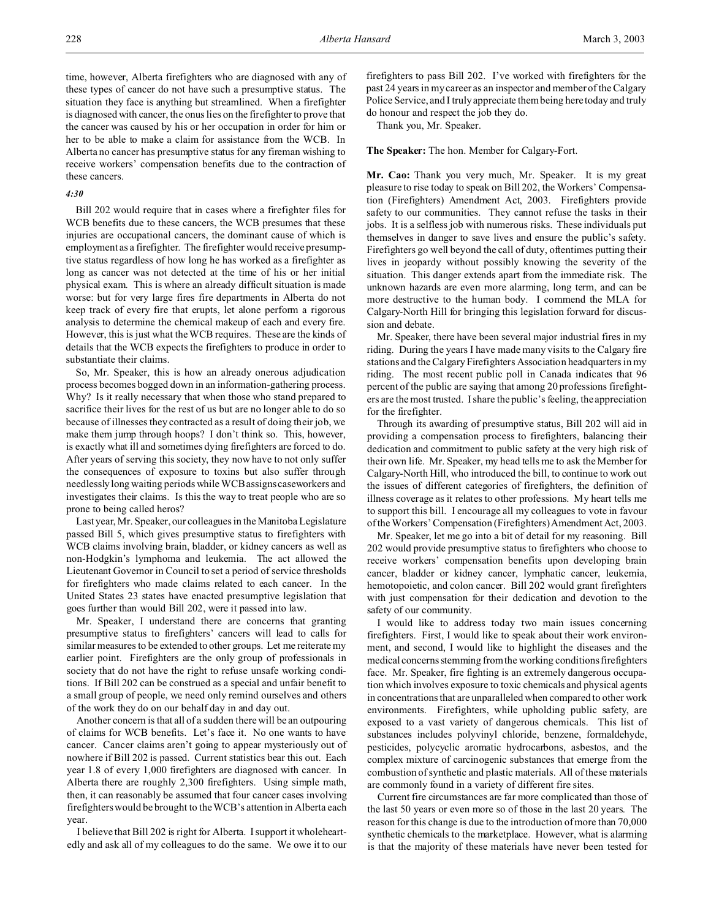time, however, Alberta firefighters who are diagnosed with any of these types of cancer do not have such a presumptive status. The situation they face is anything but streamlined. When a firefighter is diagnosed with cancer, the onus lies on the firefighter to prove that the cancer was caused by his or her occupation in order for him or her to be able to make a claim for assistance from the WCB. In Alberta no cancer has presumptive status for any fireman wishing to receive workers' compensation benefits due to the contraction of these cancers.

*4:30*

Bill 202 would require that in cases where a firefighter files for WCB benefits due to these cancers, the WCB presumes that these injuries are occupational cancers, the dominant cause of which is employment as a firefighter. The firefighter would receive presumptive status regardless of how long he has worked as a firefighter as long as cancer was not detected at the time of his or her initial physical exam. This is where an already difficult situation is made worse: but for very large fires fire departments in Alberta do not keep track of every fire that erupts, let alone perform a rigorous analysis to determine the chemical makeup of each and every fire. However, this is just what the WCB requires. These are the kinds of details that the WCB expects the firefighters to produce in order to substantiate their claims.

So, Mr. Speaker, this is how an already onerous adjudication process becomes bogged down in an information-gathering process. Why? Is it really necessary that when those who stand prepared to sacrifice their lives for the rest of us but are no longer able to do so because of illnesses they contracted as a result of doing their job, we make them jump through hoops? I don't think so. This, however, is exactly what ill and sometimes dying firefighters are forced to do. After years of serving this society, they now have to not only suffer the consequences of exposure to toxins but also suffer through needlessly long waiting periods while WCB assigns caseworkers and investigates their claims. Is this the way to treat people who are so prone to being called heros?

Last year, Mr. Speaker, our colleagues in the Manitoba Legislature passed Bill 5, which gives presumptive status to firefighters with WCB claims involving brain, bladder, or kidney cancers as well as non-Hodgkin's lymphoma and leukemia. The act allowed the Lieutenant Governor in Council to set a period of service thresholds for firefighters who made claims related to each cancer. In the United States 23 states have enacted presumptive legislation that goes further than would Bill 202, were it passed into law.

Mr. Speaker, I understand there are concerns that granting presumptive status to firefighters' cancers will lead to calls for similar measures to be extended to other groups. Let me reiterate my earlier point. Firefighters are the only group of professionals in society that do not have the right to refuse unsafe working conditions. If Bill 202 can be construed as a special and unfair benefit to a small group of people, we need only remind ourselves and others of the work they do on our behalf day in and day out.

Another concern is that all of a sudden there will be an outpouring of claims for WCB benefits. Let's face it. No one wants to have cancer. Cancer claims aren't going to appear mysteriously out of nowhere if Bill 202 is passed. Current statistics bear this out. Each year 1.8 of every 1,000 firefighters are diagnosed with cancer. In Alberta there are roughly 2,300 firefighters. Using simple math, then, it can reasonably be assumed that four cancer cases involving firefighters would be brought to the WCB's attention in Alberta each year.

I believe that Bill 202 is right for Alberta. I support it wholeheartedly and ask all of my colleagues to do the same. We owe it to our firefighters to pass Bill 202. I've worked with firefighters for the past 24 years in my career as an inspector and member of the Calgary Police Service, and I truly appreciate them being here today and truly do honour and respect the job they do.

Thank you, Mr. Speaker.

**The Speaker:** The hon. Member for Calgary-Fort.

**Mr. Cao:** Thank you very much, Mr. Speaker. It is my great pleasure to rise today to speak on Bill 202, the Workers' Compensation (Firefighters) Amendment Act, 2003. Firefighters provide safety to our communities. They cannot refuse the tasks in their jobs. It is a selfless job with numerous risks. These individuals put themselves in danger to save lives and ensure the public's safety. Firefighters go well beyond the call of duty, oftentimes putting their lives in jeopardy without possibly knowing the severity of the situation. This danger extends apart from the immediate risk. The unknown hazards are even more alarming, long term, and can be more destructive to the human body. I commend the MLA for Calgary-North Hill for bringing this legislation forward for discussion and debate.

Mr. Speaker, there have been several major industrial fires in my riding. During the years I have made many visits to the Calgary fire stations and the Calgary Firefighters Association headquarters in my riding. The most recent public poll in Canada indicates that 96 percent of the public are saying that among 20 professions firefighters are the most trusted. I share the public's feeling, the appreciation for the firefighter.

Through its awarding of presumptive status, Bill 202 will aid in providing a compensation process to firefighters, balancing their dedication and commitment to public safety at the very high risk of their own life. Mr. Speaker, my head tells me to ask the Member for Calgary-North Hill, who introduced the bill, to continue to work out the issues of different categories of firefighters, the definition of illness coverage as it relates to other professions. My heart tells me to support this bill. I encourage all my colleagues to vote in favour of the Workers' Compensation (Firefighters) Amendment Act, 2003.

Mr. Speaker, let me go into a bit of detail for my reasoning. Bill 202 would provide presumptive status to firefighters who choose to receive workers' compensation benefits upon developing brain cancer, bladder or kidney cancer, lymphatic cancer, leukemia, hemotopoietic, and colon cancer. Bill 202 would grant firefighters with just compensation for their dedication and devotion to the safety of our community.

I would like to address today two main issues concerning firefighters. First, I would like to speak about their work environment, and second, I would like to highlight the diseases and the medical concerns stemming from the working conditions firefighters face. Mr. Speaker, fire fighting is an extremely dangerous occupation which involves exposure to toxic chemicals and physical agents in concentrations that are unparalleled when compared to other work environments. Firefighters, while upholding public safety, are exposed to a vast variety of dangerous chemicals. This list of substances includes polyvinyl chloride, benzene, formaldehyde, pesticides, polycyclic aromatic hydrocarbons, asbestos, and the complex mixture of carcinogenic substances that emerge from the combustion of synthetic and plastic materials. All of these materials are commonly found in a variety of different fire sites.

Current fire circumstances are far more complicated than those of the last 50 years or even more so of those in the last 20 years. The reason for this change is due to the introduction of more than 70,000 synthetic chemicals to the marketplace. However, what is alarming is that the majority of these materials have never been tested for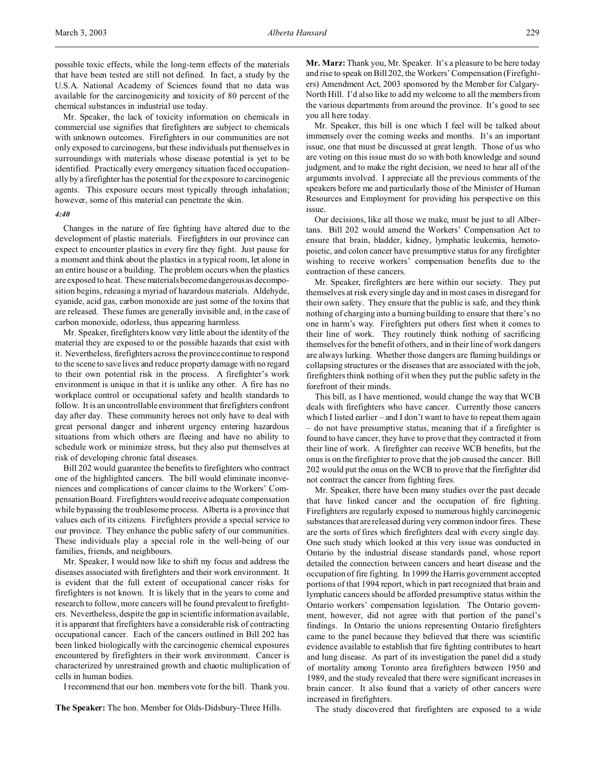possible toxic effects, while the long-term effects of the materials that have been tested are still not defined. In fact, a study by the U.S.A. National Academy of Sciences found that no data was available for the carcinogenicity and toxicity of 80 percent of the chemical substances in industrial use today.

Mr. Speaker, the lack of toxicity information on chemicals in commercial use signifies that firefighters are subject to chemicals with unknown outcomes. Firefighters in our communities are not only exposed to carcinogens, but these individuals put themselves in surroundings with materials whose disease potential is yet to be identified. Practically every emergency situation faced occupationally by a firefighter has the potential for the exposure to carcinogenic agents. This exposure occurs most typically through inhalation; however, some of this material can penetrate the skin.

*4:40*

Changes in the nature of fire fighting have altered due to the development of plastic materials. Firefighters in our province can expect to encounter plastics in every fire they fight. Just pause for a moment and think about the plastics in a typical room, let alone in an entire house or a building. The problem occurs when the plastics are exposed to heat. These materials become dangerous as decomposition begins, releasing a myriad of hazardous materials. Aldehyde, cyanide, acid gas, carbon monoxide are just some of the toxins that are released. These fumes are generally invisible and, in the case of carbon monoxide, odorless, thus appearing harmless.

Mr. Speaker, firefighters know very little about the identity of the material they are exposed to or the possible hazards that exist with it. Nevertheless, firefighters across the province continue to respond to the scene to save lives and reduce property damage with no regard to their own potential risk in the process. A firefighter's work environment is unique in that it is unlike any other. A fire has no workplace control or occupational safety and health standards to follow. It is an uncontrollable environment that firefighters confront day after day. These community heroes not only have to deal with great personal danger and inherent urgency entering hazardous situations from which others are fleeing and have no ability to schedule work or minimize stress, but they also put themselves at risk of developing chronic fatal diseases.

Bill 202 would guarantee the benefits to firefighters who contract one of the highlighted cancers. The bill would eliminate inconveniences and complications of cancer claims to the Workers' Compensation Board. Firefighters would receive adequate compensation while bypassing the troublesome process. Alberta is a province that values each of its citizens. Firefighters provide a special service to our province. They enhance the public safety of our communities. These individuals play a special role in the well-being of our families, friends, and neighbours.

Mr. Speaker, I would now like to shift my focus and address the diseases associated with firefighters and their work environment. It is evident that the full extent of occupational cancer risks for firefighters is not known. It is likely that in the years to come and research to follow, more cancers will be found prevalent to firefighters. Nevertheless, despite the gap in scientific information available, it is apparent that firefighters have a considerable risk of contracting occupational cancer. Each of the cancers outlined in Bill 202 has been linked biologically with the carcinogenic chemical exposures encountered by firefighters in their work environment. Cancer is characterized by unrestrained growth and chaotic multiplication of cells in human bodies.

I recommend that our hon. members vote for the bill. Thank you.

**The Speaker:** The hon. Member for Olds-Didsbury-Three Hills.

**Mr. Marz:** Thank you, Mr. Speaker. It's a pleasure to be here today and rise to speak on Bill 202, the Workers' Compensation (Firefighters) Amendment Act, 2003 sponsored by the Member for Calgary-North Hill. I'd also like to add my welcome to all the members from the various departments from around the province. It's good to see you all here today.

Mr. Speaker, this bill is one which I feel will be talked about immensely over the coming weeks and months. It's an important issue, one that must be discussed at great length. Those of us who are voting on this issue must do so with both knowledge and sound judgment, and to make the right decision, we need to hear all of the arguments involved. I appreciate all the previous comments of the speakers before me and particularly those of the Minister of Human Resources and Employment for providing his perspective on this issue.

Our decisions, like all those we make, must be just to all Albertans. Bill 202 would amend the Workers' Compensation Act to ensure that brain, bladder, kidney, lymphatic leukemia, hemotopoietic, and colon cancer have presumptive status for any firefighter wishing to receive workers' compensation benefits due to the contraction of these cancers.

Mr. Speaker, firefighters are here within our society. They put themselves at risk every single day and in most cases in disregard for their own safety. They ensure that the public is safe, and they think nothing of charging into a burning building to ensure that there's no one in harm's way. Firefighters put others first when it comes to their line of work. They routinely think nothing of sacrificing themselves for the benefit of others, and in their line of work dangers are always lurking. Whether those dangers are flaming buildings or collapsing structures or the diseases that are associated with the job, firefighters think nothing of it when they put the public safety in the forefront of their minds.

This bill, as I have mentioned, would change the way that WCB deals with firefighters who have cancer. Currently those cancers which I listed earlier – and I don't want to have to repeat them again – do not have presumptive status, meaning that if a firefighter is found to have cancer, they have to prove that they contracted it from their line of work. A firefighter can receive WCB benefits, but the onus is on the firefighter to prove that the job caused the cancer. Bill 202 would put the onus on the WCB to prove that the firefighter did not contract the cancer from fighting fires.

Mr. Speaker, there have been many studies over the past decade that have linked cancer and the occupation of fire fighting. Firefighters are regularly exposed to numerous highly carcinogenic substances that are released during very common indoor fires. These are the sorts of fires which firefighters deal with every single day. One such study which looked at this very issue was conducted in Ontario by the industrial disease standards panel, whose report detailed the connection between cancers and heart disease and the occupation of fire fighting. In 1999 the Harris government accepted portions of that 1994 report, which in part recognized that brain and lymphatic cancers should be afforded presumptive status within the Ontario workers' compensation legislation. The Ontario government, however, did not agree with that portion of the panel's findings. In Ontario the unions representing Ontario firefighters came to the panel because they believed that there was scientific evidence available to establish that fire fighting contributes to heart and lung disease. As part of its investigation the panel did a study of mortality among Toronto area firefighters between 1950 and 1989, and the study revealed that there were significant increases in brain cancer. It also found that a variety of other cancers were increased in firefighters.

The study discovered that firefighters are exposed to a wide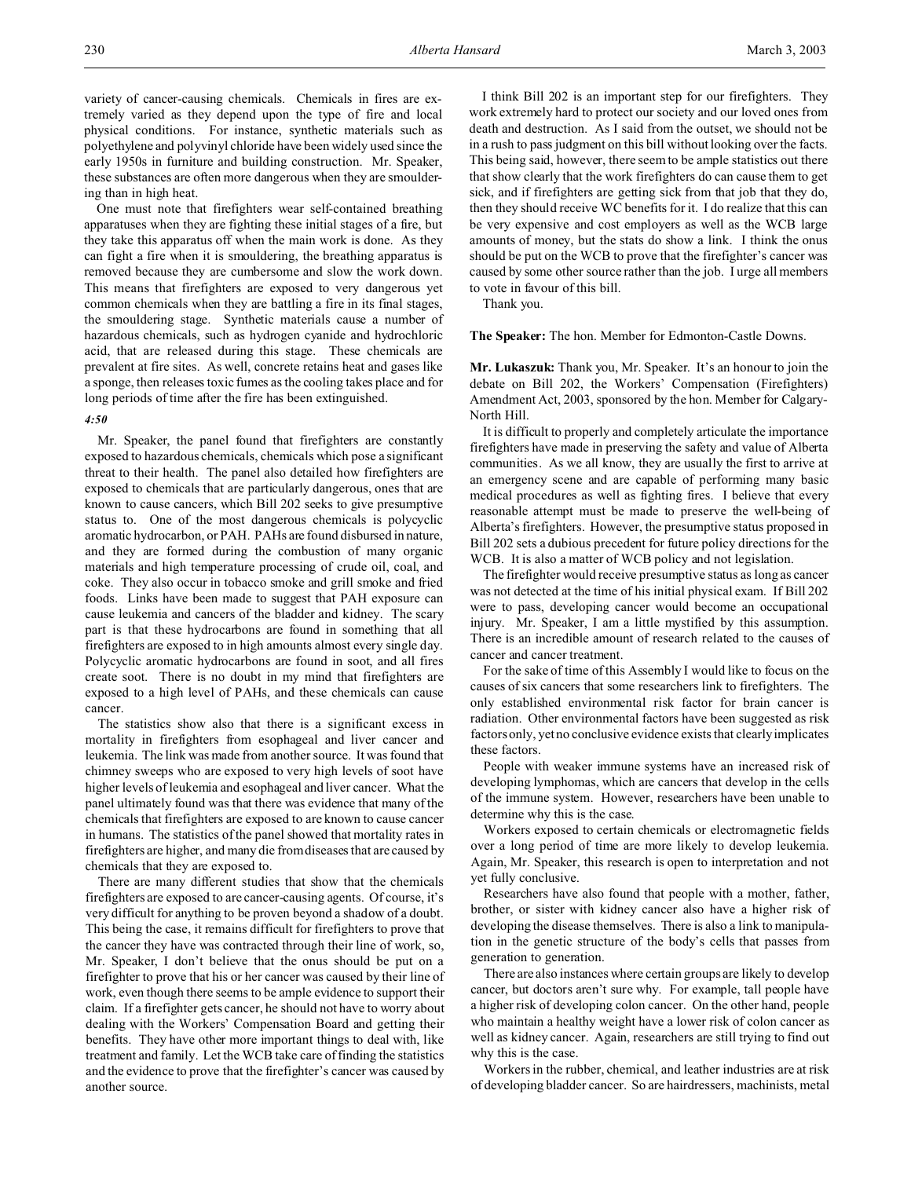variety of cancer-causing chemicals. Chemicals in fires are extremely varied as they depend upon the type of fire and local physical conditions. For instance, synthetic materials such as polyethylene and polyvinyl chloride have been widely used since the early 1950s in furniture and building construction. Mr. Speaker, these substances are often more dangerous when they are smouldering than in high heat.

One must note that firefighters wear self-contained breathing apparatuses when they are fighting these initial stages of a fire, but they take this apparatus off when the main work is done. As they can fight a fire when it is smouldering, the breathing apparatus is removed because they are cumbersome and slow the work down. This means that firefighters are exposed to very dangerous yet common chemicals when they are battling a fire in its final stages, the smouldering stage. Synthetic materials cause a number of hazardous chemicals, such as hydrogen cyanide and hydrochloric acid, that are released during this stage. These chemicals are prevalent at fire sites. As well, concrete retains heat and gases like a sponge, then releases toxic fumes as the cooling takes place and for long periods of time after the fire has been extinguished.

*4:50*

Mr. Speaker, the panel found that firefighters are constantly exposed to hazardous chemicals, chemicals which pose a significant threat to their health. The panel also detailed how firefighters are exposed to chemicals that are particularly dangerous, ones that are known to cause cancers, which Bill 202 seeks to give presumptive status to. One of the most dangerous chemicals is polycyclic aromatic hydrocarbon, or PAH. PAHs are found disbursed in nature, and they are formed during the combustion of many organic materials and high temperature processing of crude oil, coal, and coke. They also occur in tobacco smoke and grill smoke and fried foods. Links have been made to suggest that PAH exposure can cause leukemia and cancers of the bladder and kidney. The scary part is that these hydrocarbons are found in something that all firefighters are exposed to in high amounts almost every single day. Polycyclic aromatic hydrocarbons are found in soot, and all fires create soot. There is no doubt in my mind that firefighters are exposed to a high level of PAHs, and these chemicals can cause cancer.

The statistics show also that there is a significant excess in mortality in firefighters from esophageal and liver cancer and leukemia. The link was made from another source. It was found that chimney sweeps who are exposed to very high levels of soot have higher levels of leukemia and esophageal and liver cancer. What the panel ultimately found was that there was evidence that many of the chemicals that firefighters are exposed to are known to cause cancer in humans. The statistics of the panel showed that mortality rates in firefighters are higher, and many die from diseases that are caused by chemicals that they are exposed to.

There are many different studies that show that the chemicals firefighters are exposed to are cancer-causing agents. Of course, it's very difficult for anything to be proven beyond a shadow of a doubt. This being the case, it remains difficult for firefighters to prove that the cancer they have was contracted through their line of work, so, Mr. Speaker, I don't believe that the onus should be put on a firefighter to prove that his or her cancer was caused by their line of work, even though there seems to be ample evidence to support their claim. If a firefighter gets cancer, he should not have to worry about dealing with the Workers' Compensation Board and getting their benefits. They have other more important things to deal with, like treatment and family. Let the WCB take care of finding the statistics and the evidence to prove that the firefighter's cancer was caused by another source.

I think Bill 202 is an important step for our firefighters. They work extremely hard to protect our society and our loved ones from death and destruction. As I said from the outset, we should not be in a rush to pass judgment on this bill without looking over the facts. This being said, however, there seem to be ample statistics out there that show clearly that the work firefighters do can cause them to get sick, and if firefighters are getting sick from that job that they do, then they should receive WC benefits for it. I do realize that this can be very expensive and cost employers as well as the WCB large amounts of money, but the stats do show a link. I think the onus should be put on the WCB to prove that the firefighter's cancer was caused by some other source rather than the job. I urge all members to vote in favour of this bill.

Thank you.

**The Speaker:** The hon. Member for Edmonton-Castle Downs.

**Mr. Lukaszuk:** Thank you, Mr. Speaker. It's an honour to join the debate on Bill 202, the Workers' Compensation (Firefighters) Amendment Act, 2003, sponsored by the hon. Member for Calgary-North Hill.

It is difficult to properly and completely articulate the importance firefighters have made in preserving the safety and value of Alberta communities. As we all know, they are usually the first to arrive at an emergency scene and are capable of performing many basic medical procedures as well as fighting fires. I believe that every reasonable attempt must be made to preserve the well-being of Alberta's firefighters. However, the presumptive status proposed in Bill 202 sets a dubious precedent for future policy directions for the WCB. It is also a matter of WCB policy and not legislation.

The firefighter would receive presumptive status as long as cancer was not detected at the time of his initial physical exam. If Bill 202 were to pass, developing cancer would become an occupational injury. Mr. Speaker, I am a little mystified by this assumption. There is an incredible amount of research related to the causes of cancer and cancer treatment.

For the sake of time of this Assembly I would like to focus on the causes of six cancers that some researchers link to firefighters. The only established environmental risk factor for brain cancer is radiation. Other environmental factors have been suggested as risk factors only, yet no conclusive evidence exists that clearly implicates these factors.

People with weaker immune systems have an increased risk of developing lymphomas, which are cancers that develop in the cells of the immune system. However, researchers have been unable to determine why this is the case.

Workers exposed to certain chemicals or electromagnetic fields over a long period of time are more likely to develop leukemia. Again, Mr. Speaker, this research is open to interpretation and not yet fully conclusive.

Researchers have also found that people with a mother, father, brother, or sister with kidney cancer also have a higher risk of developing the disease themselves. There is also a link to manipulation in the genetic structure of the body's cells that passes from generation to generation.

There are also instances where certain groups are likely to develop cancer, but doctors aren't sure why. For example, tall people have a higher risk of developing colon cancer. On the other hand, people who maintain a healthy weight have a lower risk of colon cancer as well as kidney cancer. Again, researchers are still trying to find out why this is the case.

Workers in the rubber, chemical, and leather industries are at risk of developing bladder cancer. So are hairdressers, machinists, metal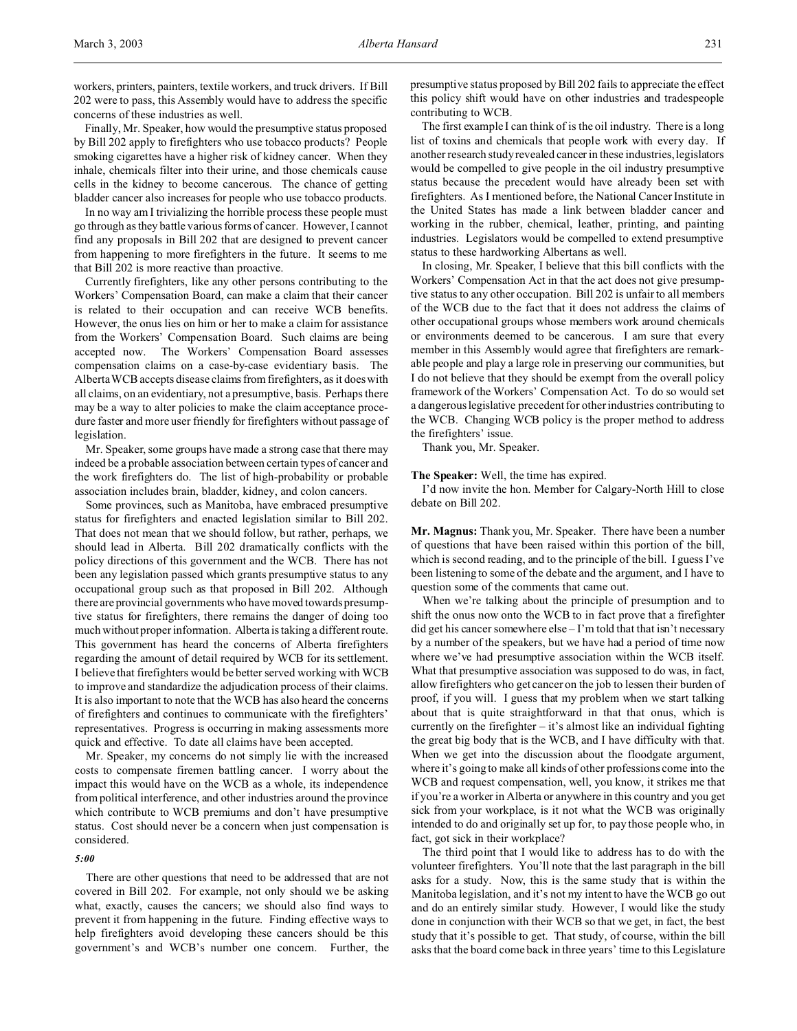workers, printers, painters, textile workers, and truck drivers. If Bill 202 were to pass, this Assembly would have to address the specific concerns of these industries as well.

Finally, Mr. Speaker, how would the presumptive status proposed by Bill 202 apply to firefighters who use tobacco products? People smoking cigarettes have a higher risk of kidney cancer. When they inhale, chemicals filter into their urine, and those chemicals cause cells in the kidney to become cancerous. The chance of getting bladder cancer also increases for people who use tobacco products.

In no way am I trivializing the horrible process these people must go through as they battle various forms of cancer. However, I cannot find any proposals in Bill 202 that are designed to prevent cancer from happening to more firefighters in the future. It seems to me that Bill 202 is more reactive than proactive.

Currently firefighters, like any other persons contributing to the Workers' Compensation Board, can make a claim that their cancer is related to their occupation and can receive WCB benefits. However, the onus lies on him or her to make a claim for assistance from the Workers' Compensation Board. Such claims are being accepted now. The Workers' Compensation Board assesses compensation claims on a case-by-case evidentiary basis. The Alberta WCB accepts disease claims from firefighters, as it does with all claims, on an evidentiary, not a presumptive, basis. Perhaps there may be a way to alter policies to make the claim acceptance procedure faster and more user friendly for firefighters without passage of legislation.

Mr. Speaker, some groups have made a strong case that there may indeed be a probable association between certain types of cancer and the work firefighters do. The list of high-probability or probable association includes brain, bladder, kidney, and colon cancers.

Some provinces, such as Manitoba, have embraced presumptive status for firefighters and enacted legislation similar to Bill 202. That does not mean that we should follow, but rather, perhaps, we should lead in Alberta. Bill 202 dramatically conflicts with the policy directions of this government and the WCB. There has not been any legislation passed which grants presumptive status to any occupational group such as that proposed in Bill 202. Although there are provincial governments who have moved towards presumptive status for firefighters, there remains the danger of doing too much without proper information. Alberta is taking a different route. This government has heard the concerns of Alberta firefighters regarding the amount of detail required by WCB for its settlement. I believe that firefighters would be better served working with WCB to improve and standardize the adjudication process of their claims. It is also important to note that the WCB has also heard the concerns of firefighters and continues to communicate with the firefighters' representatives. Progress is occurring in making assessments more quick and effective. To date all claims have been accepted.

Mr. Speaker, my concerns do not simply lie with the increased costs to compensate firemen battling cancer. I worry about the impact this would have on the WCB as a whole, its independence from political interference, and other industries around the province which contribute to WCB premiums and don't have presumptive status. Cost should never be a concern when just compensation is considered.

*5:00*

There are other questions that need to be addressed that are not covered in Bill 202. For example, not only should we be asking what, exactly, causes the cancers; we should also find ways to prevent it from happening in the future. Finding effective ways to help firefighters avoid developing these cancers should be this government's and WCB's number one concern. Further, the presumptive status proposed by Bill 202 fails to appreciate the effect this policy shift would have on other industries and tradespeople contributing to WCB.

The first example I can think of is the oil industry. There is a long list of toxins and chemicals that people work with every day. If another research study revealed cancer in these industries, legislators would be compelled to give people in the oil industry presumptive status because the precedent would have already been set with firefighters. As I mentioned before, the National Cancer Institute in the United States has made a link between bladder cancer and working in the rubber, chemical, leather, printing, and painting industries. Legislators would be compelled to extend presumptive status to these hardworking Albertans as well.

In closing, Mr. Speaker, I believe that this bill conflicts with the Workers' Compensation Act in that the act does not give presumptive status to any other occupation. Bill 202 is unfair to all members of the WCB due to the fact that it does not address the claims of other occupational groups whose members work around chemicals or environments deemed to be cancerous. I am sure that every member in this Assembly would agree that firefighters are remarkable people and play a large role in preserving our communities, but I do not believe that they should be exempt from the overall policy framework of the Workers' Compensation Act. To do so would set a dangerous legislative precedent for other industries contributing to the WCB. Changing WCB policy is the proper method to address the firefighters' issue.

Thank you, Mr. Speaker.

**The Speaker:** Well, the time has expired.

I'd now invite the hon. Member for Calgary-North Hill to close debate on Bill 202.

**Mr. Magnus:** Thank you, Mr. Speaker. There have been a number of questions that have been raised within this portion of the bill, which is second reading, and to the principle of the bill. I guess I've been listening to some of the debate and the argument, and I have to question some of the comments that came out.

When we're talking about the principle of presumption and to shift the onus now onto the WCB to in fact prove that a firefighter did get his cancer somewhere else – I'm told that that isn't necessary by a number of the speakers, but we have had a period of time now where we've had presumptive association within the WCB itself. What that presumptive association was supposed to do was, in fact, allow firefighters who get cancer on the job to lessen their burden of proof, if you will. I guess that my problem when we start talking about that is quite straightforward in that that onus, which is currently on the firefighter – it's almost like an individual fighting the great big body that is the WCB, and I have difficulty with that. When we get into the discussion about the floodgate argument, where it's going to make all kinds of other professions come into the WCB and request compensation, well, you know, it strikes me that if you're a worker in Alberta or anywhere in this country and you get sick from your workplace, is it not what the WCB was originally intended to do and originally set up for, to pay those people who, in fact, got sick in their workplace?

The third point that I would like to address has to do with the volunteer firefighters. You'll note that the last paragraph in the bill asks for a study. Now, this is the same study that is within the Manitoba legislation, and it's not my intent to have the WCB go out and do an entirely similar study. However, I would like the study done in conjunction with their WCB so that we get, in fact, the best study that it's possible to get. That study, of course, within the bill asks that the board come back in three years' time to this Legislature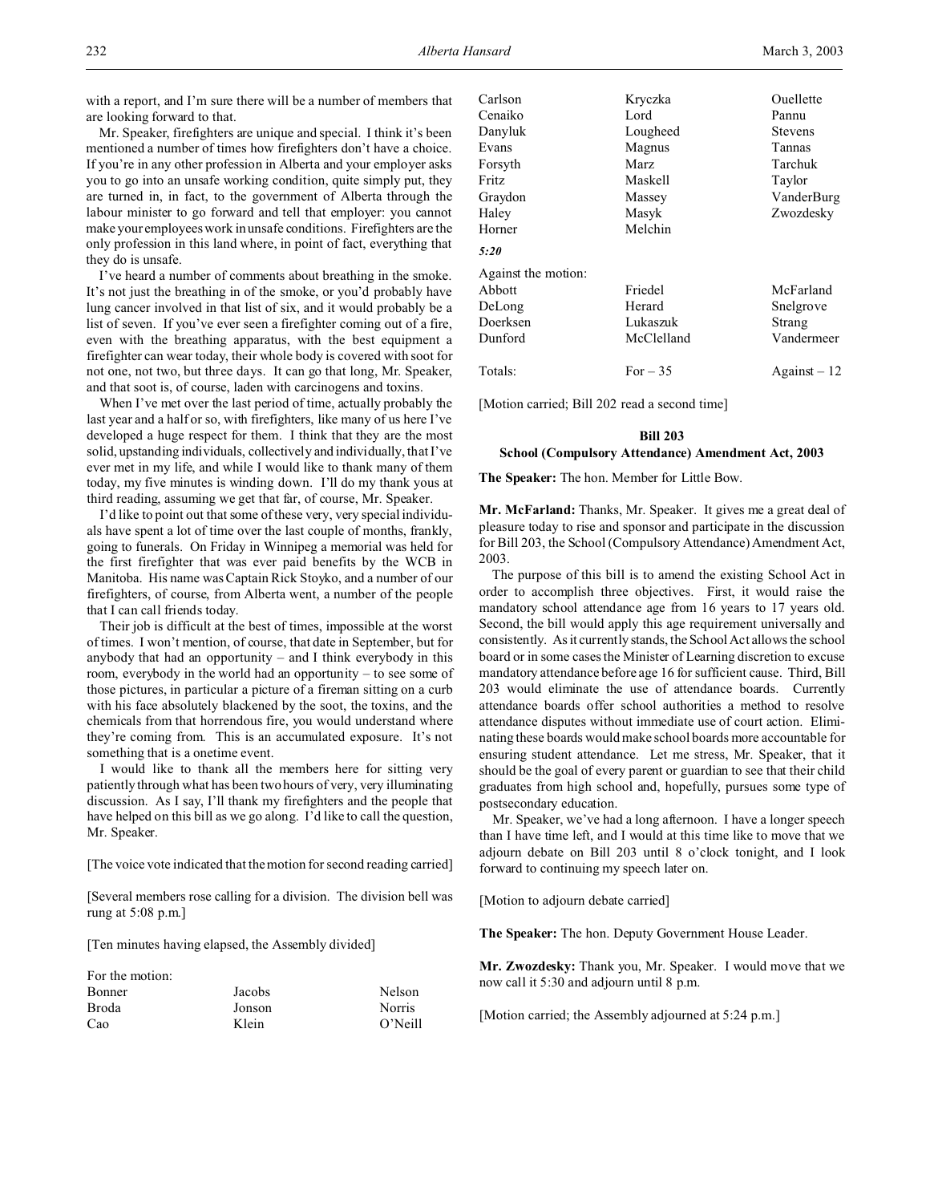with a report, and I'm sure there will be a number of members that are looking forward to that.

Mr. Speaker, firefighters are unique and special. I think it's been mentioned a number of times how firefighters don't have a choice. If you're in any other profession in Alberta and your employer asks you to go into an unsafe working condition, quite simply put, they are turned in, in fact, to the government of Alberta through the labour minister to go forward and tell that employer: you cannot make your employees work in unsafe conditions. Firefighters are the only profession in this land where, in point of fact, everything that they do is unsafe.

I've heard a number of comments about breathing in the smoke. It's not just the breathing in of the smoke, or you'd probably have lung cancer involved in that list of six, and it would probably be a list of seven. If you've ever seen a firefighter coming out of a fire, even with the breathing apparatus, with the best equipment a firefighter can wear today, their whole body is covered with soot for not one, not two, but three days. It can go that long, Mr. Speaker, and that soot is, of course, laden with carcinogens and toxins.

When I've met over the last period of time, actually probably the last year and a half or so, with firefighters, like many of us here I've developed a huge respect for them. I think that they are the most solid, upstanding individuals, collectively and individually, that I've ever met in my life, and while I would like to thank many of them today, my five minutes is winding down. I'll do my thank yous at third reading, assuming we get that far, of course, Mr. Speaker.

I'd like to point out that some of these very, very special individuals have spent a lot of time over the last couple of months, frankly, going to funerals. On Friday in Winnipeg a memorial was held for the first firefighter that was ever paid benefits by the WCB in Manitoba. His name was Captain Rick Stoyko, and a number of our firefighters, of course, from Alberta went, a number of the people that I can call friends today.

Their job is difficult at the best of times, impossible at the worst of times. I won't mention, of course, that date in September, but for anybody that had an opportunity – and I think everybody in this room, everybody in the world had an opportunity – to see some of those pictures, in particular a picture of a fireman sitting on a curb with his face absolutely blackened by the soot, the toxins, and the chemicals from that horrendous fire, you would understand where they're coming from. This is an accumulated exposure. It's not something that is a onetime event.

I would like to thank all the members here for sitting very patiently through what has been two hours of very, very illuminating discussion. As I say, I'll thank my firefighters and the people that have helped on this bill as we go along. I'd like to call the question, Mr. Speaker.

[The voice vote indicated that the motion for second reading carried]

[Several members rose calling for a division. The division bell was rung at 5:08 p.m.]

[Ten minutes having elapsed, the Assembly divided]

For the motion:

| | | |
|---|---|---|
| Bonner | Jacobs | Nelson |
| Broda | Jonson | Norris |
| Cao | Klein | O'Neill |
| Carlson | Kryczka | Ouellette |
| Cenaiko | Lord | Pannu |
| Danyluk | Lougheed | Stevens |
| Evans | Magnus | Tannas |
| Forsyth | Marz | Tarchuk |
| Fritz | Maskell | Taylor |
| Graydon | Massey | VanderBurg |
| Haley | Masyk | Zwozdesky |
| Horner | Melchin | |

*5:20*

Against the motion:

| | | |
|---|---|---|
| Abbott | Friedel | McFarland |
| DeLong | Herard | Snelgrove |
| Doerksen | Lukaszuk | Strang |
| Dunford | McClelland | Vandermeer |

| | | |
|---|---|---|
| Totals: | For – 35 | Against – 12 |

[Motion carried; Bill 202 read a second time]

## Bill 203
## School (Compulsory Attendance) Amendment Act, 2003

**The Speaker:** The hon. Member for Little Bow.

**Mr. McFarland:** Thanks, Mr. Speaker. It gives me a great deal of pleasure today to rise and sponsor and participate in the discussion for Bill 203, the School (Compulsory Attendance) Amendment Act, 2003.

The purpose of this bill is to amend the existing School Act in order to accomplish three objectives. First, it would raise the mandatory school attendance age from 16 years to 17 years old. Second, the bill would apply this age requirement universally and consistently. As it currently stands, the School Act allows the school board or in some cases the Minister of Learning discretion to excuse mandatory attendance before age 16 for sufficient cause. Third, Bill 203 would eliminate the use of attendance boards. Currently attendance boards offer school authorities a method to resolve attendance disputes without immediate use of court action. Eliminating these boards would make school boards more accountable for ensuring student attendance. Let me stress, Mr. Speaker, that it should be the goal of every parent or guardian to see that their child graduates from high school and, hopefully, pursues some type of postsecondary education.

Mr. Speaker, we've had a long afternoon. I have a longer speech than I have time left, and I would at this time like to move that we adjourn debate on Bill 203 until 8 o'clock tonight, and I look forward to continuing my speech later on.

[Motion to adjourn debate carried]

**The Speaker:** The hon. Deputy Government House Leader.

**Mr. Zwozdesky:** Thank you, Mr. Speaker. I would move that we now call it 5:30 and adjourn until 8 p.m.

[Motion carried; the Assembly adjourned at 5:24 p.m.]